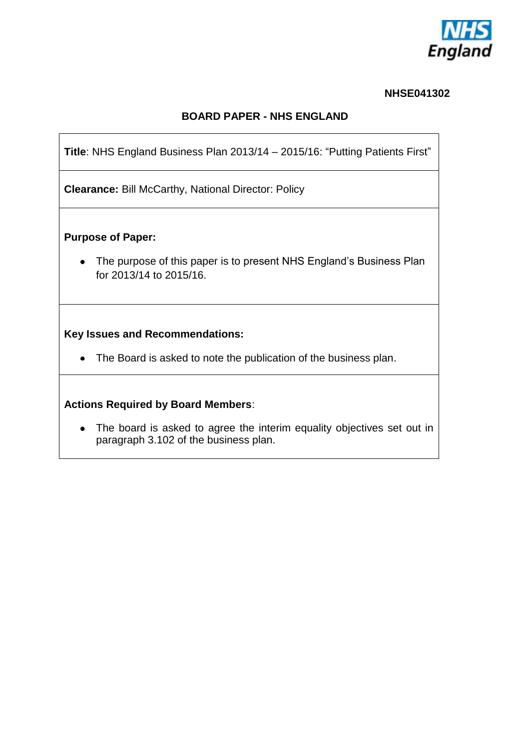NHSE041302

**BOARD PAPER - NHS ENGLAND**

**Title**: NHS England Business Plan 2013/14 – 2015/16: "Putting Patients First"

**Clearance:** Bill McCarthy, National Director: Policy

**Purpose of Paper:**

- The purpose of this paper is to present NHS England's Business Plan for 2013/14 to 2015/16.

**Key Issues and Recommendations:**

- The Board is asked to note the publication of the business plan.

**Actions Required by Board Members**:

- The board is asked to agree the interim equality objectives set out in paragraph 3.102 of the business plan.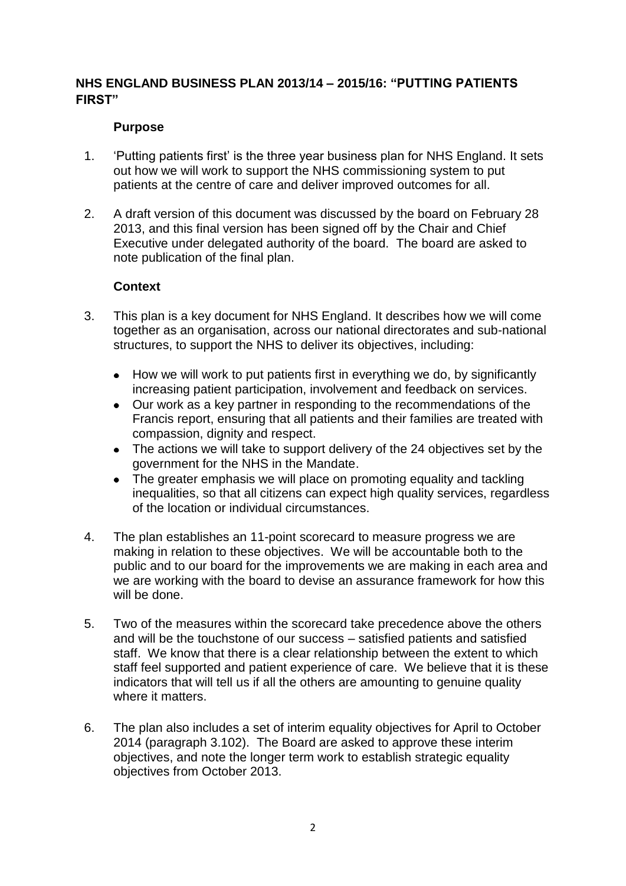## NHS ENGLAND BUSINESS PLAN 2013/14 – 2015/16: "PUTTING PATIENTS FIRST"

### Purpose

1. 'Putting patients first' is the three year business plan for NHS England. It sets out how we will work to support the NHS commissioning system to put patients at the centre of care and deliver improved outcomes for all.

2. A draft version of this document was discussed by the board on February 28 2013, and this final version has been signed off by the Chair and Chief Executive under delegated authority of the board. The board are asked to note publication of the final plan.

### Context

3. This plan is a key document for NHS England. It describes how we will come together as an organisation, across our national directorates and sub-national structures, to support the NHS to deliver its objectives, including:

   - How we will work to put patients first in everything we do, by significantly increasing patient participation, involvement and feedback on services.
   - Our work as a key partner in responding to the recommendations of the Francis report, ensuring that all patients and their families are treated with compassion, dignity and respect.
   - The actions we will take to support delivery of the 24 objectives set by the government for the NHS in the Mandate.
   - The greater emphasis we will place on promoting equality and tackling inequalities, so that all citizens can expect high quality services, regardless of the location or individual circumstances.

4. The plan establishes an 11-point scorecard to measure progress we are making in relation to these objectives. We will be accountable both to the public and to our board for the improvements we are making in each area and we are working with the board to devise an assurance framework for how this will be done.

5. Two of the measures within the scorecard take precedence above the others and will be the touchstone of our success – satisfied patients and satisfied staff. We know that there is a clear relationship between the extent to which staff feel supported and patient experience of care. We believe that it is these indicators that will tell us if all the others are amounting to genuine quality where it matters.

6. The plan also includes a set of interim equality objectives for April to October 2014 (paragraph 3.102). The Board are asked to approve these interim objectives, and note the longer term work to establish strategic equality objectives from October 2013.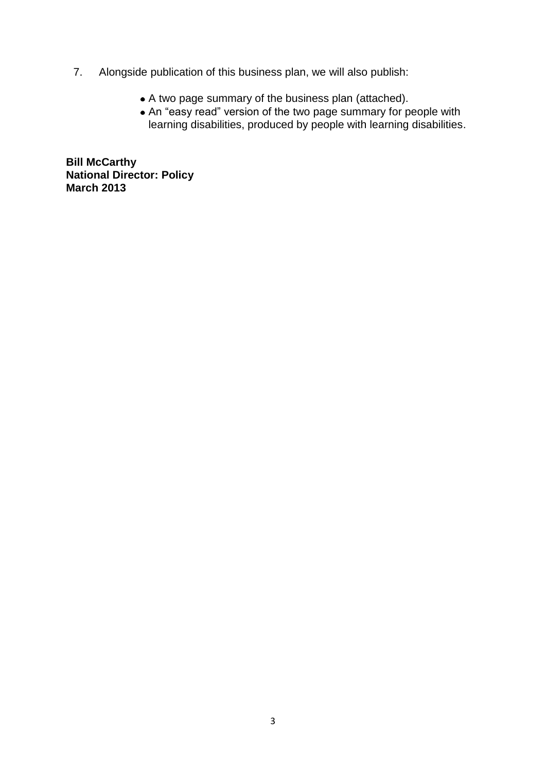7. Alongside publication of this business plan, we will also publish:

    - A two page summary of the business plan (attached).
    - An "easy read" version of the two page summary for people with learning disabilities, produced by people with learning disabilities.

**Bill McCarthy**
**National Director: Policy**
**March 2013**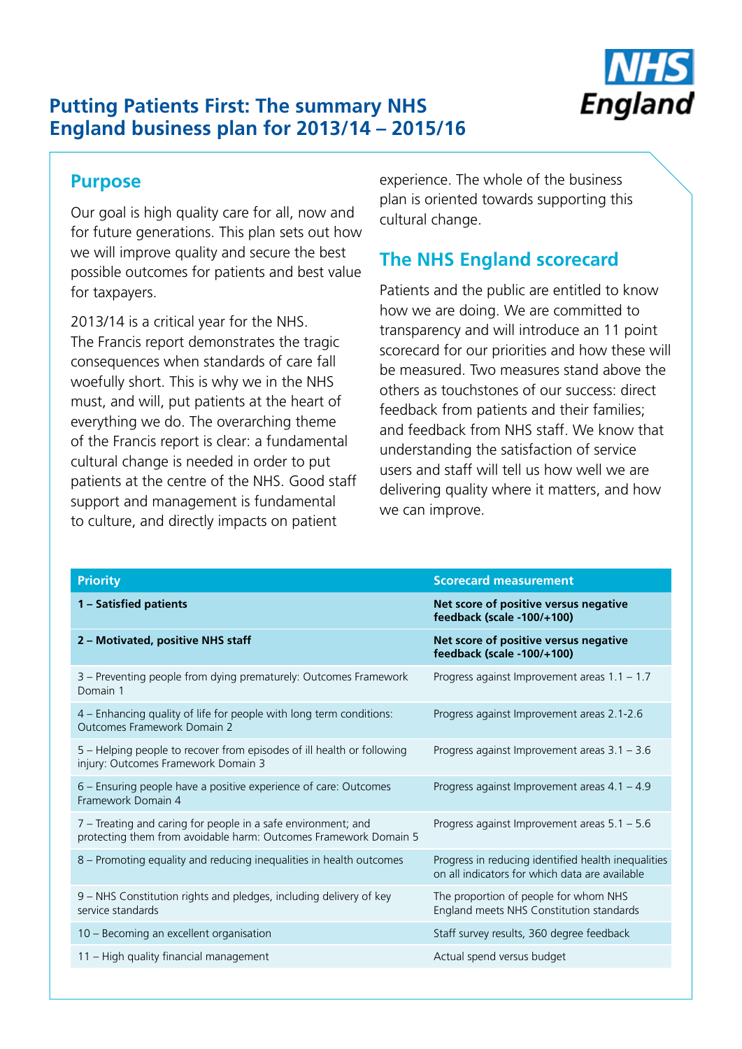# Putting Patients First: The summary NHS England business plan for 2013/14 – 2015/16

## Purpose

Our goal is high quality care for all, now and for future generations. This plan sets out how we will improve quality and secure the best possible outcomes for patients and best value for taxpayers.

2013/14 is a critical year for the NHS. The Francis report demonstrates the tragic consequences when standards of care fall woefully short. This is why we in the NHS must, and will, put patients at the heart of everything we do. The overarching theme of the Francis report is clear: a fundamental cultural change is needed in order to put patients at the centre of the NHS. Good staff support and management is fundamental to culture, and directly impacts on patient experience. The whole of the business plan is oriented towards supporting this cultural change.

## The NHS England scorecard

Patients and the public are entitled to know how we are doing. We are committed to transparency and will introduce an 11 point scorecard for our priorities and how these will be measured. Two measures stand above the others as touchstones of our success: direct feedback from patients and their families; and feedback from NHS staff. We know that understanding the satisfaction of service users and staff will tell us how well we are delivering quality where it matters, and how we can improve.

| Priority | Scorecard measurement |
|---|---|
| **1 – Satisfied patients** | **Net score of positive versus negative feedback (scale -100/+100)** |
| **2 – Motivated, positive NHS staff** | **Net score of positive versus negative feedback (scale -100/+100)** |
| 3 – Preventing people from dying prematurely: Outcomes Framework Domain 1 | Progress against Improvement areas 1.1 – 1.7 |
| 4 – Enhancing quality of life for people with long term conditions: Outcomes Framework Domain 2 | Progress against Improvement areas 2.1-2.6 |
| 5 – Helping people to recover from episodes of ill health or following injury: Outcomes Framework Domain 3 | Progress against Improvement areas 3.1 – 3.6 |
| 6 – Ensuring people have a positive experience of care: Outcomes Framework Domain 4 | Progress against Improvement areas 4.1 – 4.9 |
| 7 – Treating and caring for people in a safe environment; and protecting them from avoidable harm: Outcomes Framework Domain 5 | Progress against Improvement areas 5.1 – 5.6 |
| 8 – Promoting equality and reducing inequalities in health outcomes | Progress in reducing identified health inequalities on all indicators for which data are available |
| 9 – NHS Constitution rights and pledges, including delivery of key service standards | The proportion of people for whom NHS England meets NHS Constitution standards |
| 10 – Becoming an excellent organisation | Staff survey results, 360 degree feedback |
| 11 – High quality financial management | Actual spend versus budget |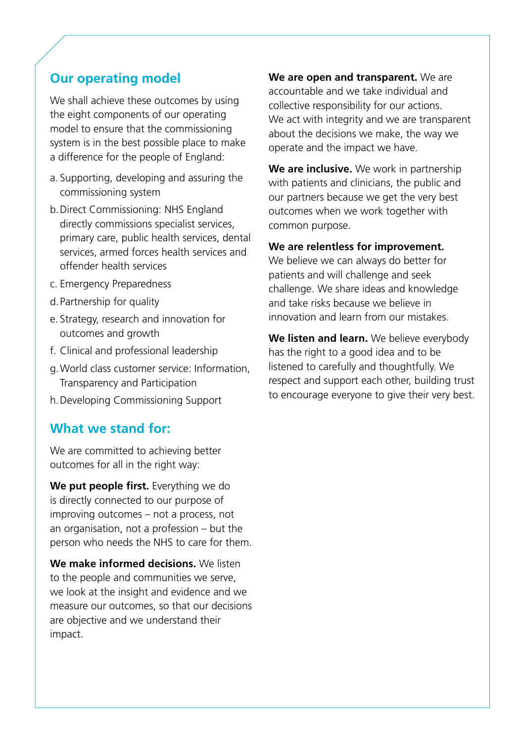## Our operating model

We shall achieve these outcomes by using the eight components of our operating model to ensure that the commissioning system is in the best possible place to make a difference for the people of England:

a. Supporting, developing and assuring the commissioning system
b. Direct Commissioning: NHS England directly commissions specialist services, primary care, public health services, dental services, armed forces health services and offender health services
c. Emergency Preparedness
d. Partnership for quality
e. Strategy, research and innovation for outcomes and growth
f. Clinical and professional leadership
g. World class customer service: Information, Transparency and Participation
h. Developing Commissioning Support

## What we stand for:

We are committed to achieving better outcomes for all in the right way:

**We put people first.** Everything we do is directly connected to our purpose of improving outcomes – not a process, not an organisation, not a profession – but the person who needs the NHS to care for them.

**We make informed decisions.** We listen to the people and communities we serve, we look at the insight and evidence and we measure our outcomes, so that our decisions are objective and we understand their impact.

**We are open and transparent.** We are accountable and we take individual and collective responsibility for our actions. We act with integrity and we are transparent about the decisions we make, the way we operate and the impact we have.

**We are inclusive.** We work in partnership with patients and clinicians, the public and our partners because we get the very best outcomes when we work together with common purpose.

**We are relentless for improvement.** We believe we can always do better for patients and will challenge and seek challenge. We share ideas and knowledge and take risks because we believe in innovation and learn from our mistakes.

**We listen and learn.** We believe everybody has the right to a good idea and to be listened to carefully and thoughtfully. We respect and support each other, building trust to encourage everyone to give their very best.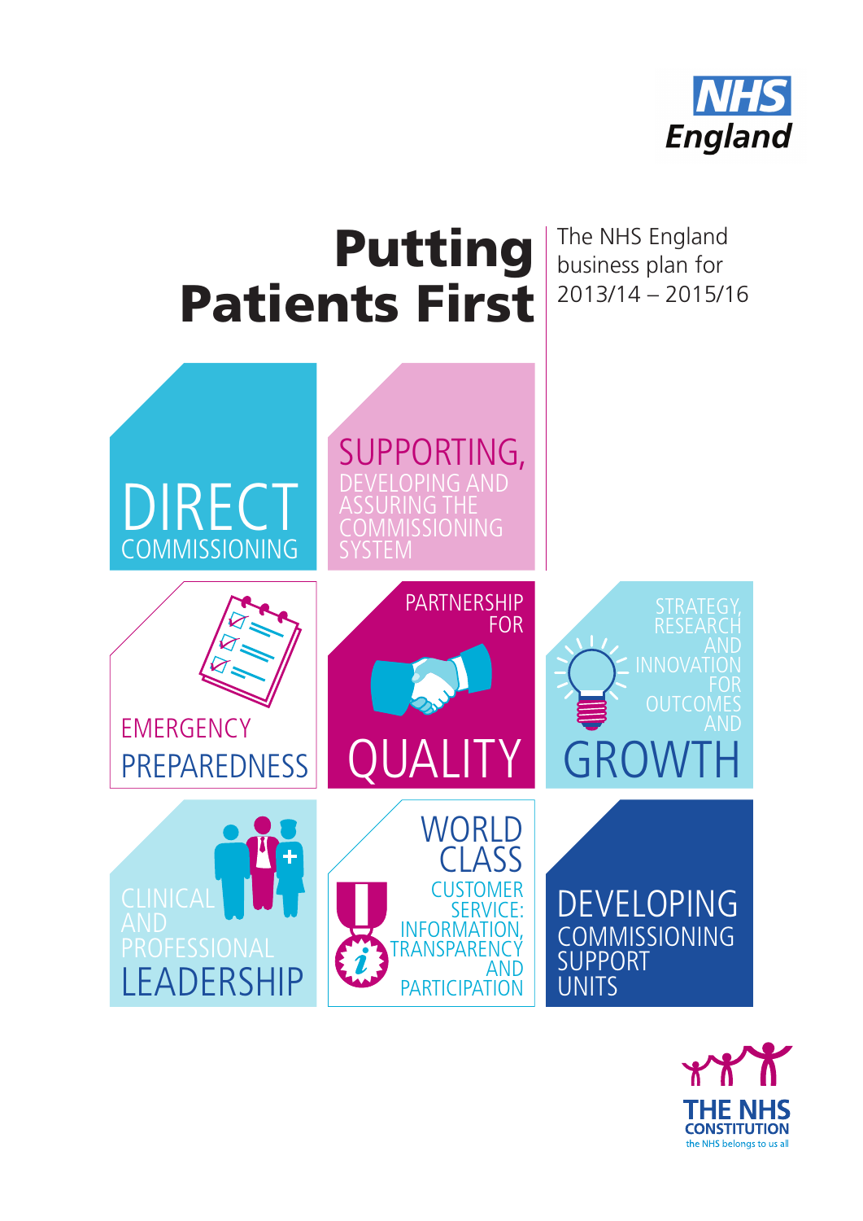NHS England

# Putting Patients First

The NHS England business plan for 2013/14 – 2015/16

DIRECT COMMISSIONING

SUPPORTING, DEVELOPING AND ASSURING THE COMMISSIONING SYSTEM

EMERGENCY PREPAREDNESS

PARTNERSHIP FOR QUALITY

STRATEGY, RESEARCH AND INNOVATION FOR OUTCOMES AND GROWTH

CLINICAL AND PROFESSIONAL LEADERSHIP

WORLD CLASS CUSTOMER SERVICE: INFORMATION, TRANSPARENCY AND PARTICIPATION

DEVELOPING COMMISSIONING SUPPORT UNITS

THE NHS CONSTITUTION
the NHS belongs to us all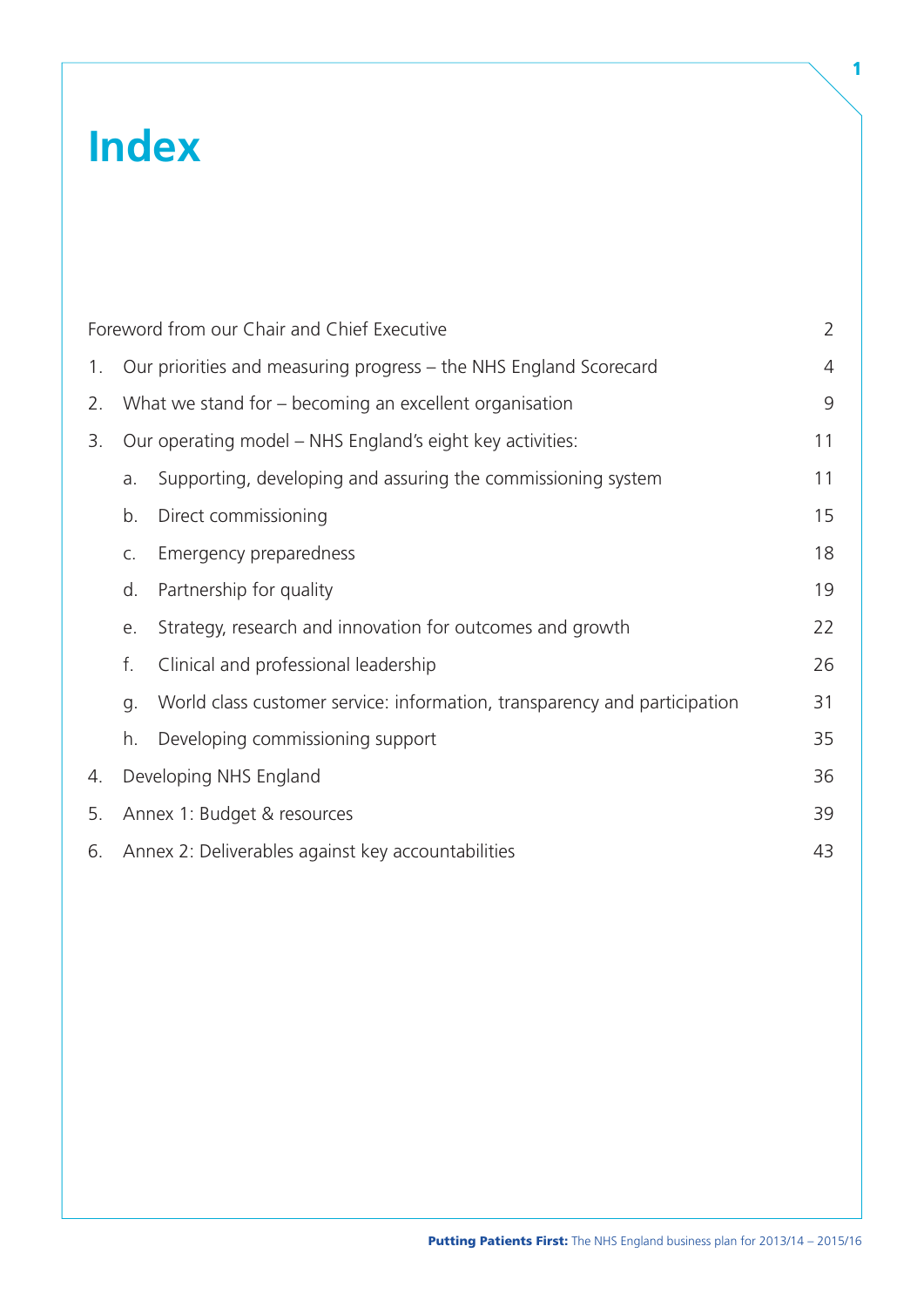# Index

| | | |
|---|---|---|
| Foreword from our Chair and Chief Executive | | 2 |
| 1. | Our priorities and measuring progress – the NHS England Scorecard | 4 |
| 2. | What we stand for – becoming an excellent organisation | 9 |
| 3. | Our operating model – NHS England's eight key activities: | 11 |
| | a. Supporting, developing and assuring the commissioning system | 11 |
| | b. Direct commissioning | 15 |
| | c. Emergency preparedness | 18 |
| | d. Partnership for quality | 19 |
| | e. Strategy, research and innovation for outcomes and growth | 22 |
| | f. Clinical and professional leadership | 26 |
| | g. World class customer service: information, transparency and participation | 31 |
| | h. Developing commissioning support | 35 |
| 4. | Developing NHS England | 36 |
| 5. | Annex 1: Budget & resources | 39 |
| 6. | Annex 2: Deliverables against key accountabilities | 43 |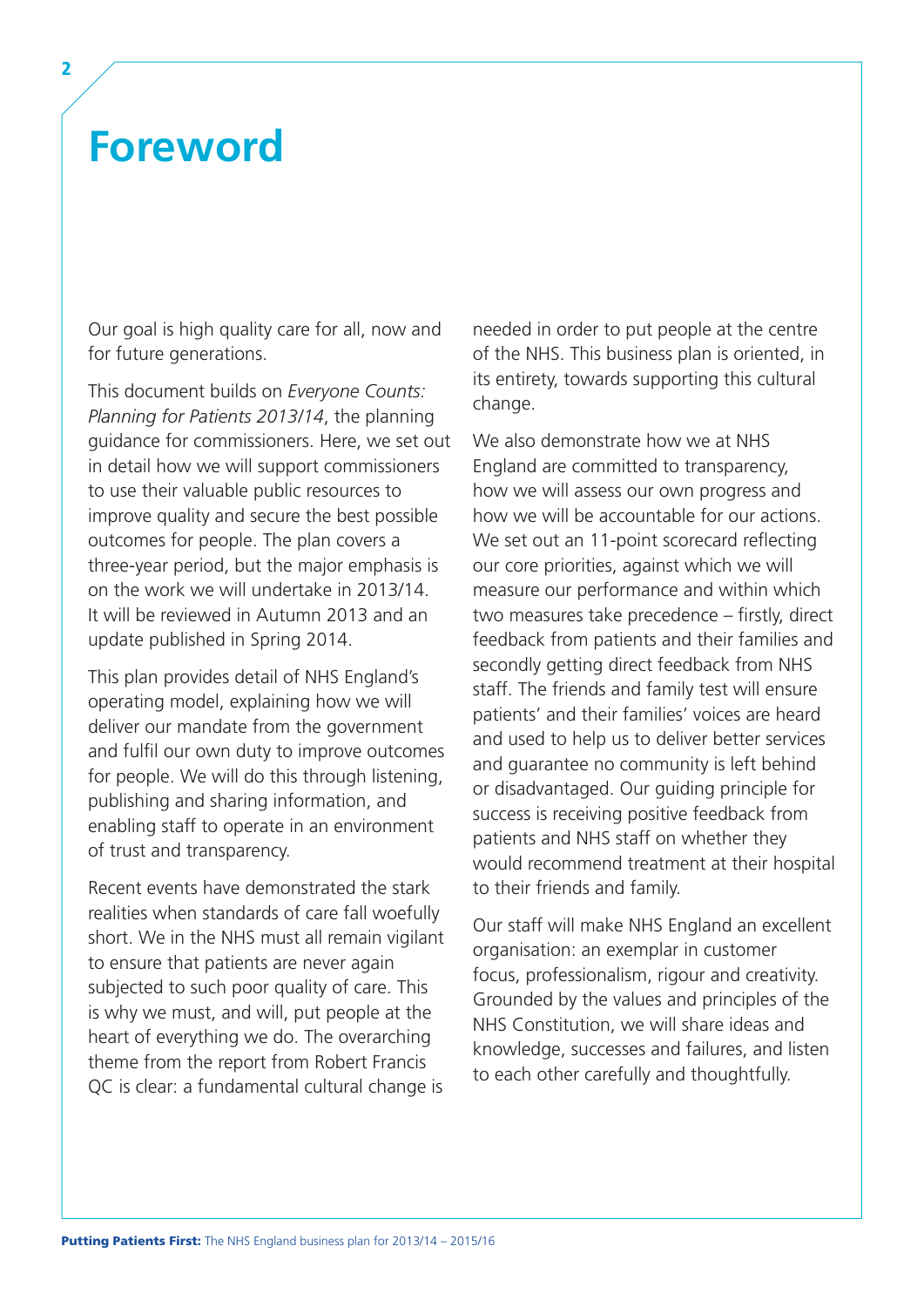# Foreword

Our goal is high quality care for all, now and for future generations.

This document builds on *Everyone Counts: Planning for Patients 2013/14*, the planning guidance for commissioners. Here, we set out in detail how we will support commissioners to use their valuable public resources to improve quality and secure the best possible outcomes for people. The plan covers a three-year period, but the major emphasis is on the work we will undertake in 2013/14. It will be reviewed in Autumn 2013 and an update published in Spring 2014.

This plan provides detail of NHS England's operating model, explaining how we will deliver our mandate from the government and fulfil our own duty to improve outcomes for people. We will do this through listening, publishing and sharing information, and enabling staff to operate in an environment of trust and transparency.

Recent events have demonstrated the stark realities when standards of care fall woefully short. We in the NHS must all remain vigilant to ensure that patients are never again subjected to such poor quality of care. This is why we must, and will, put people at the heart of everything we do. The overarching theme from the report from Robert Francis QC is clear: a fundamental cultural change is needed in order to put people at the centre of the NHS. This business plan is oriented, in its entirety, towards supporting this cultural change.

We also demonstrate how we at NHS England are committed to transparency, how we will assess our own progress and how we will be accountable for our actions. We set out an 11-point scorecard reflecting our core priorities, against which we will measure our performance and within which two measures take precedence – firstly, direct feedback from patients and their families and secondly getting direct feedback from NHS staff. The friends and family test will ensure patients' and their families' voices are heard and used to help us to deliver better services and guarantee no community is left behind or disadvantaged. Our guiding principle for success is receiving positive feedback from patients and NHS staff on whether they would recommend treatment at their hospital to their friends and family.

Our staff will make NHS England an excellent organisation: an exemplar in customer focus, professionalism, rigour and creativity. Grounded by the values and principles of the NHS Constitution, we will share ideas and knowledge, successes and failures, and listen to each other carefully and thoughtfully.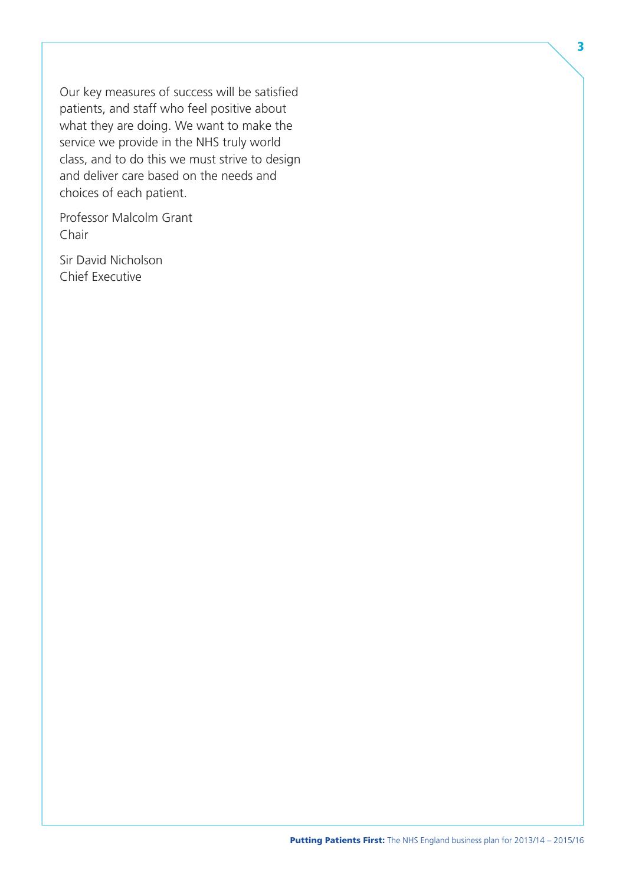Our key measures of success will be satisfied patients, and staff who feel positive about what they are doing. We want to make the service we provide in the NHS truly world class, and to do this we must strive to design and deliver care based on the needs and choices of each patient.

Professor Malcolm Grant
Chair

Sir David Nicholson
Chief Executive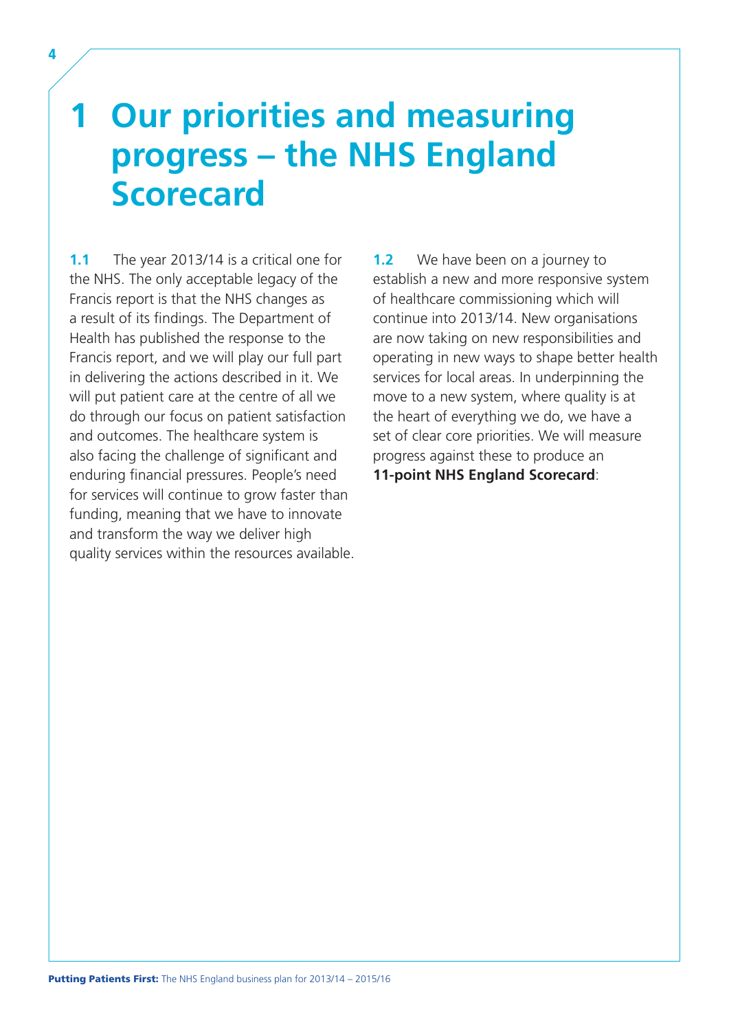# 1 Our priorities and measuring progress – the NHS England Scorecard

**1.1** The year 2013/14 is a critical one for the NHS. The only acceptable legacy of the Francis report is that the NHS changes as a result of its findings. The Department of Health has published the response to the Francis report, and we will play our full part in delivering the actions described in it. We will put patient care at the centre of all we do through our focus on patient satisfaction and outcomes. The healthcare system is also facing the challenge of significant and enduring financial pressures. People's need for services will continue to grow faster than funding, meaning that we have to innovate and transform the way we deliver high quality services within the resources available.

**1.2** We have been on a journey to establish a new and more responsive system of healthcare commissioning which will continue into 2013/14. New organisations are now taking on new responsibilities and operating in new ways to shape better health services for local areas. In underpinning the move to a new system, where quality is at the heart of everything we do, we have a set of clear core priorities. We will measure progress against these to produce an **11-point NHS England Scorecard**: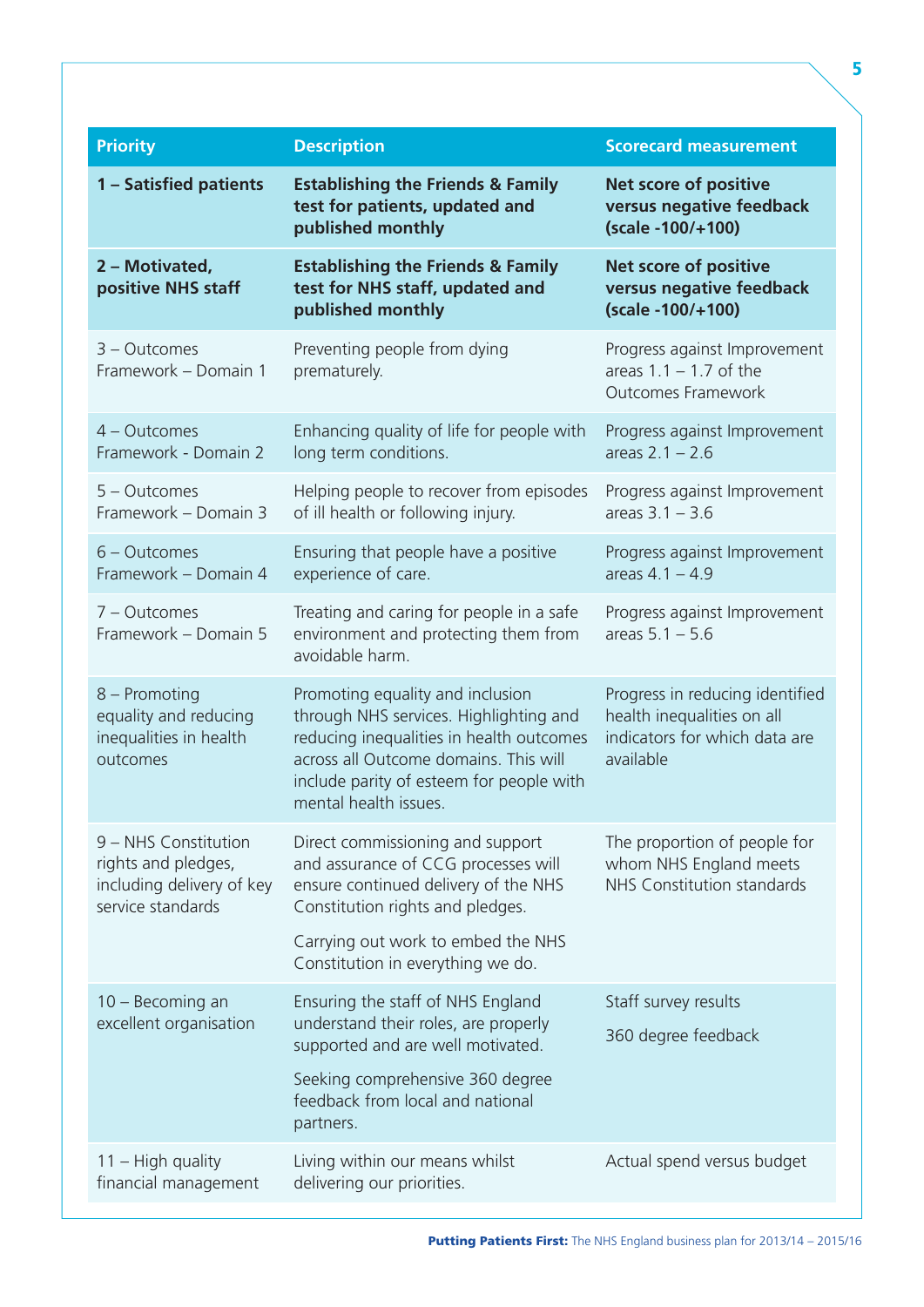| Priority | Description | Scorecard measurement |
| --- | --- | --- |
| **1 – Satisfied patients** | **Establishing the Friends & Family test for patients, updated and published monthly** | **Net score of positive versus negative feedback (scale -100/+100)** |
| **2 – Motivated, positive NHS staff** | **Establishing the Friends & Family test for NHS staff, updated and published monthly** | **Net score of positive versus negative feedback (scale -100/+100)** |
| 3 – Outcomes Framework – Domain 1 | Preventing people from dying prematurely. | Progress against Improvement areas 1.1 – 1.7 of the Outcomes Framework |
| 4 – Outcomes Framework - Domain 2 | Enhancing quality of life for people with long term conditions. | Progress against Improvement areas 2.1 – 2.6 |
| 5 – Outcomes Framework – Domain 3 | Helping people to recover from episodes of ill health or following injury. | Progress against Improvement areas 3.1 – 3.6 |
| 6 – Outcomes Framework – Domain 4 | Ensuring that people have a positive experience of care. | Progress against Improvement areas 4.1 – 4.9 |
| 7 – Outcomes Framework – Domain 5 | Treating and caring for people in a safe environment and protecting them from avoidable harm. | Progress against Improvement areas 5.1 – 5.6 |
| 8 – Promoting equality and reducing inequalities in health outcomes | Promoting equality and inclusion through NHS services. Highlighting and reducing inequalities in health outcomes across all Outcome domains. This will include parity of esteem for people with mental health issues. | Progress in reducing identified health inequalities on all indicators for which data are available |
| 9 – NHS Constitution rights and pledges, including delivery of key service standards | Direct commissioning and support and assurance of CCG processes will ensure continued delivery of the NHS Constitution rights and pledges.<br><br>Carrying out work to embed the NHS Constitution in everything we do. | The proportion of people for whom NHS England meets NHS Constitution standards |
| 10 – Becoming an excellent organisation | Ensuring the staff of NHS England understand their roles, are properly supported and are well motivated.<br><br>Seeking comprehensive 360 degree feedback from local and national partners. | Staff survey results<br><br>360 degree feedback |
| 11 – High quality financial management | Living within our means whilst delivering our priorities. | Actual spend versus budget |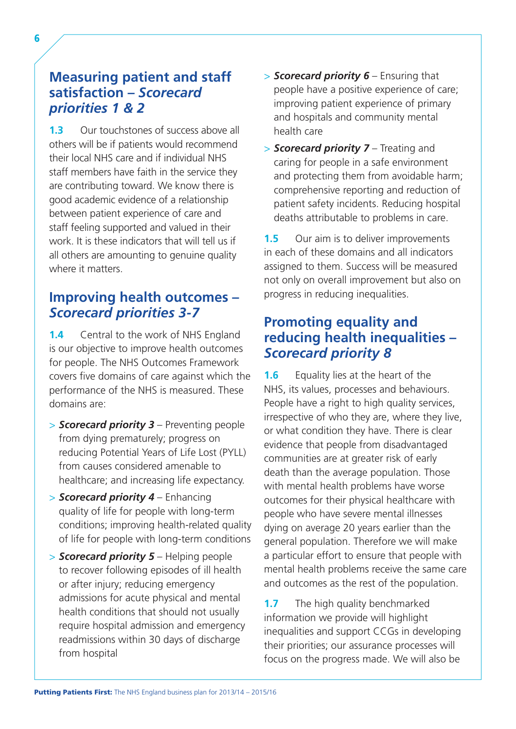## Measuring patient and staff satisfaction – *Scorecard priorities 1 & 2*

**1.3** Our touchstones of success above all others will be if patients would recommend their local NHS care and if individual NHS staff members have faith in the service they are contributing toward. We know there is good academic evidence of a relationship between patient experience of care and staff feeling supported and valued in their work. It is these indicators that will tell us if all others are amounting to genuine quality where it matters.

## Improving health outcomes – *Scorecard priorities 3-7*

**1.4** Central to the work of NHS England is our objective to improve health outcomes for people. The NHS Outcomes Framework covers five domains of care against which the performance of the NHS is measured. These domains are:

- ***Scorecard priority 3*** – Preventing people from dying prematurely; progress on reducing Potential Years of Life Lost (PYLL) from causes considered amenable to healthcare; and increasing life expectancy.
- ***Scorecard priority 4*** – Enhancing quality of life for people with long-term conditions; improving health-related quality of life for people with long-term conditions
- ***Scorecard priority 5*** – Helping people to recover following episodes of ill health or after injury; reducing emergency admissions for acute physical and mental health conditions that should not usually require hospital admission and emergency readmissions within 30 days of discharge from hospital
- ***Scorecard priority 6*** – Ensuring that people have a positive experience of care; improving patient experience of primary and hospitals and community mental health care
- ***Scorecard priority 7*** – Treating and caring for people in a safe environment and protecting them from avoidable harm; comprehensive reporting and reduction of patient safety incidents. Reducing hospital deaths attributable to problems in care.

**1.5** Our aim is to deliver improvements in each of these domains and all indicators assigned to them. Success will be measured not only on overall improvement but also on progress in reducing inequalities.

## Promoting equality and reducing health inequalities – *Scorecard priority 8*

**1.6** Equality lies at the heart of the NHS, its values, processes and behaviours. People have a right to high quality services, irrespective of who they are, where they live, or what condition they have. There is clear evidence that people from disadvantaged communities are at greater risk of early death than the average population. Those with mental health problems have worse outcomes for their physical healthcare with people who have severe mental illnesses dying on average 20 years earlier than the general population. Therefore we will make a particular effort to ensure that people with mental health problems receive the same care and outcomes as the rest of the population.

**1.7** The high quality benchmarked information we provide will highlight inequalities and support CCGs in developing their priorities; our assurance processes will focus on the progress made. We will also be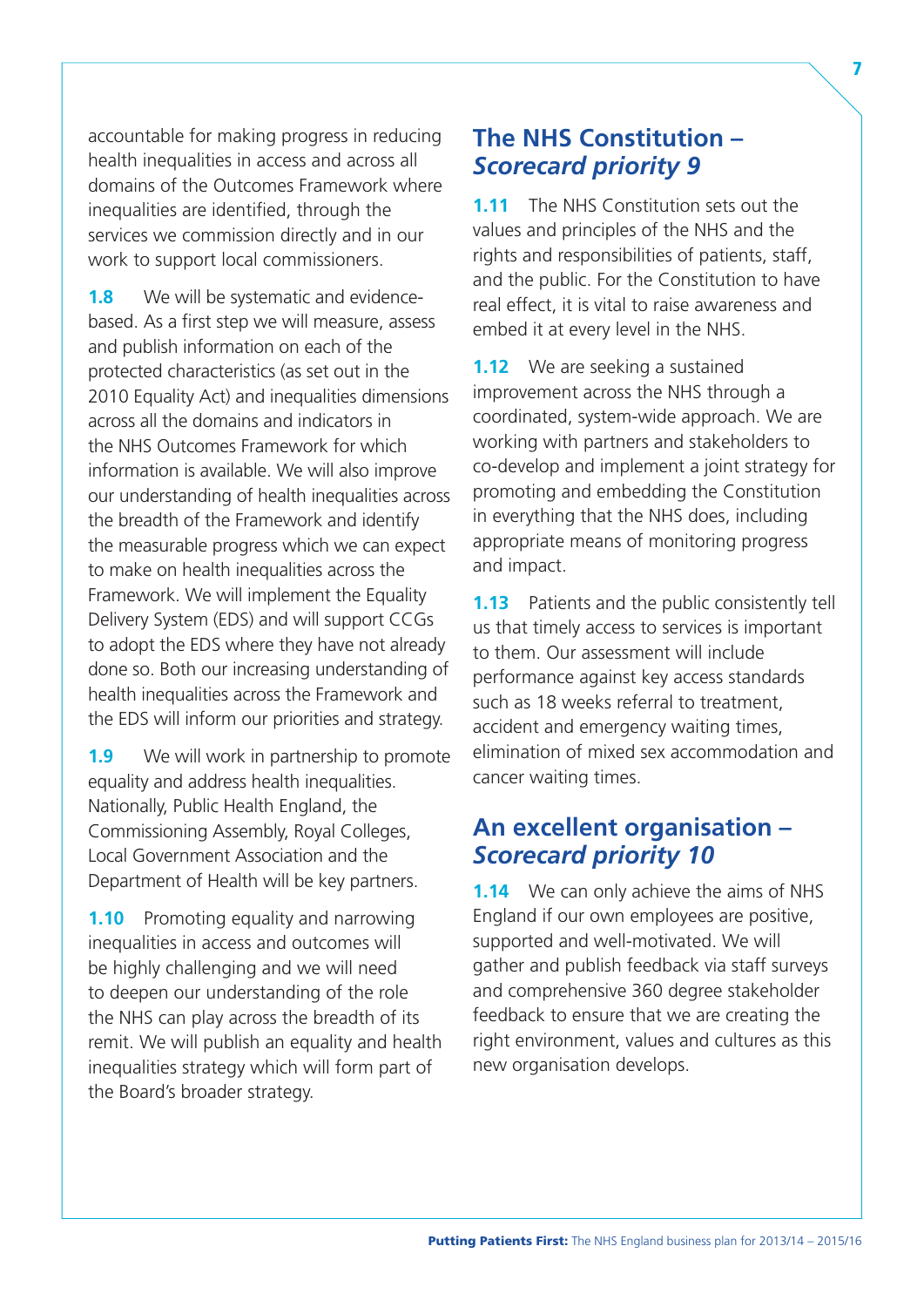accountable for making progress in reducing health inequalities in access and across all domains of the Outcomes Framework where inequalities are identified, through the services we commission directly and in our work to support local commissioners.

**1.8** We will be systematic and evidence-based. As a first step we will measure, assess and publish information on each of the protected characteristics (as set out in the 2010 Equality Act) and inequalities dimensions across all the domains and indicators in the NHS Outcomes Framework for which information is available. We will also improve our understanding of health inequalities across the breadth of the Framework and identify the measurable progress which we can expect to make on health inequalities across the Framework. We will implement the Equality Delivery System (EDS) and will support CCGs to adopt the EDS where they have not already done so. Both our increasing understanding of health inequalities across the Framework and the EDS will inform our priorities and strategy.

**1.9** We will work in partnership to promote equality and address health inequalities. Nationally, Public Health England, the Commissioning Assembly, Royal Colleges, Local Government Association and the Department of Health will be key partners.

**1.10** Promoting equality and narrowing inequalities in access and outcomes will be highly challenging and we will need to deepen our understanding of the role the NHS can play across the breadth of its remit. We will publish an equality and health inequalities strategy which will form part of the Board's broader strategy.

## The NHS Constitution – *Scorecard priority 9*

**1.11** The NHS Constitution sets out the values and principles of the NHS and the rights and responsibilities of patients, staff, and the public. For the Constitution to have real effect, it is vital to raise awareness and embed it at every level in the NHS.

**1.12** We are seeking a sustained improvement across the NHS through a coordinated, system-wide approach. We are working with partners and stakeholders to co-develop and implement a joint strategy for promoting and embedding the Constitution in everything that the NHS does, including appropriate means of monitoring progress and impact.

**1.13** Patients and the public consistently tell us that timely access to services is important to them. Our assessment will include performance against key access standards such as 18 weeks referral to treatment, accident and emergency waiting times, elimination of mixed sex accommodation and cancer waiting times.

## An excellent organisation – *Scorecard priority 10*

**1.14** We can only achieve the aims of NHS England if our own employees are positive, supported and well-motivated. We will gather and publish feedback via staff surveys and comprehensive 360 degree stakeholder feedback to ensure that we are creating the right environment, values and cultures as this new organisation develops.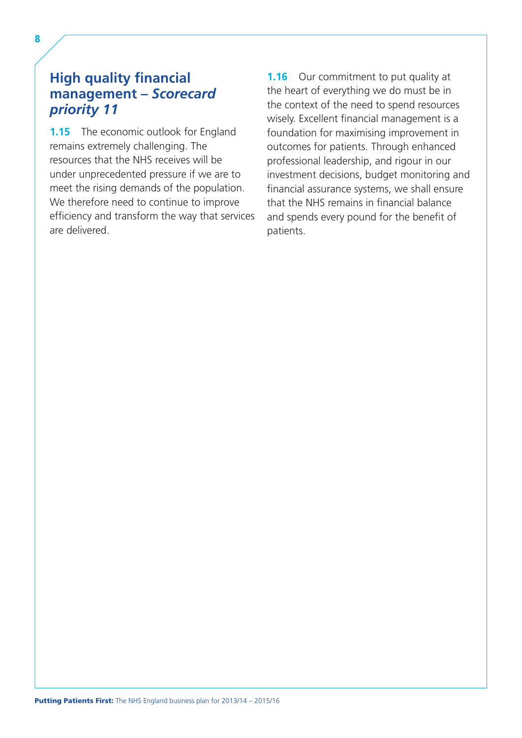## High quality financial management – *Scorecard priority 11*

**1.15** The economic outlook for England remains extremely challenging. The resources that the NHS receives will be under unprecedented pressure if we are to meet the rising demands of the population. We therefore need to continue to improve efficiency and transform the way that services are delivered.

**1.16** Our commitment to put quality at the heart of everything we do must be in the context of the need to spend resources wisely. Excellent financial management is a foundation for maximising improvement in outcomes for patients. Through enhanced professional leadership, and rigour in our investment decisions, budget monitoring and financial assurance systems, we shall ensure that the NHS remains in financial balance and spends every pound for the benefit of patients.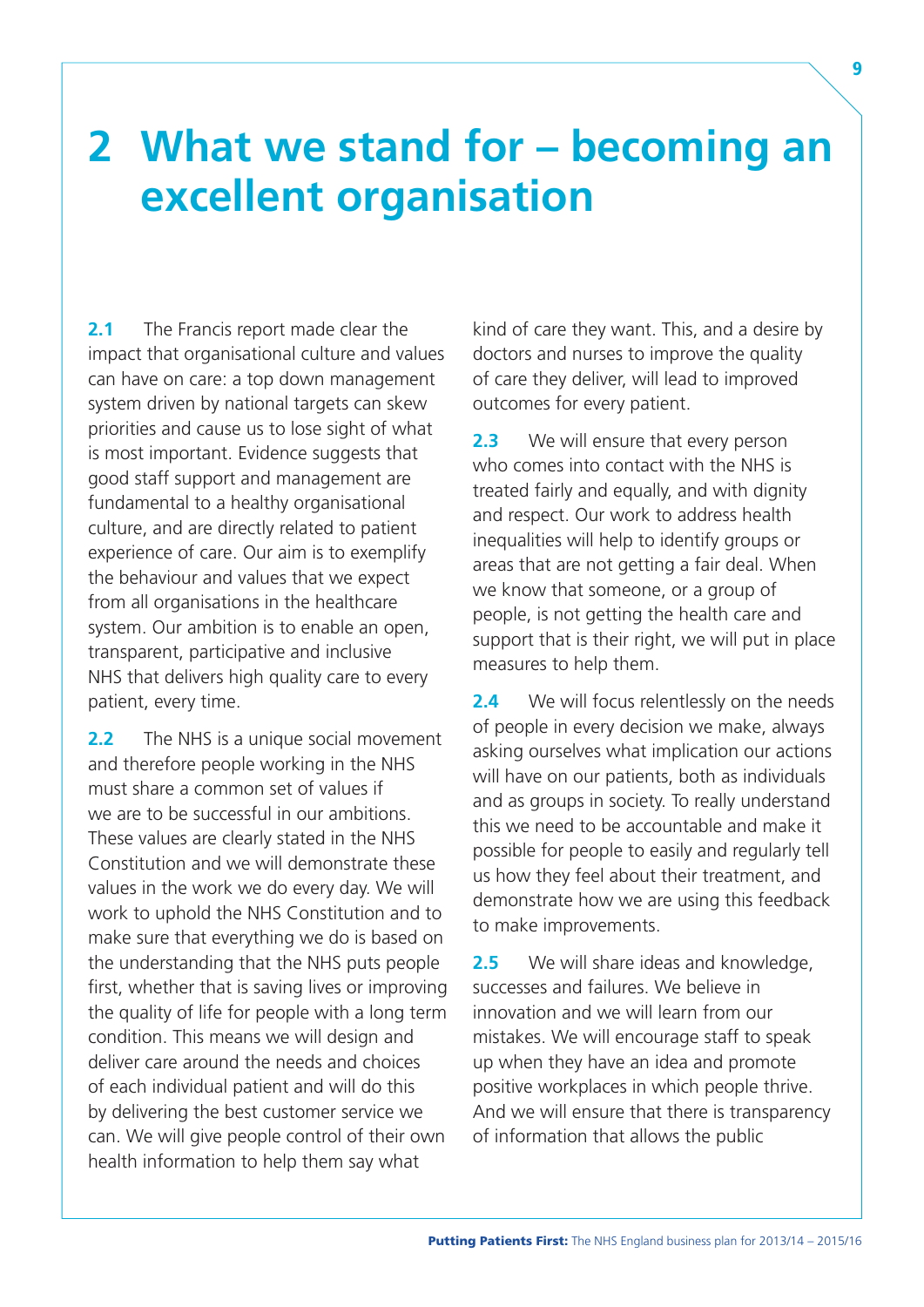# 2 What we stand for – becoming an excellent organisation

**2.1** The Francis report made clear the impact that organisational culture and values can have on care: a top down management system driven by national targets can skew priorities and cause us to lose sight of what is most important. Evidence suggests that good staff support and management are fundamental to a healthy organisational culture, and are directly related to patient experience of care. Our aim is to exemplify the behaviour and values that we expect from all organisations in the healthcare system. Our ambition is to enable an open, transparent, participative and inclusive NHS that delivers high quality care to every patient, every time.

**2.2** The NHS is a unique social movement and therefore people working in the NHS must share a common set of values if we are to be successful in our ambitions. These values are clearly stated in the NHS Constitution and we will demonstrate these values in the work we do every day. We will work to uphold the NHS Constitution and to make sure that everything we do is based on the understanding that the NHS puts people first, whether that is saving lives or improving the quality of life for people with a long term condition. This means we will design and deliver care around the needs and choices of each individual patient and will do this by delivering the best customer service we can. We will give people control of their own health information to help them say what kind of care they want. This, and a desire by doctors and nurses to improve the quality of care they deliver, will lead to improved outcomes for every patient.

**2.3** We will ensure that every person who comes into contact with the NHS is treated fairly and equally, and with dignity and respect. Our work to address health inequalities will help to identify groups or areas that are not getting a fair deal. When we know that someone, or a group of people, is not getting the health care and support that is their right, we will put in place measures to help them.

**2.4** We will focus relentlessly on the needs of people in every decision we make, always asking ourselves what implication our actions will have on our patients, both as individuals and as groups in society. To really understand this we need to be accountable and make it possible for people to easily and regularly tell us how they feel about their treatment, and demonstrate how we are using this feedback to make improvements.

**2.5** We will share ideas and knowledge, successes and failures. We believe in innovation and we will learn from our mistakes. We will encourage staff to speak up when they have an idea and promote positive workplaces in which people thrive. And we will ensure that there is transparency of information that allows the public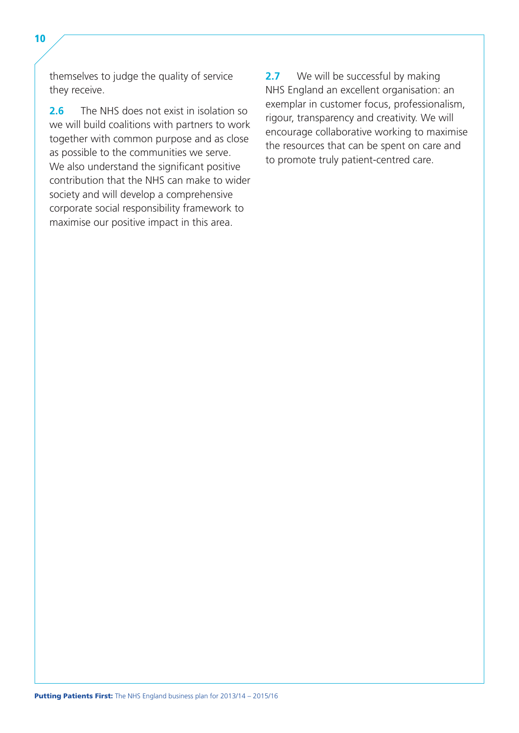themselves to judge the quality of service they receive.

**2.6** The NHS does not exist in isolation so we will build coalitions with partners to work together with common purpose and as close as possible to the communities we serve. We also understand the significant positive contribution that the NHS can make to wider society and will develop a comprehensive corporate social responsibility framework to maximise our positive impact in this area.

**2.7** We will be successful by making NHS England an excellent organisation: an exemplar in customer focus, professionalism, rigour, transparency and creativity. We will encourage collaborative working to maximise the resources that can be spent on care and to promote truly patient-centred care.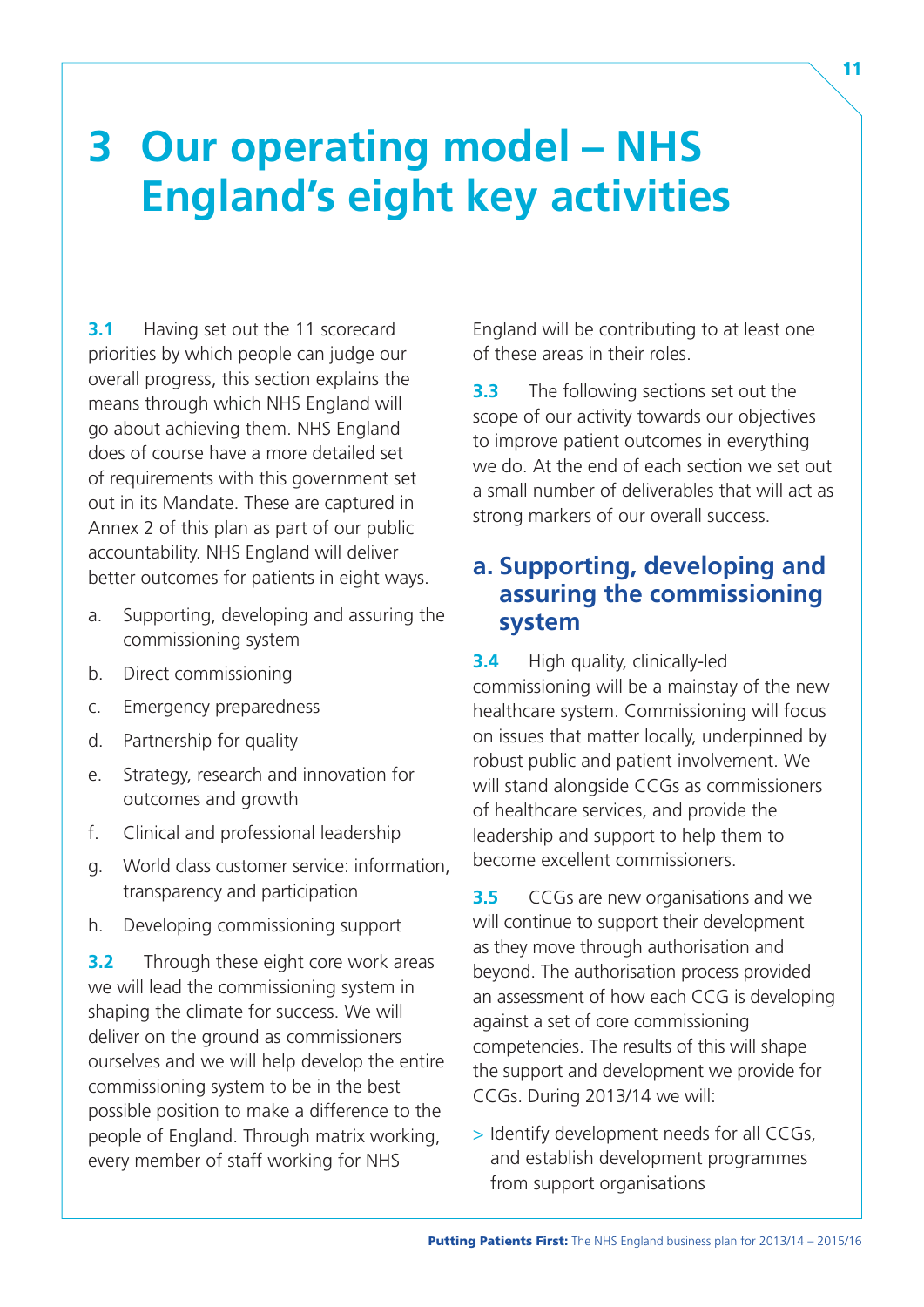# 3 Our operating model – NHS England's eight key activities

**3.1** Having set out the 11 scorecard priorities by which people can judge our overall progress, this section explains the means through which NHS England will go about achieving them. NHS England does of course have a more detailed set of requirements with this government set out in its Mandate. These are captured in Annex 2 of this plan as part of our public accountability. NHS England will deliver better outcomes for patients in eight ways.

a. Supporting, developing and assuring the commissioning system
b. Direct commissioning
c. Emergency preparedness
d. Partnership for quality
e. Strategy, research and innovation for outcomes and growth
f. Clinical and professional leadership
g. World class customer service: information, transparency and participation
h. Developing commissioning support

**3.2** Through these eight core work areas we will lead the commissioning system in shaping the climate for success. We will deliver on the ground as commissioners ourselves and we will help develop the entire commissioning system to be in the best possible position to make a difference to the people of England. Through matrix working, every member of staff working for NHS England will be contributing to at least one of these areas in their roles.

**3.3** The following sections set out the scope of our activity towards our objectives to improve patient outcomes in everything we do. At the end of each section we set out a small number of deliverables that will act as strong markers of our overall success.

## a. Supporting, developing and assuring the commissioning system

**3.4** High quality, clinically-led commissioning will be a mainstay of the new healthcare system. Commissioning will focus on issues that matter locally, underpinned by robust public and patient involvement. We will stand alongside CCGs as commissioners of healthcare services, and provide the leadership and support to help them to become excellent commissioners.

**3.5** CCGs are new organisations and we will continue to support their development as they move through authorisation and beyond. The authorisation process provided an assessment of how each CCG is developing against a set of core commissioning competencies. The results of this will shape the support and development we provide for CCGs. During 2013/14 we will:

> Identify development needs for all CCGs, and establish development programmes from support organisations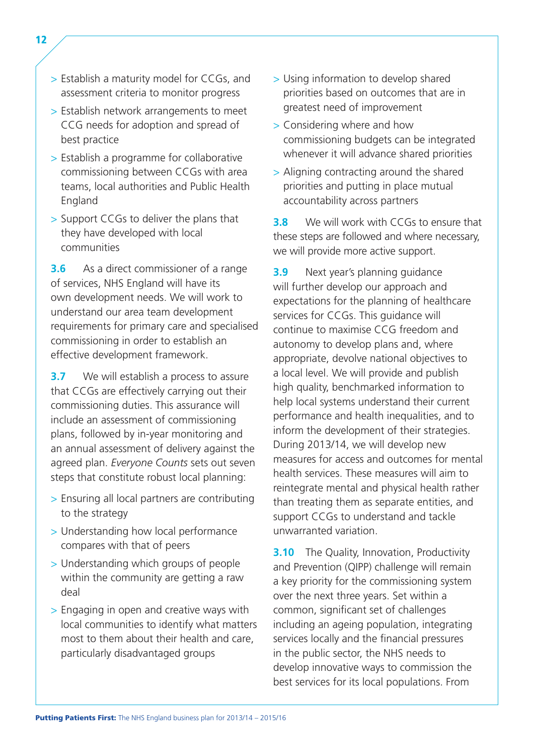- Establish a maturity model for CCGs, and assessment criteria to monitor progress
- Establish network arrangements to meet CCG needs for adoption and spread of best practice
- Establish a programme for collaborative commissioning between CCGs with area teams, local authorities and Public Health England
- Support CCGs to deliver the plans that they have developed with local communities

**3.6** As a direct commissioner of a range of services, NHS England will have its own development needs. We will work to understand our area team development requirements for primary care and specialised commissioning in order to establish an effective development framework.

**3.7** We will establish a process to assure that CCGs are effectively carrying out their commissioning duties. This assurance will include an assessment of commissioning plans, followed by in-year monitoring and an annual assessment of delivery against the agreed plan. *Everyone Counts* sets out seven steps that constitute robust local planning:

- Ensuring all local partners are contributing to the strategy
- Understanding how local performance compares with that of peers
- Understanding which groups of people within the community are getting a raw deal
- Engaging in open and creative ways with local communities to identify what matters most to them about their health and care, particularly disadvantaged groups
- Using information to develop shared priorities based on outcomes that are in greatest need of improvement
- Considering where and how commissioning budgets can be integrated whenever it will advance shared priorities
- Aligning contracting around the shared priorities and putting in place mutual accountability across partners

**3.8** We will work with CCGs to ensure that these steps are followed and where necessary, we will provide more active support.

**3.9** Next year's planning guidance will further develop our approach and expectations for the planning of healthcare services for CCGs. This guidance will continue to maximise CCG freedom and autonomy to develop plans and, where appropriate, devolve national objectives to a local level. We will provide and publish high quality, benchmarked information to help local systems understand their current performance and health inequalities, and to inform the development of their strategies. During 2013/14, we will develop new measures for access and outcomes for mental health services. These measures will aim to reintegrate mental and physical health rather than treating them as separate entities, and support CCGs to understand and tackle unwarranted variation.

**3.10** The Quality, Innovation, Productivity and Prevention (QIPP) challenge will remain a key priority for the commissioning system over the next three years. Set within a common, significant set of challenges including an ageing population, integrating services locally and the financial pressures in the public sector, the NHS needs to develop innovative ways to commission the best services for its local populations. From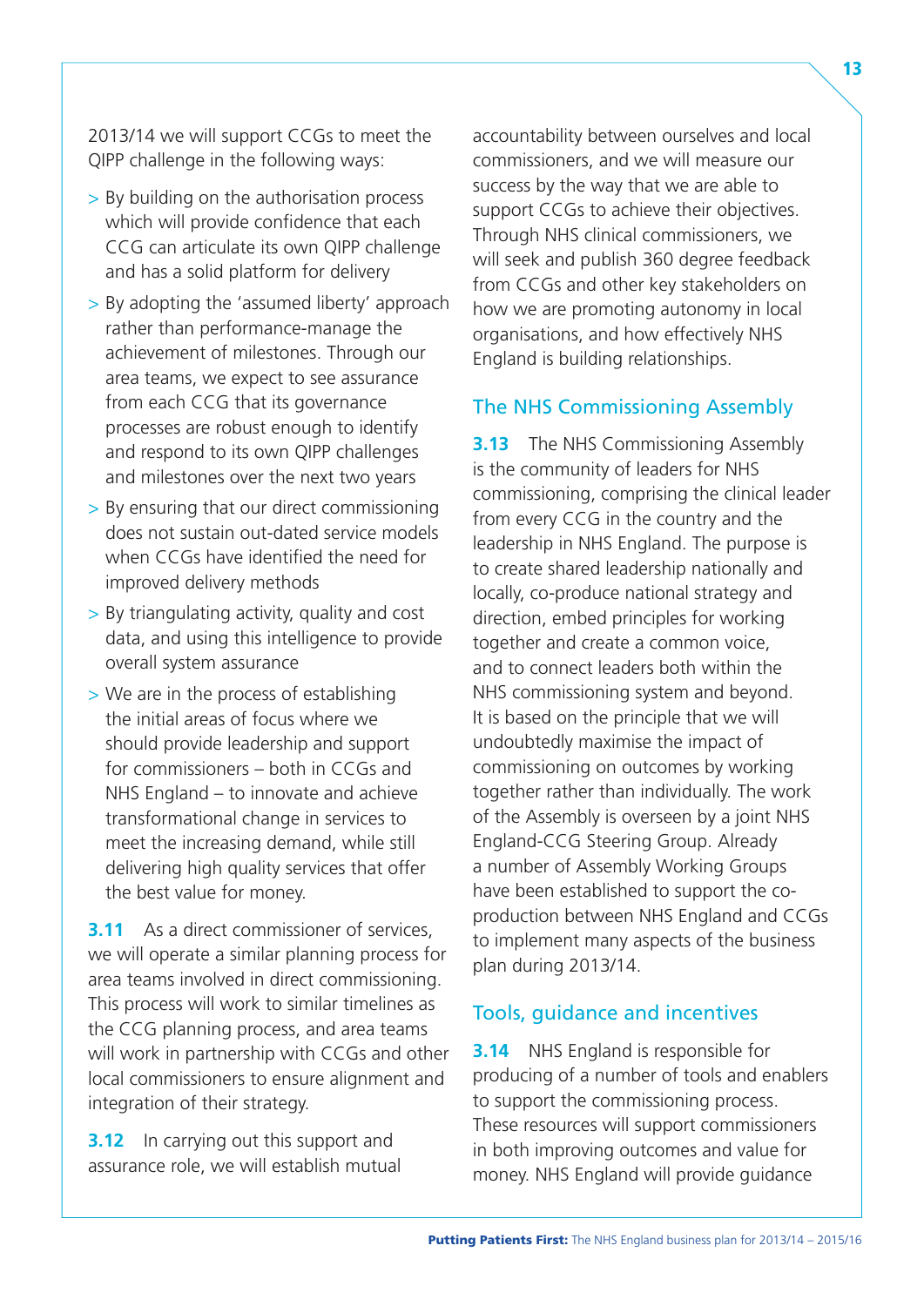2013/14 we will support CCGs to meet the QIPP challenge in the following ways:

- By building on the authorisation process which will provide confidence that each CCG can articulate its own QIPP challenge and has a solid platform for delivery
- By adopting the 'assumed liberty' approach rather than performance-manage the achievement of milestones. Through our area teams, we expect to see assurance from each CCG that its governance processes are robust enough to identify and respond to its own QIPP challenges and milestones over the next two years
- By ensuring that our direct commissioning does not sustain out-dated service models when CCGs have identified the need for improved delivery methods
- By triangulating activity, quality and cost data, and using this intelligence to provide overall system assurance
- We are in the process of establishing the initial areas of focus where we should provide leadership and support for commissioners – both in CCGs and NHS England – to innovate and achieve transformational change in services to meet the increasing demand, while still delivering high quality services that offer the best value for money.

**3.11** As a direct commissioner of services, we will operate a similar planning process for area teams involved in direct commissioning. This process will work to similar timelines as the CCG planning process, and area teams will work in partnership with CCGs and other local commissioners to ensure alignment and integration of their strategy.

**3.12** In carrying out this support and assurance role, we will establish mutual accountability between ourselves and local commissioners, and we will measure our success by the way that we are able to support CCGs to achieve their objectives. Through NHS clinical commissioners, we will seek and publish 360 degree feedback from CCGs and other key stakeholders on how we are promoting autonomy in local organisations, and how effectively NHS England is building relationships.

## The NHS Commissioning Assembly

**3.13** The NHS Commissioning Assembly is the community of leaders for NHS commissioning, comprising the clinical leader from every CCG in the country and the leadership in NHS England. The purpose is to create shared leadership nationally and locally, co-produce national strategy and direction, embed principles for working together and create a common voice, and to connect leaders both within the NHS commissioning system and beyond. It is based on the principle that we will undoubtedly maximise the impact of commissioning on outcomes by working together rather than individually. The work of the Assembly is overseen by a joint NHS England-CCG Steering Group. Already a number of Assembly Working Groups have been established to support the co-production between NHS England and CCGs to implement many aspects of the business plan during 2013/14.

## Tools, guidance and incentives

**3.14** NHS England is responsible for producing of a number of tools and enablers to support the commissioning process. These resources will support commissioners in both improving outcomes and value for money. NHS England will provide guidance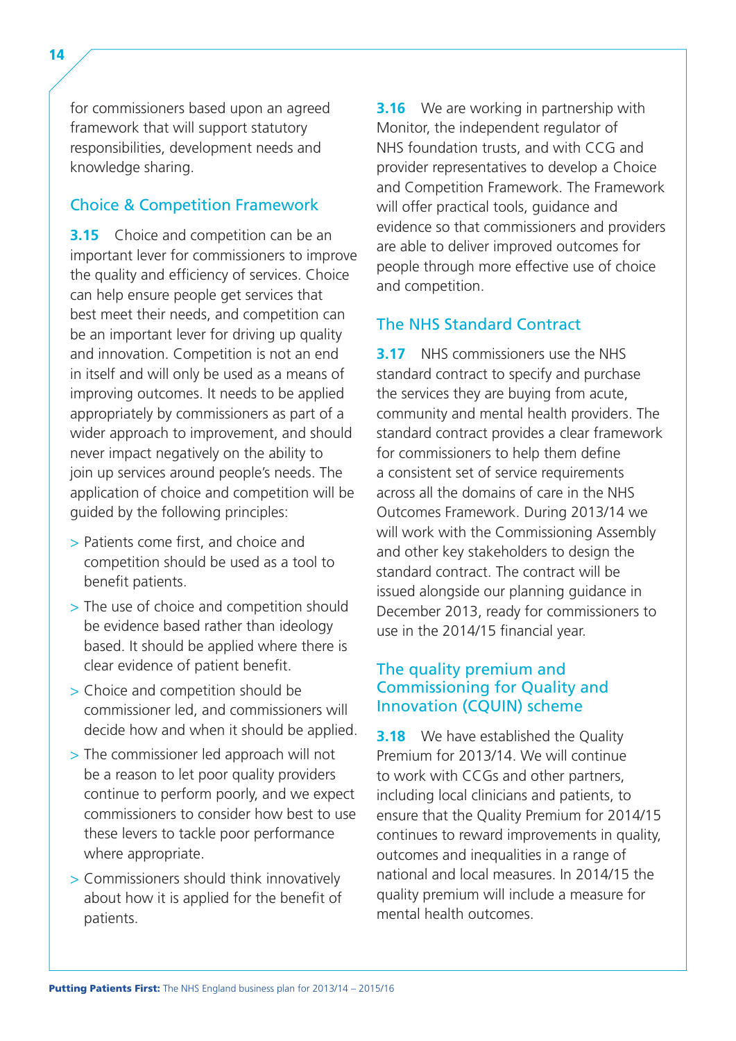for commissioners based upon an agreed framework that will support statutory responsibilities, development needs and knowledge sharing.

## Choice & Competition Framework

**3.15** Choice and competition can be an important lever for commissioners to improve the quality and efficiency of services. Choice can help ensure people get services that best meet their needs, and competition can be an important lever for driving up quality and innovation. Competition is not an end in itself and will only be used as a means of improving outcomes. It needs to be applied appropriately by commissioners as part of a wider approach to improvement, and should never impact negatively on the ability to join up services around people's needs. The application of choice and competition will be guided by the following principles:

- Patients come first, and choice and competition should be used as a tool to benefit patients.
- The use of choice and competition should be evidence based rather than ideology based. It should be applied where there is clear evidence of patient benefit.
- Choice and competition should be commissioner led, and commissioners will decide how and when it should be applied.
- The commissioner led approach will not be a reason to let poor quality providers continue to perform poorly, and we expect commissioners to consider how best to use these levers to tackle poor performance where appropriate.
- Commissioners should think innovatively about how it is applied for the benefit of patients.

**3.16** We are working in partnership with Monitor, the independent regulator of NHS foundation trusts, and with CCG and provider representatives to develop a Choice and Competition Framework. The Framework will offer practical tools, guidance and evidence so that commissioners and providers are able to deliver improved outcomes for people through more effective use of choice and competition.

## The NHS Standard Contract

**3.17** NHS commissioners use the NHS standard contract to specify and purchase the services they are buying from acute, community and mental health providers. The standard contract provides a clear framework for commissioners to help them define a consistent set of service requirements across all the domains of care in the NHS Outcomes Framework. During 2013/14 we will work with the Commissioning Assembly and other key stakeholders to design the standard contract. The contract will be issued alongside our planning guidance in December 2013, ready for commissioners to use in the 2014/15 financial year.

## The quality premium and Commissioning for Quality and Innovation (CQUIN) scheme

**3.18** We have established the Quality Premium for 2013/14. We will continue to work with CCGs and other partners, including local clinicians and patients, to ensure that the Quality Premium for 2014/15 continues to reward improvements in quality, outcomes and inequalities in a range of national and local measures. In 2014/15 the quality premium will include a measure for mental health outcomes.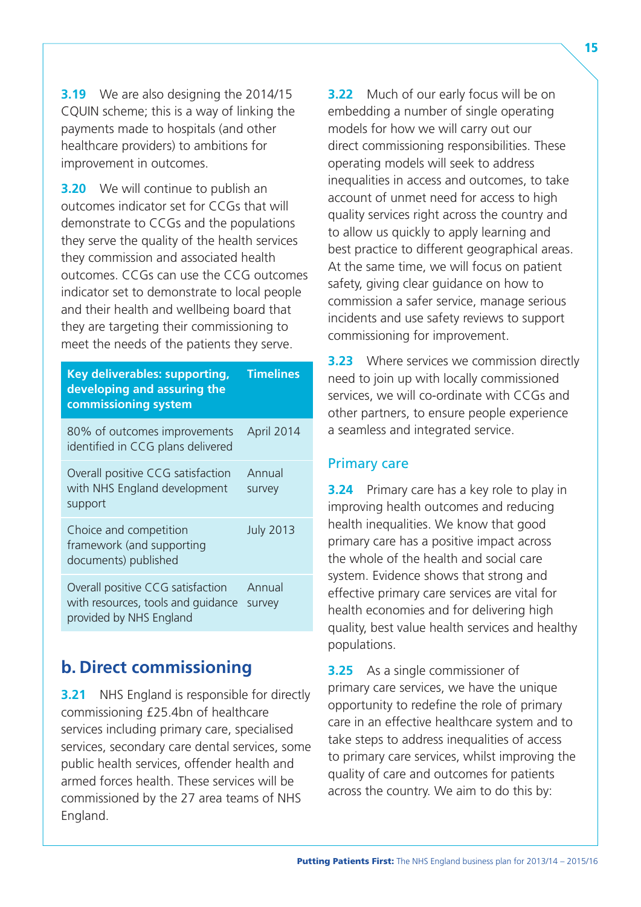**3.19** We are also designing the 2014/15 CQUIN scheme; this is a way of linking the payments made to hospitals (and other healthcare providers) to ambitions for improvement in outcomes.

**3.20** We will continue to publish an outcomes indicator set for CCGs that will demonstrate to CCGs and the populations they serve the quality of the health services they commission and associated health outcomes. CCGs can use the CCG outcomes indicator set to demonstrate to local people and their health and wellbeing board that they are targeting their commissioning to meet the needs of the patients they serve.

| Key deliverables: supporting, developing and assuring the commissioning system | Timelines |
|---|---|
| 80% of outcomes improvements identified in CCG plans delivered | April 2014 |
| Overall positive CCG satisfaction with NHS England development support | Annual survey |
| Choice and competition framework (and supporting documents) published | July 2013 |
| Overall positive CCG satisfaction with resources, tools and guidance provided by NHS England | Annual survey |

## b. Direct commissioning

**3.21** NHS England is responsible for directly commissioning £25.4bn of healthcare services including primary care, specialised services, secondary care dental services, some public health services, offender health and armed forces health. These services will be commissioned by the 27 area teams of NHS England.

**3.22** Much of our early focus will be on embedding a number of single operating models for how we will carry out our direct commissioning responsibilities. These operating models will seek to address inequalities in access and outcomes, to take account of unmet need for access to high quality services right across the country and to allow us quickly to apply learning and best practice to different geographical areas. At the same time, we will focus on patient safety, giving clear guidance on how to commission a safer service, manage serious incidents and use safety reviews to support commissioning for improvement.

**3.23** Where services we commission directly need to join up with locally commissioned services, we will co-ordinate with CCGs and other partners, to ensure people experience a seamless and integrated service.

### Primary care

**3.24** Primary care has a key role to play in improving health outcomes and reducing health inequalities. We know that good primary care has a positive impact across the whole of the health and social care system. Evidence shows that strong and effective primary care services are vital for health economies and for delivering high quality, best value health services and healthy populations.

**3.25** As a single commissioner of primary care services, we have the unique opportunity to redefine the role of primary care in an effective healthcare system and to take steps to address inequalities of access to primary care services, whilst improving the quality of care and outcomes for patients across the country. We aim to do this by: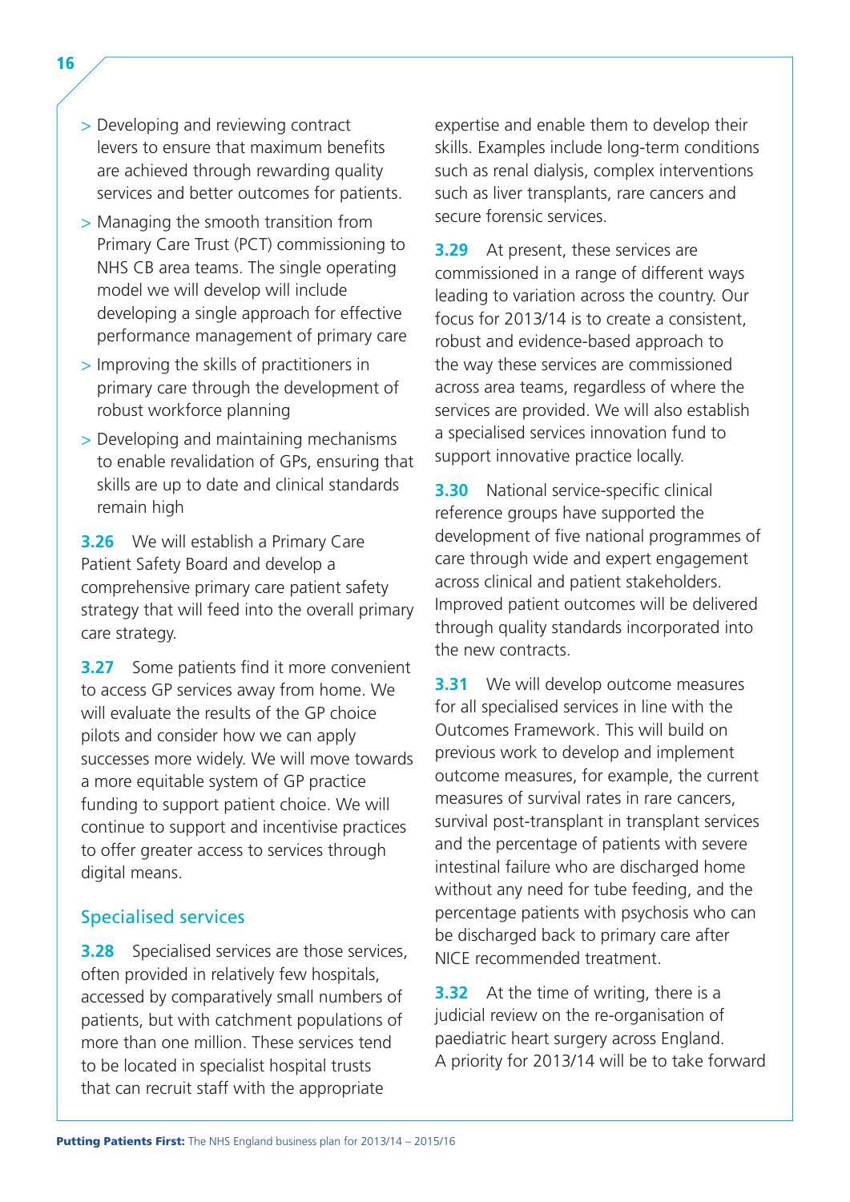- Developing and reviewing contract levers to ensure that maximum benefits are achieved through rewarding quality services and better outcomes for patients.
- Managing the smooth transition from Primary Care Trust (PCT) commissioning to NHS CB area teams. The single operating model we will develop will include developing a single approach for effective performance management of primary care
- Improving the skills of practitioners in primary care through the development of robust workforce planning
- Developing and maintaining mechanisms to enable revalidation of GPs, ensuring that skills are up to date and clinical standards remain high

**3.26** We will establish a Primary Care Patient Safety Board and develop a comprehensive primary care patient safety strategy that will feed into the overall primary care strategy.

**3.27** Some patients find it more convenient to access GP services away from home. We will evaluate the results of the GP choice pilots and consider how we can apply successes more widely. We will move towards a more equitable system of GP practice funding to support patient choice. We will continue to support and incentivise practices to offer greater access to services through digital means.

## Specialised services

**3.28** Specialised services are those services, often provided in relatively few hospitals, accessed by comparatively small numbers of patients, but with catchment populations of more than one million. These services tend to be located in specialist hospital trusts that can recruit staff with the appropriate expertise and enable them to develop their skills. Examples include long-term conditions such as renal dialysis, complex interventions such as liver transplants, rare cancers and secure forensic services.

**3.29** At present, these services are commissioned in a range of different ways leading to variation across the country. Our focus for 2013/14 is to create a consistent, robust and evidence-based approach to the way these services are commissioned across area teams, regardless of where the services are provided. We will also establish a specialised services innovation fund to support innovative practice locally.

**3.30** National service-specific clinical reference groups have supported the development of five national programmes of care through wide and expert engagement across clinical and patient stakeholders. Improved patient outcomes will be delivered through quality standards incorporated into the new contracts.

**3.31** We will develop outcome measures for all specialised services in line with the Outcomes Framework. This will build on previous work to develop and implement outcome measures, for example, the current measures of survival rates in rare cancers, survival post-transplant in transplant services and the percentage of patients with severe intestinal failure who are discharged home without any need for tube feeding, and the percentage patients with psychosis who can be discharged back to primary care after NICE recommended treatment.

**3.32** At the time of writing, there is a judicial review on the re-organisation of paediatric heart surgery across England. A priority for 2013/14 will be to take forward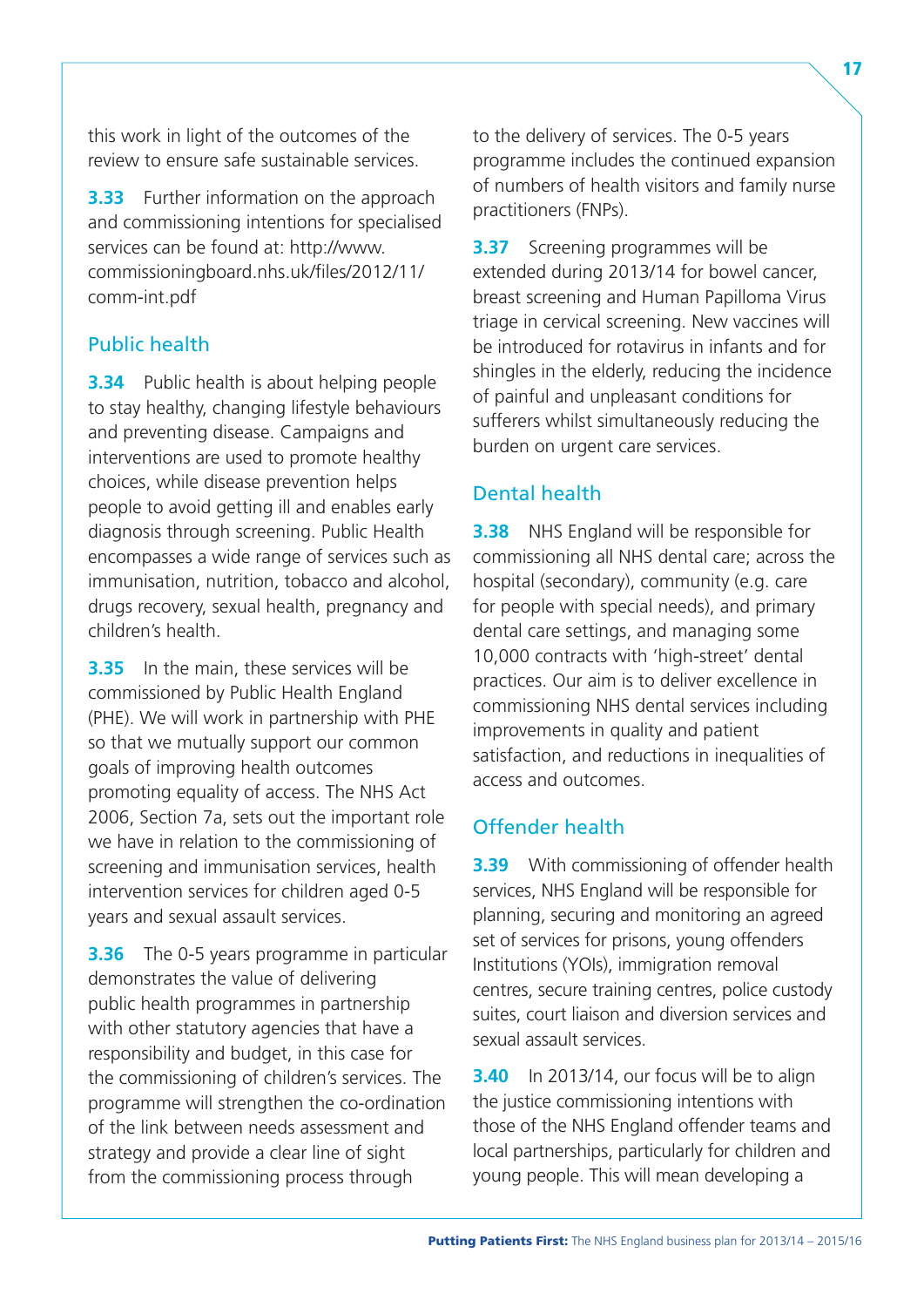this work in light of the outcomes of the review to ensure safe sustainable services.

**3.33** Further information on the approach and commissioning intentions for specialised services can be found at: http://www.commissioningboard.nhs.uk/files/2012/11/comm-int.pdf

## Public health

**3.34** Public health is about helping people to stay healthy, changing lifestyle behaviours and preventing disease. Campaigns and interventions are used to promote healthy choices, while disease prevention helps people to avoid getting ill and enables early diagnosis through screening. Public Health encompasses a wide range of services such as immunisation, nutrition, tobacco and alcohol, drugs recovery, sexual health, pregnancy and children's health.

**3.35** In the main, these services will be commissioned by Public Health England (PHE). We will work in partnership with PHE so that we mutually support our common goals of improving health outcomes promoting equality of access. The NHS Act 2006, Section 7a, sets out the important role we have in relation to the commissioning of screening and immunisation services, health intervention services for children aged 0-5 years and sexual assault services.

**3.36** The 0-5 years programme in particular demonstrates the value of delivering public health programmes in partnership with other statutory agencies that have a responsibility and budget, in this case for the commissioning of children's services. The programme will strengthen the co-ordination of the link between needs assessment and strategy and provide a clear line of sight from the commissioning process through to the delivery of services. The 0-5 years programme includes the continued expansion of numbers of health visitors and family nurse practitioners (FNPs).

**3.37** Screening programmes will be extended during 2013/14 for bowel cancer, breast screening and Human Papilloma Virus triage in cervical screening. New vaccines will be introduced for rotavirus in infants and for shingles in the elderly, reducing the incidence of painful and unpleasant conditions for sufferers whilst simultaneously reducing the burden on urgent care services.

## Dental health

**3.38** NHS England will be responsible for commissioning all NHS dental care; across the hospital (secondary), community (e.g. care for people with special needs), and primary dental care settings, and managing some 10,000 contracts with 'high-street' dental practices. Our aim is to deliver excellence in commissioning NHS dental services including improvements in quality and patient satisfaction, and reductions in inequalities of access and outcomes.

## Offender health

**3.39** With commissioning of offender health services, NHS England will be responsible for planning, securing and monitoring an agreed set of services for prisons, young offenders Institutions (YOIs), immigration removal centres, secure training centres, police custody suites, court liaison and diversion services and sexual assault services.

**3.40** In 2013/14, our focus will be to align the justice commissioning intentions with those of the NHS England offender teams and local partnerships, particularly for children and young people. This will mean developing a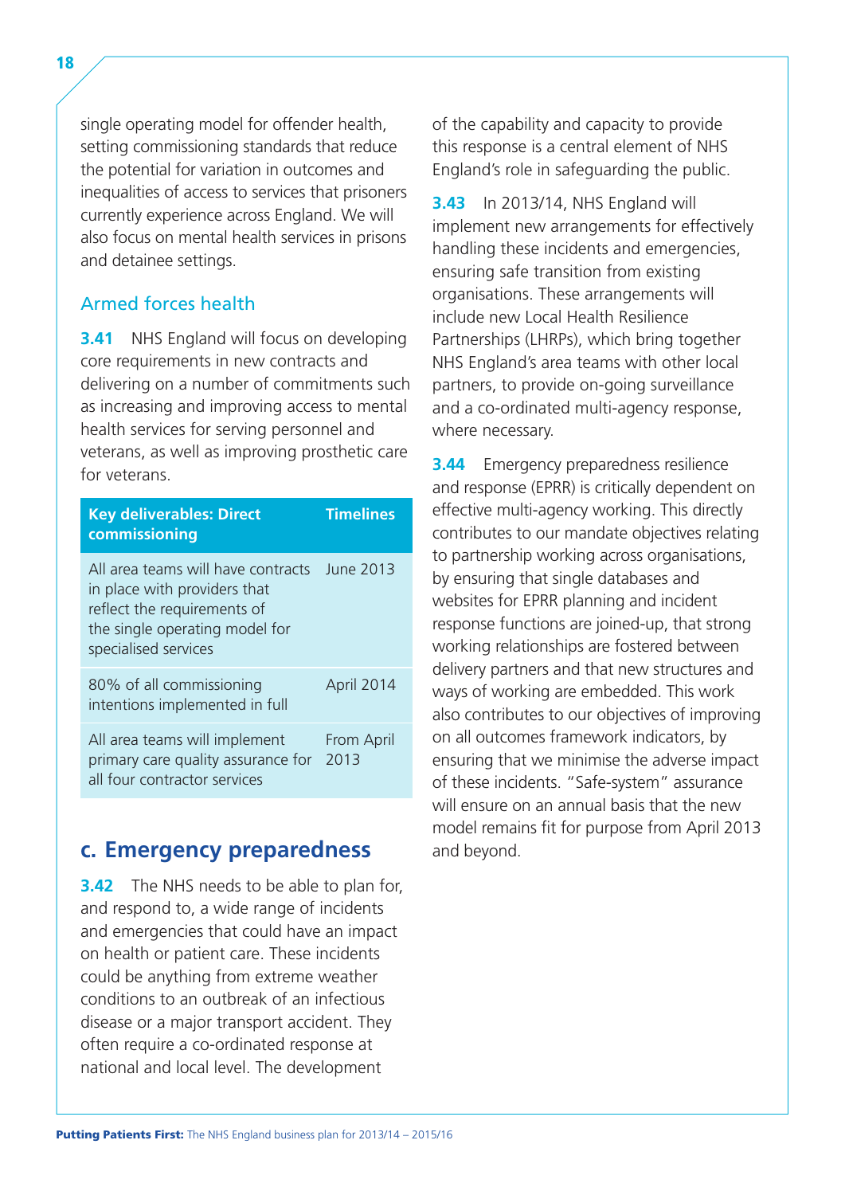single operating model for offender health, setting commissioning standards that reduce the potential for variation in outcomes and inequalities of access to services that prisoners currently experience across England. We will also focus on mental health services in prisons and detainee settings.

### Armed forces health

**3.41** NHS England will focus on developing core requirements in new contracts and delivering on a number of commitments such as increasing and improving access to mental health services for serving personnel and veterans, as well as improving prosthetic care for veterans.

| Key deliverables: Direct commissioning | Timelines |
|---|---|
| All area teams will have contracts in place with providers that reflect the requirements of the single operating model for specialised services | June 2013 |
| 80% of all commissioning intentions implemented in full | April 2014 |
| All area teams will implement primary care quality assurance for all four contractor services | From April 2013 |

## c. Emergency preparedness

**3.42** The NHS needs to be able to plan for, and respond to, a wide range of incidents and emergencies that could have an impact on health or patient care. These incidents could be anything from extreme weather conditions to an outbreak of an infectious disease or a major transport accident. They often require a co-ordinated response at national and local level. The development of the capability and capacity to provide this response is a central element of NHS England's role in safeguarding the public.

**3.43** In 2013/14, NHS England will implement new arrangements for effectively handling these incidents and emergencies, ensuring safe transition from existing organisations. These arrangements will include new Local Health Resilience Partnerships (LHRPs), which bring together NHS England's area teams with other local partners, to provide on-going surveillance and a co-ordinated multi-agency response, where necessary.

**3.44** Emergency preparedness resilience and response (EPRR) is critically dependent on effective multi-agency working. This directly contributes to our mandate objectives relating to partnership working across organisations, by ensuring that single databases and websites for EPRR planning and incident response functions are joined-up, that strong working relationships are fostered between delivery partners and that new structures and ways of working are embedded. This work also contributes to our objectives of improving on all outcomes framework indicators, by ensuring that we minimise the adverse impact of these incidents. "Safe-system" assurance will ensure on an annual basis that the new model remains fit for purpose from April 2013 and beyond.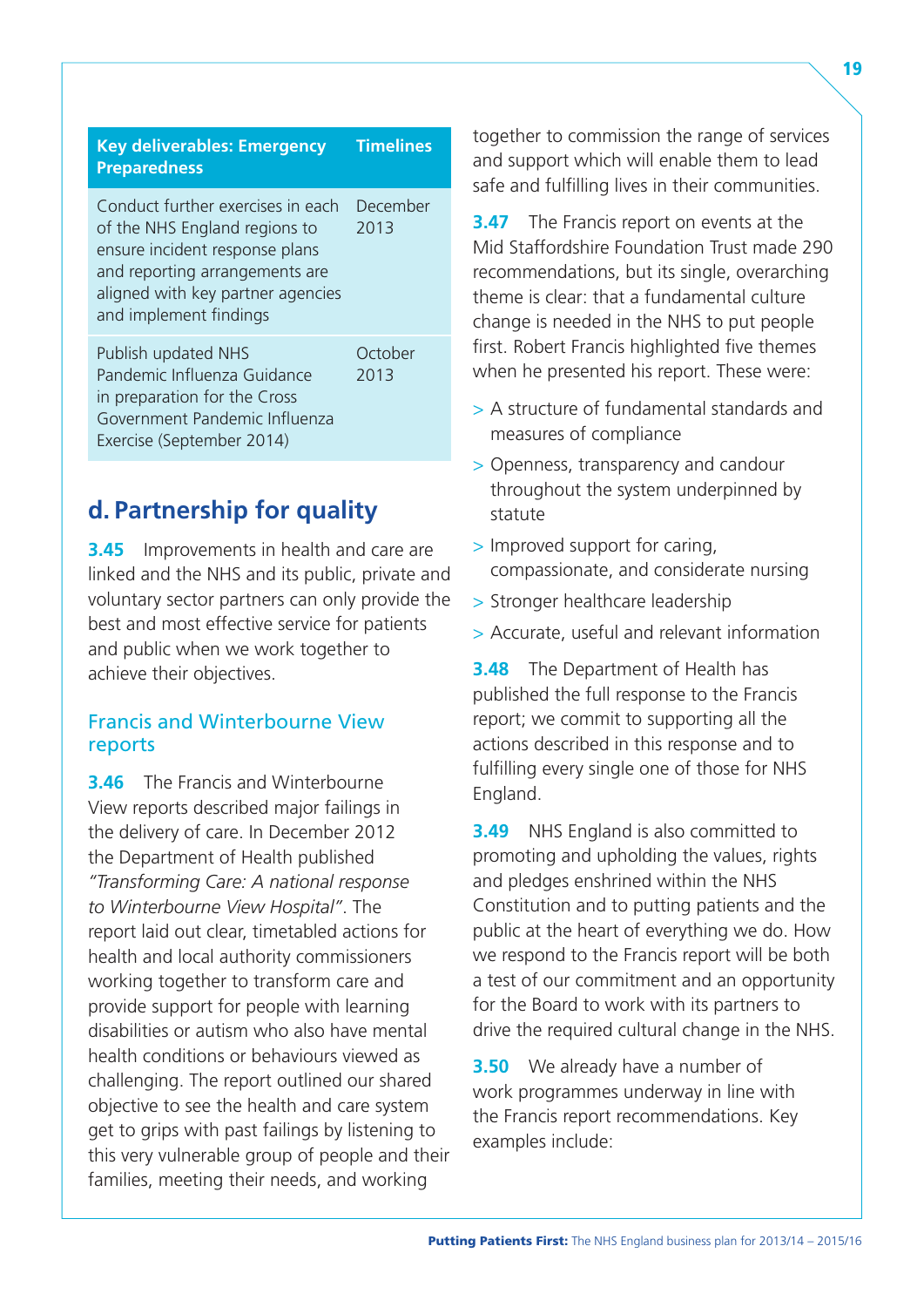| Key deliverables: Emergency Preparedness | Timelines |
| --- | --- |
| Conduct further exercises in each of the NHS England regions to ensure incident response plans and reporting arrangements are aligned with key partner agencies and implement findings | December 2013 |
| Publish updated NHS Pandemic Influenza Guidance in preparation for the Cross Government Pandemic Influenza Exercise (September 2014) | October 2013 |

## d. Partnership for quality

**3.45** Improvements in health and care are linked and the NHS and its public, private and voluntary sector partners can only provide the best and most effective service for patients and public when we work together to achieve their objectives.

### Francis and Winterbourne View reports

**3.46** The Francis and Winterbourne View reports described major failings in the delivery of care. In December 2012 the Department of Health published *"Transforming Care: A national response to Winterbourne View Hospital"*. The report laid out clear, timetabled actions for health and local authority commissioners working together to transform care and provide support for people with learning disabilities or autism who also have mental health conditions or behaviours viewed as challenging. The report outlined our shared objective to see the health and care system get to grips with past failings by listening to this very vulnerable group of people and their families, meeting their needs, and working together to commission the range of services and support which will enable them to lead safe and fulfilling lives in their communities.

**3.47** The Francis report on events at the Mid Staffordshire Foundation Trust made 290 recommendations, but its single, overarching theme is clear: that a fundamental culture change is needed in the NHS to put people first. Robert Francis highlighted five themes when he presented his report. These were:

- A structure of fundamental standards and measures of compliance
- Openness, transparency and candour throughout the system underpinned by statute
- Improved support for caring, compassionate, and considerate nursing
- Stronger healthcare leadership
- Accurate, useful and relevant information

**3.48** The Department of Health has published the full response to the Francis report; we commit to supporting all the actions described in this response and to fulfilling every single one of those for NHS England.

**3.49** NHS England is also committed to promoting and upholding the values, rights and pledges enshrined within the NHS Constitution and to putting patients and the public at the heart of everything we do. How we respond to the Francis report will be both a test of our commitment and an opportunity for the Board to work with its partners to drive the required cultural change in the NHS.

**3.50** We already have a number of work programmes underway in line with the Francis report recommendations. Key examples include: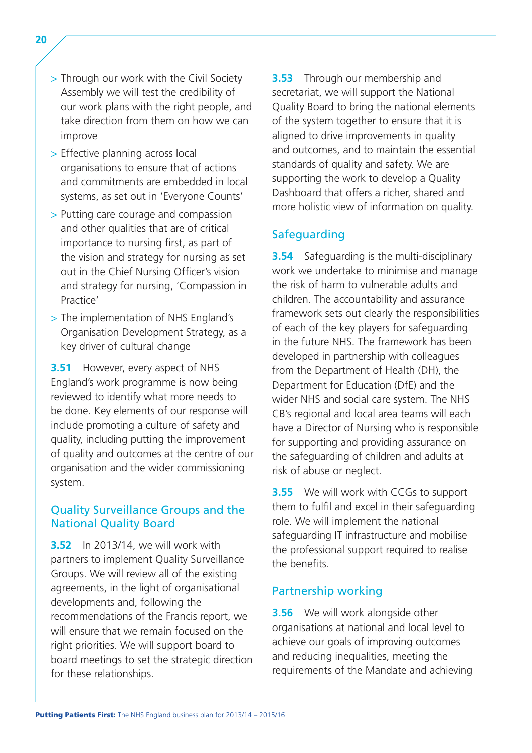- Through our work with the Civil Society Assembly we will test the credibility of our work plans with the right people, and take direction from them on how we can improve
- Effective planning across local organisations to ensure that of actions and commitments are embedded in local systems, as set out in 'Everyone Counts'
- Putting care courage and compassion and other qualities that are of critical importance to nursing first, as part of the vision and strategy for nursing as set out in the Chief Nursing Officer's vision and strategy for nursing, 'Compassion in Practice'
- The implementation of NHS England's Organisation Development Strategy, as a key driver of cultural change

**3.51** However, every aspect of NHS England's work programme is now being reviewed to identify what more needs to be done. Key elements of our response will include promoting a culture of safety and quality, including putting the improvement of quality and outcomes at the centre of our organisation and the wider commissioning system.

## Quality Surveillance Groups and the National Quality Board

**3.52** In 2013/14, we will work with partners to implement Quality Surveillance Groups. We will review all of the existing agreements, in the light of organisational developments and, following the recommendations of the Francis report, we will ensure that we remain focused on the right priorities. We will support board to board meetings to set the strategic direction for these relationships.

**3.53** Through our membership and secretariat, we will support the National Quality Board to bring the national elements of the system together to ensure that it is aligned to drive improvements in quality and outcomes, and to maintain the essential standards of quality and safety. We are supporting the work to develop a Quality Dashboard that offers a richer, shared and more holistic view of information on quality.

## Safeguarding

**3.54** Safeguarding is the multi-disciplinary work we undertake to minimise and manage the risk of harm to vulnerable adults and children. The accountability and assurance framework sets out clearly the responsibilities of each of the key players for safeguarding in the future NHS. The framework has been developed in partnership with colleagues from the Department of Health (DH), the Department for Education (DfE) and the wider NHS and social care system. The NHS CB's regional and local area teams will each have a Director of Nursing who is responsible for supporting and providing assurance on the safeguarding of children and adults at risk of abuse or neglect.

**3.55** We will work with CCGs to support them to fulfil and excel in their safeguarding role. We will implement the national safeguarding IT infrastructure and mobilise the professional support required to realise the benefits.

## Partnership working

**3.56** We will work alongside other organisations at national and local level to achieve our goals of improving outcomes and reducing inequalities, meeting the requirements of the Mandate and achieving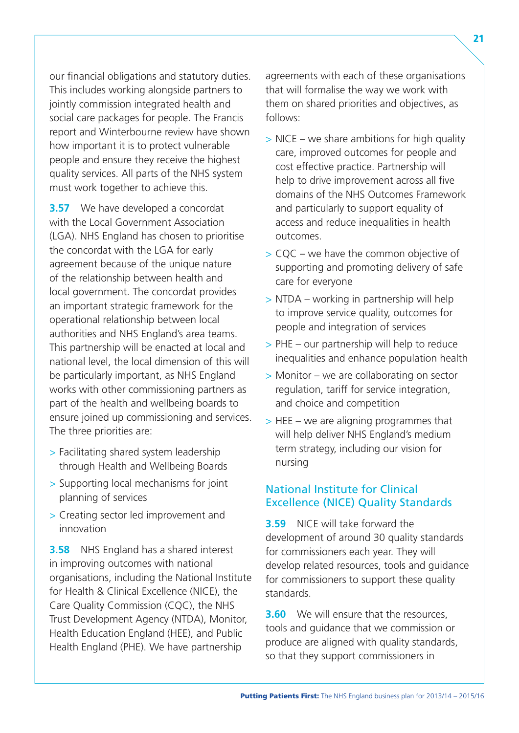our financial obligations and statutory duties. This includes working alongside partners to jointly commission integrated health and social care packages for people. The Francis report and Winterbourne review have shown how important it is to protect vulnerable people and ensure they receive the highest quality services. All parts of the NHS system must work together to achieve this.

**3.57** We have developed a concordat with the Local Government Association (LGA). NHS England has chosen to prioritise the concordat with the LGA for early agreement because of the unique nature of the relationship between health and local government. The concordat provides an important strategic framework for the operational relationship between local authorities and NHS England's area teams. This partnership will be enacted at local and national level, the local dimension of this will be particularly important, as NHS England works with other commissioning partners as part of the health and wellbeing boards to ensure joined up commissioning and services. The three priorities are:

- Facilitating shared system leadership through Health and Wellbeing Boards
- Supporting local mechanisms for joint planning of services
- Creating sector led improvement and innovation

**3.58** NHS England has a shared interest in improving outcomes with national organisations, including the National Institute for Health & Clinical Excellence (NICE), the Care Quality Commission (CQC), the NHS Trust Development Agency (NTDA), Monitor, Health Education England (HEE), and Public Health England (PHE). We have partnership agreements with each of these organisations that will formalise the way we work with them on shared priorities and objectives, as follows:

- NICE – we share ambitions for high quality care, improved outcomes for people and cost effective practice. Partnership will help to drive improvement across all five domains of the NHS Outcomes Framework and particularly to support equality of access and reduce inequalities in health outcomes.
- CQC – we have the common objective of supporting and promoting delivery of safe care for everyone
- NTDA – working in partnership will help to improve service quality, outcomes for people and integration of services
- PHE – our partnership will help to reduce inequalities and enhance population health
- Monitor – we are collaborating on sector regulation, tariff for service integration, and choice and competition
- HEE – we are aligning programmes that will help deliver NHS England's medium term strategy, including our vision for nursing

## National Institute for Clinical Excellence (NICE) Quality Standards

**3.59** NICE will take forward the development of around 30 quality standards for commissioners each year. They will develop related resources, tools and guidance for commissioners to support these quality standards.

**3.60** We will ensure that the resources, tools and guidance that we commission or produce are aligned with quality standards, so that they support commissioners in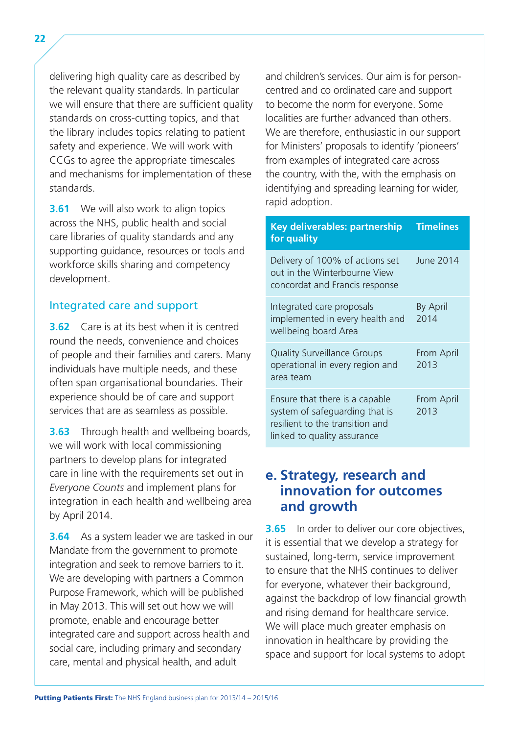delivering high quality care as described by the relevant quality standards. In particular we will ensure that there are sufficient quality standards on cross-cutting topics, and that the library includes topics relating to patient safety and experience. We will work with CCGs to agree the appropriate timescales and mechanisms for implementation of these standards.

**3.61** We will also work to align topics across the NHS, public health and social care libraries of quality standards and any supporting guidance, resources or tools and workforce skills sharing and competency development.

### Integrated care and support

**3.62** Care is at its best when it is centred round the needs, convenience and choices of people and their families and carers. Many individuals have multiple needs, and these often span organisational boundaries. Their experience should be of care and support services that are as seamless as possible.

**3.63** Through health and wellbeing boards, we will work with local commissioning partners to develop plans for integrated care in line with the requirements set out in *Everyone Counts* and implement plans for integration in each health and wellbeing area by April 2014.

**3.64** As a system leader we are tasked in our Mandate from the government to promote integration and seek to remove barriers to it. We are developing with partners a Common Purpose Framework, which will be published in May 2013. This will set out how we will promote, enable and encourage better integrated care and support across health and social care, including primary and secondary care, mental and physical health, and adult and children's services. Our aim is for person-centred and co ordinated care and support to become the norm for everyone. Some localities are further advanced than others. We are therefore, enthusiastic in our support for Ministers' proposals to identify 'pioneers' from examples of integrated care across the country, with the, with the emphasis on identifying and spreading learning for wider, rapid adoption.

| Key deliverables: partnership for quality | Timelines |
|---|---|
| Delivery of 100% of actions set out in the Winterbourne View concordat and Francis response | June 2014 |
| Integrated care proposals implemented in every health and wellbeing board Area | By April 2014 |
| Quality Surveillance Groups operational in every region and area team | From April 2013 |
| Ensure that there is a capable system of safeguarding that is resilient to the transition and linked to quality assurance | From April 2013 |

## e. Strategy, research and innovation for outcomes and growth

**3.65** In order to deliver our core objectives, it is essential that we develop a strategy for sustained, long-term, service improvement to ensure that the NHS continues to deliver for everyone, whatever their background, against the backdrop of low financial growth and rising demand for healthcare service. We will place much greater emphasis on innovation in healthcare by providing the space and support for local systems to adopt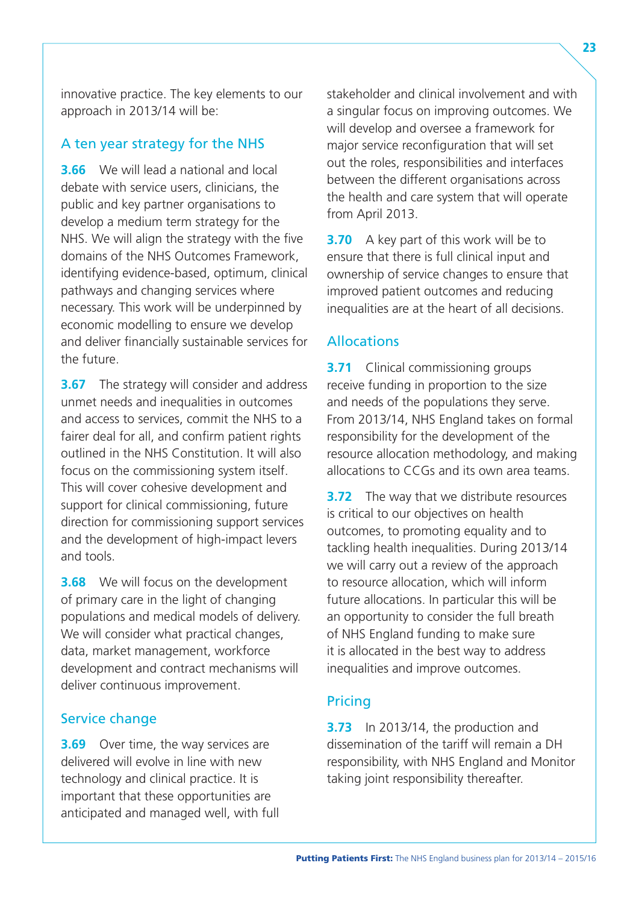innovative practice. The key elements to our approach in 2013/14 will be:

## A ten year strategy for the NHS

**3.66** We will lead a national and local debate with service users, clinicians, the public and key partner organisations to develop a medium term strategy for the NHS. We will align the strategy with the five domains of the NHS Outcomes Framework, identifying evidence-based, optimum, clinical pathways and changing services where necessary. This work will be underpinned by economic modelling to ensure we develop and deliver financially sustainable services for the future.

**3.67** The strategy will consider and address unmet needs and inequalities in outcomes and access to services, commit the NHS to a fairer deal for all, and confirm patient rights outlined in the NHS Constitution. It will also focus on the commissioning system itself. This will cover cohesive development and support for clinical commissioning, future direction for commissioning support services and the development of high-impact levers and tools.

**3.68** We will focus on the development of primary care in the light of changing populations and medical models of delivery. We will consider what practical changes, data, market management, workforce development and contract mechanisms will deliver continuous improvement.

## Service change

**3.69** Over time, the way services are delivered will evolve in line with new technology and clinical practice. It is important that these opportunities are anticipated and managed well, with full stakeholder and clinical involvement and with a singular focus on improving outcomes. We will develop and oversee a framework for major service reconfiguration that will set out the roles, responsibilities and interfaces between the different organisations across the health and care system that will operate from April 2013.

**3.70** A key part of this work will be to ensure that there is full clinical input and ownership of service changes to ensure that improved patient outcomes and reducing inequalities are at the heart of all decisions.

## Allocations

**3.71** Clinical commissioning groups receive funding in proportion to the size and needs of the populations they serve. From 2013/14, NHS England takes on formal responsibility for the development of the resource allocation methodology, and making allocations to CCGs and its own area teams.

**3.72** The way that we distribute resources is critical to our objectives on health outcomes, to promoting equality and to tackling health inequalities. During 2013/14 we will carry out a review of the approach to resource allocation, which will inform future allocations. In particular this will be an opportunity to consider the full breath of NHS England funding to make sure it is allocated in the best way to address inequalities and improve outcomes.

## Pricing

**3.73** In 2013/14, the production and dissemination of the tariff will remain a DH responsibility, with NHS England and Monitor taking joint responsibility thereafter.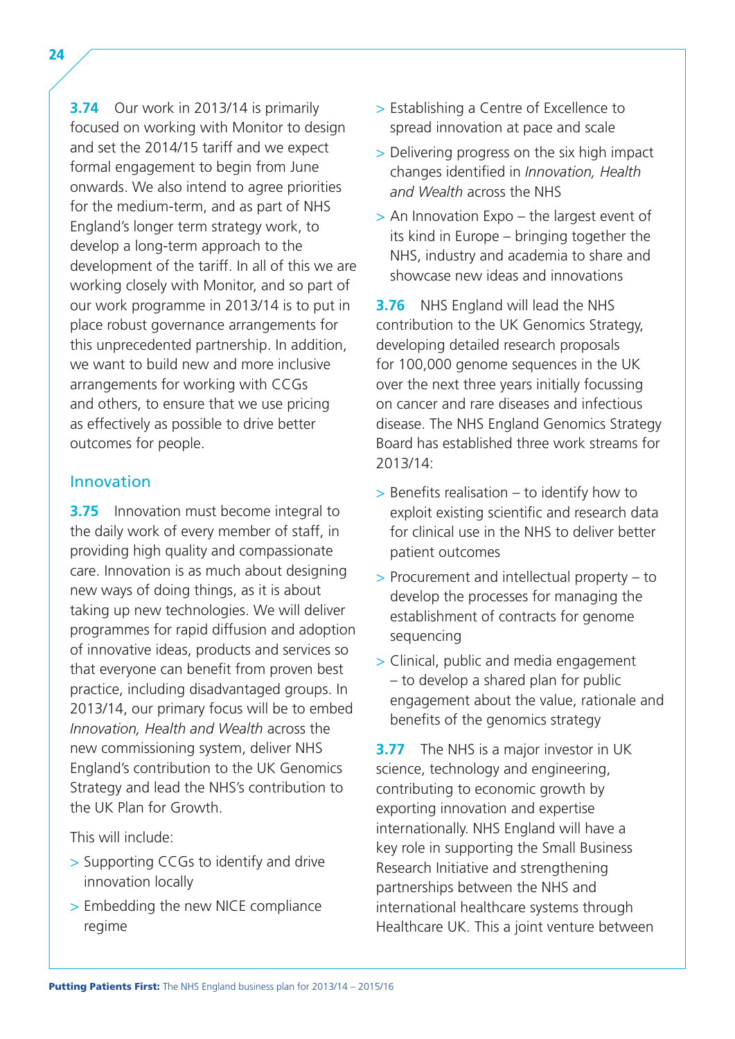**3.74** Our work in 2013/14 is primarily focused on working with Monitor to design and set the 2014/15 tariff and we expect formal engagement to begin from June onwards. We also intend to agree priorities for the medium-term, and as part of NHS England's longer term strategy work, to develop a long-term approach to the development of the tariff. In all of this we are working closely with Monitor, and so part of our work programme in 2013/14 is to put in place robust governance arrangements for this unprecedented partnership. In addition, we want to build new and more inclusive arrangements for working with CCGs and others, to ensure that we use pricing as effectively as possible to drive better outcomes for people.

## Innovation

**3.75** Innovation must become integral to the daily work of every member of staff, in providing high quality and compassionate care. Innovation is as much about designing new ways of doing things, as it is about taking up new technologies. We will deliver programmes for rapid diffusion and adoption of innovative ideas, products and services so that everyone can benefit from proven best practice, including disadvantaged groups. In 2013/14, our primary focus will be to embed *Innovation, Health and Wealth* across the new commissioning system, deliver NHS England's contribution to the UK Genomics Strategy and lead the NHS's contribution to the UK Plan for Growth.

This will include:

- Supporting CCGs to identify and drive innovation locally
- Embedding the new NICE compliance regime
- Establishing a Centre of Excellence to spread innovation at pace and scale
- Delivering progress on the six high impact changes identified in *Innovation, Health and Wealth* across the NHS
- An Innovation Expo – the largest event of its kind in Europe – bringing together the NHS, industry and academia to share and showcase new ideas and innovations

**3.76** NHS England will lead the NHS contribution to the UK Genomics Strategy, developing detailed research proposals for 100,000 genome sequences in the UK over the next three years initially focussing on cancer and rare diseases and infectious disease. The NHS England Genomics Strategy Board has established three work streams for 2013/14:

- Benefits realisation – to identify how to exploit existing scientific and research data for clinical use in the NHS to deliver better patient outcomes
- Procurement and intellectual property – to develop the processes for managing the establishment of contracts for genome sequencing
- Clinical, public and media engagement – to develop a shared plan for public engagement about the value, rationale and benefits of the genomics strategy

**3.77** The NHS is a major investor in UK science, technology and engineering, contributing to economic growth by exporting innovation and expertise internationally. NHS England will have a key role in supporting the Small Business Research Initiative and strengthening partnerships between the NHS and international healthcare systems through Healthcare UK. This a joint venture between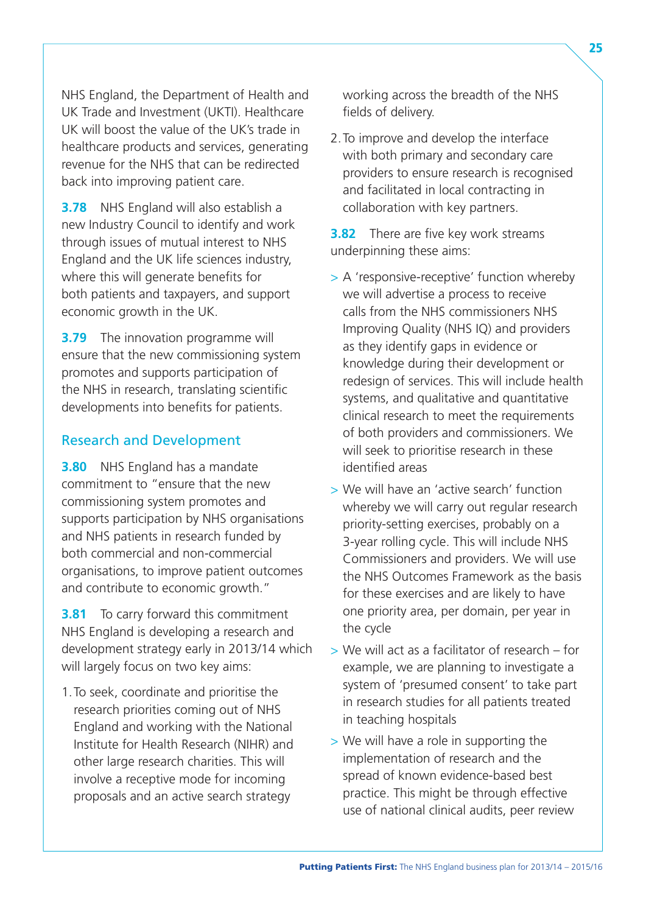NHS England, the Department of Health and UK Trade and Investment (UKTI). Healthcare UK will boost the value of the UK's trade in healthcare products and services, generating revenue for the NHS that can be redirected back into improving patient care.

**3.78** NHS England will also establish a new Industry Council to identify and work through issues of mutual interest to NHS England and the UK life sciences industry, where this will generate benefits for both patients and taxpayers, and support economic growth in the UK.

**3.79** The innovation programme will ensure that the new commissioning system promotes and supports participation of the NHS in research, translating scientific developments into benefits for patients.

## Research and Development

**3.80** NHS England has a mandate commitment to "ensure that the new commissioning system promotes and supports participation by NHS organisations and NHS patients in research funded by both commercial and non-commercial organisations, to improve patient outcomes and contribute to economic growth."

**3.81** To carry forward this commitment NHS England is developing a research and development strategy early in 2013/14 which will largely focus on two key aims:

1. To seek, coordinate and prioritise the research priorities coming out of NHS England and working with the National Institute for Health Research (NIHR) and other large research charities. This will involve a receptive mode for incoming proposals and an active search strategy working across the breadth of the NHS fields of delivery.
2. To improve and develop the interface with both primary and secondary care providers to ensure research is recognised and facilitated in local contracting in collaboration with key partners.

**3.82** There are five key work streams underpinning these aims:

- A 'responsive-receptive' function whereby we will advertise a process to receive calls from the NHS commissioners NHS Improving Quality (NHS IQ) and providers as they identify gaps in evidence or knowledge during their development or redesign of services. This will include health systems, and qualitative and quantitative clinical research to meet the requirements of both providers and commissioners. We will seek to prioritise research in these identified areas
- We will have an 'active search' function whereby we will carry out regular research priority-setting exercises, probably on a 3-year rolling cycle. This will include NHS Commissioners and providers. We will use the NHS Outcomes Framework as the basis for these exercises and are likely to have one priority area, per domain, per year in the cycle
- We will act as a facilitator of research – for example, we are planning to investigate a system of 'presumed consent' to take part in research studies for all patients treated in teaching hospitals
- We will have a role in supporting the implementation of research and the spread of known evidence-based best practice. This might be through effective use of national clinical audits, peer review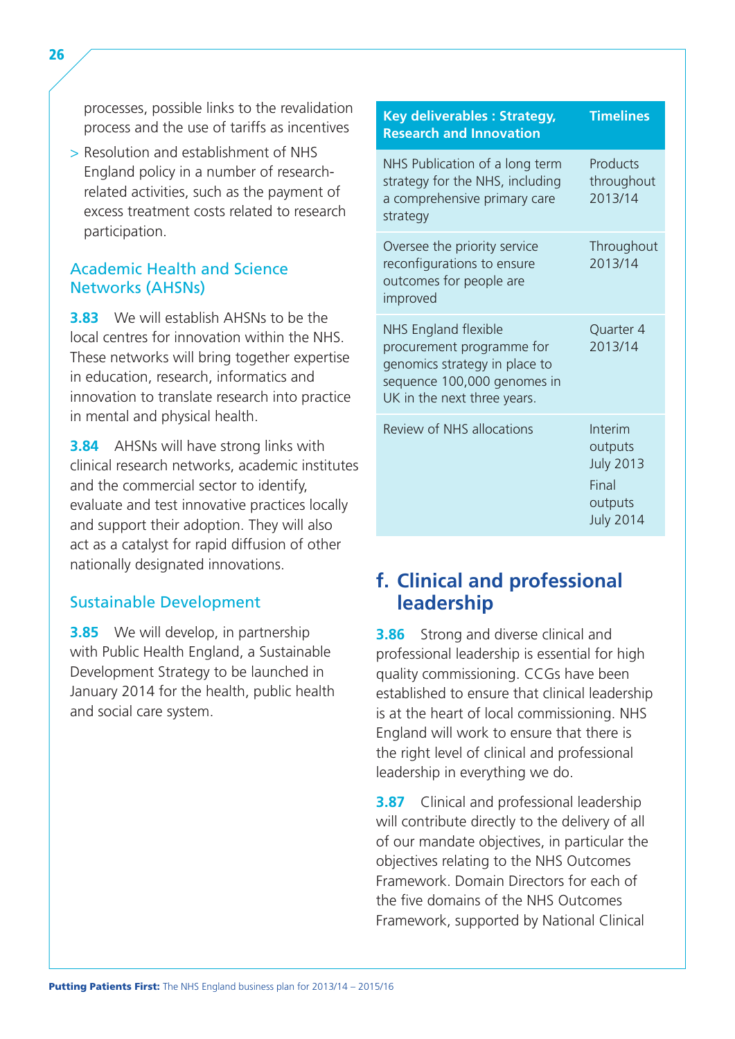processes, possible links to the revalidation process and the use of tariffs as incentives

- Resolution and establishment of NHS England policy in a number of research-related activities, such as the payment of excess treatment costs related to research participation.

### Academic Health and Science Networks (AHSNs)

**3.83** We will establish AHSNs to be the local centres for innovation within the NHS. These networks will bring together expertise in education, research, informatics and innovation to translate research into practice in mental and physical health.

**3.84** AHSNs will have strong links with clinical research networks, academic institutes and the commercial sector to identify, evaluate and test innovative practices locally and support their adoption. They will also act as a catalyst for rapid diffusion of other nationally designated innovations.

### Sustainable Development

**3.85** We will develop, in partnership with Public Health England, a Sustainable Development Strategy to be launched in January 2014 for the health, public health and social care system.

| Key deliverables : Strategy, Research and Innovation | Timelines |
| --- | --- |
| NHS Publication of a long term strategy for the NHS, including a comprehensive primary care strategy | Products throughout 2013/14 |
| Oversee the priority service reconfigurations to ensure outcomes for people are improved | Throughout 2013/14 |
| NHS England flexible procurement programme for genomics strategy in place to sequence 100,000 genomes in UK in the next three years. | Quarter 4 2013/14 |
| Review of NHS allocations | Interim outputs July 2013<br>Final outputs July 2014 |

## f. Clinical and professional leadership

**3.86** Strong and diverse clinical and professional leadership is essential for high quality commissioning. CCGs have been established to ensure that clinical leadership is at the heart of local commissioning. NHS England will work to ensure that there is the right level of clinical and professional leadership in everything we do.

**3.87** Clinical and professional leadership will contribute directly to the delivery of all of our mandate objectives, in particular the objectives relating to the NHS Outcomes Framework. Domain Directors for each of the five domains of the NHS Outcomes Framework, supported by National Clinical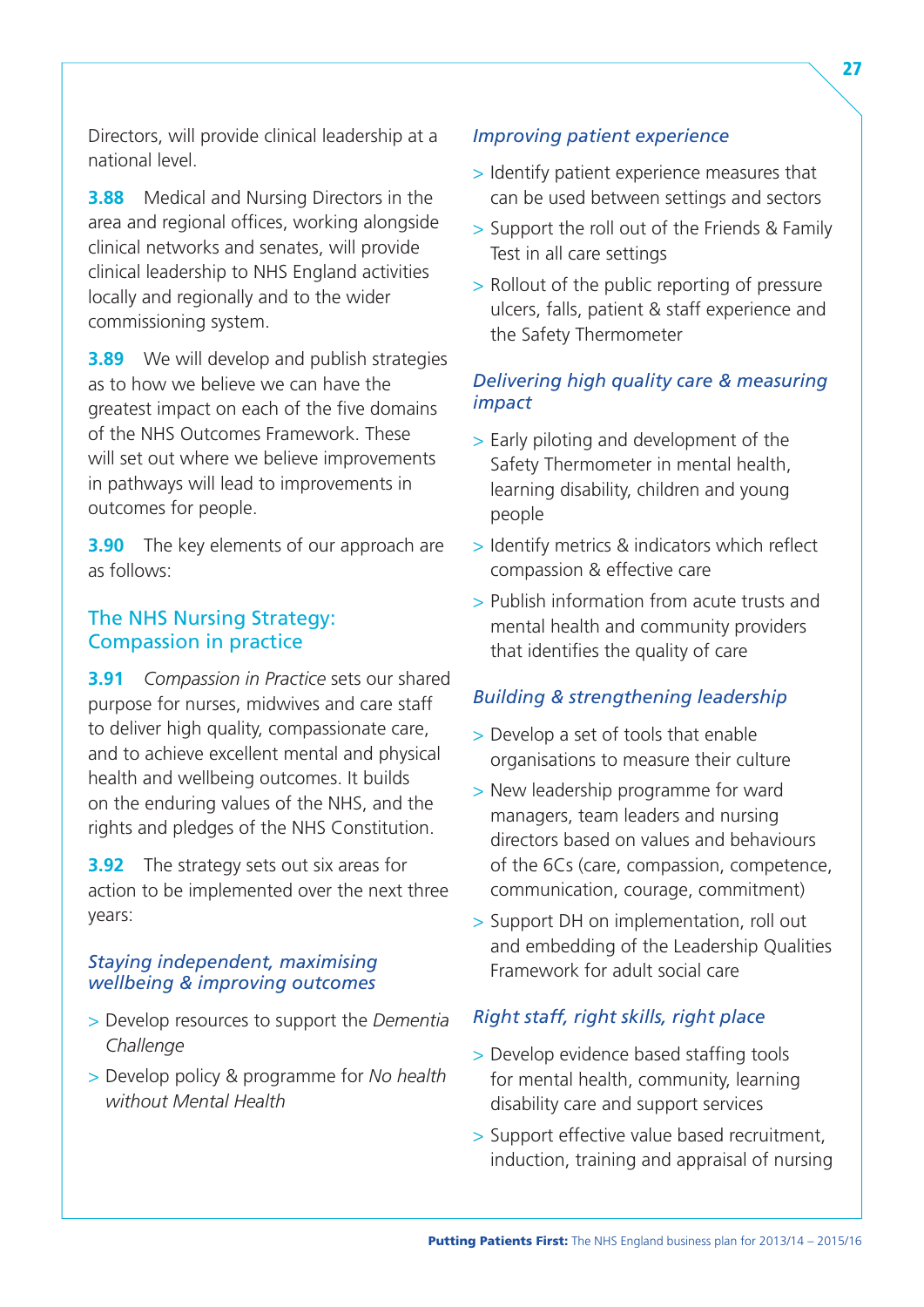Directors, will provide clinical leadership at a national level.

**3.88** Medical and Nursing Directors in the area and regional offices, working alongside clinical networks and senates, will provide clinical leadership to NHS England activities locally and regionally and to the wider commissioning system.

**3.89** We will develop and publish strategies as to how we believe we can have the greatest impact on each of the five domains of the NHS Outcomes Framework. These will set out where we believe improvements in pathways will lead to improvements in outcomes for people.

**3.90** The key elements of our approach are as follows:

## The NHS Nursing Strategy: Compassion in practice

**3.91** *Compassion in Practice* sets our shared purpose for nurses, midwives and care staff to deliver high quality, compassionate care, and to achieve excellent mental and physical health and wellbeing outcomes. It builds on the enduring values of the NHS, and the rights and pledges of the NHS Constitution.

**3.92** The strategy sets out six areas for action to be implemented over the next three years:

### *Staying independent, maximising wellbeing & improving outcomes*

- Develop resources to support the *Dementia Challenge*
- Develop policy & programme for *No health without Mental Health*

### *Improving patient experience*

- Identify patient experience measures that can be used between settings and sectors
- Support the roll out of the Friends & Family Test in all care settings
- Rollout of the public reporting of pressure ulcers, falls, patient & staff experience and the Safety Thermometer

### *Delivering high quality care & measuring impact*

- Early piloting and development of the Safety Thermometer in mental health, learning disability, children and young people
- Identify metrics & indicators which reflect compassion & effective care
- Publish information from acute trusts and mental health and community providers that identifies the quality of care

### *Building & strengthening leadership*

- Develop a set of tools that enable organisations to measure their culture
- New leadership programme for ward managers, team leaders and nursing directors based on values and behaviours of the 6Cs (care, compassion, competence, communication, courage, commitment)
- Support DH on implementation, roll out and embedding of the Leadership Qualities Framework for adult social care

### *Right staff, right skills, right place*

- Develop evidence based staffing tools for mental health, community, learning disability care and support services
- Support effective value based recruitment, induction, training and appraisal of nursing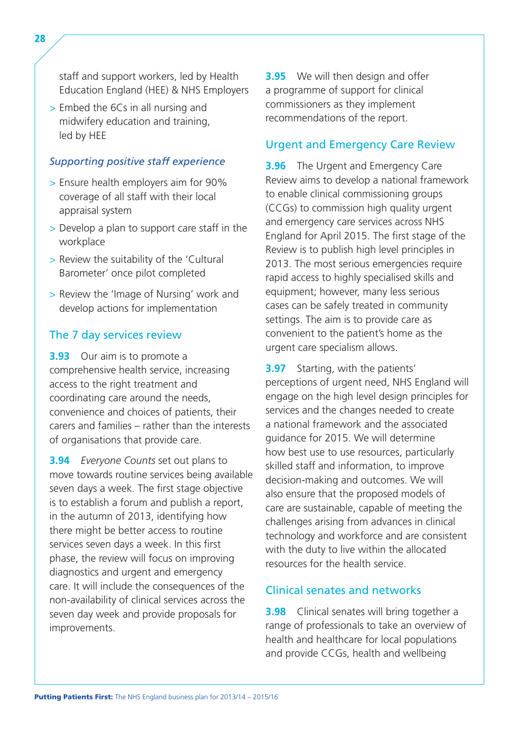staff and support workers, led by Health Education England (HEE) & NHS Employers

- Embed the 6Cs in all nursing and midwifery education and training, led by HEE

### *Supporting positive staff experience*

- Ensure health employers aim for 90% coverage of all staff with their local appraisal system
- Develop a plan to support care staff in the workplace
- Review the suitability of the 'Cultural Barometer' once pilot completed
- Review the 'Image of Nursing' work and develop actions for implementation

## The 7 day services review

**3.93** Our aim is to promote a comprehensive health service, increasing access to the right treatment and coordinating care around the needs, convenience and choices of patients, their carers and families – rather than the interests of organisations that provide care.

**3.94** *Everyone Counts* set out plans to move towards routine services being available seven days a week. The first stage objective is to establish a forum and publish a report, in the autumn of 2013, identifying how there might be better access to routine services seven days a week. In this first phase, the review will focus on improving diagnostics and urgent and emergency care. It will include the consequences of the non-availability of clinical services across the seven day week and provide proposals for improvements.

**3.95** We will then design and offer a programme of support for clinical commissioners as they implement recommendations of the report.

## Urgent and Emergency Care Review

**3.96** The Urgent and Emergency Care Review aims to develop a national framework to enable clinical commissioning groups (CCGs) to commission high quality urgent and emergency care services across NHS England for April 2015. The first stage of the Review is to publish high level principles in 2013. The most serious emergencies require rapid access to highly specialised skills and equipment; however, many less serious cases can be safely treated in community settings. The aim is to provide care as convenient to the patient's home as the urgent care specialism allows.

**3.97** Starting, with the patients' perceptions of urgent need, NHS England will engage on the high level design principles for services and the changes needed to create a national framework and the associated guidance for 2015. We will determine how best use to use resources, particularly skilled staff and information, to improve decision-making and outcomes. We will also ensure that the proposed models of care are sustainable, capable of meeting the challenges arising from advances in clinical technology and workforce and are consistent with the duty to live within the allocated resources for the health service.

## Clinical senates and networks

**3.98** Clinical senates will bring together a range of professionals to take an overview of health and healthcare for local populations and provide CCGs, health and wellbeing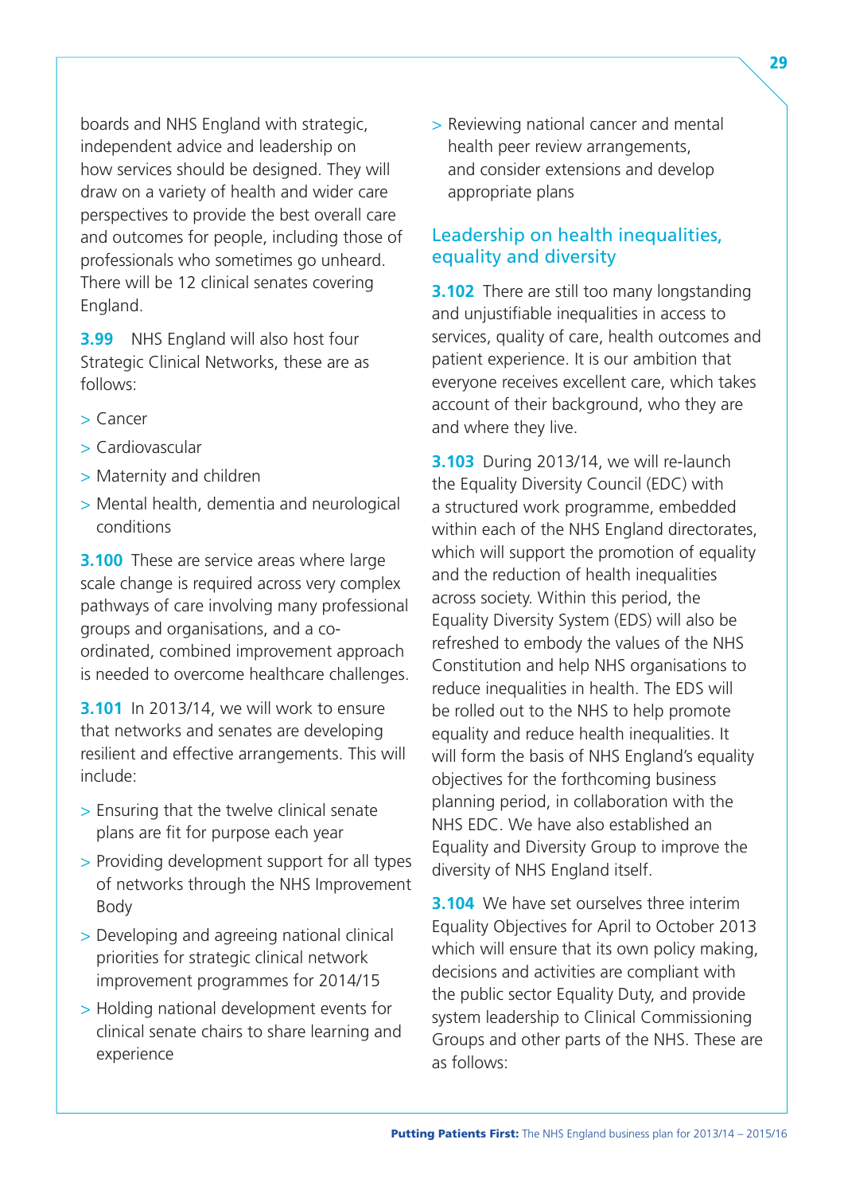boards and NHS England with strategic, independent advice and leadership on how services should be designed. They will draw on a variety of health and wider care perspectives to provide the best overall care and outcomes for people, including those of professionals who sometimes go unheard. There will be 12 clinical senates covering England.

**3.99** NHS England will also host four Strategic Clinical Networks, these are as follows:

- Cancer
- Cardiovascular
- Maternity and children
- Mental health, dementia and neurological conditions

**3.100** These are service areas where large scale change is required across very complex pathways of care involving many professional groups and organisations, and a co-ordinated, combined improvement approach is needed to overcome healthcare challenges.

**3.101** In 2013/14, we will work to ensure that networks and senates are developing resilient and effective arrangements. This will include:

- Ensuring that the twelve clinical senate plans are fit for purpose each year
- Providing development support for all types of networks through the NHS Improvement Body
- Developing and agreeing national clinical priorities for strategic clinical network improvement programmes for 2014/15
- Holding national development events for clinical senate chairs to share learning and experience
- Reviewing national cancer and mental health peer review arrangements, and consider extensions and develop appropriate plans

## Leadership on health inequalities, equality and diversity

**3.102** There are still too many longstanding and unjustifiable inequalities in access to services, quality of care, health outcomes and patient experience. It is our ambition that everyone receives excellent care, which takes account of their background, who they are and where they live.

**3.103** During 2013/14, we will re-launch the Equality Diversity Council (EDC) with a structured work programme, embedded within each of the NHS England directorates, which will support the promotion of equality and the reduction of health inequalities across society. Within this period, the Equality Diversity System (EDS) will also be refreshed to embody the values of the NHS Constitution and help NHS organisations to reduce inequalities in health. The EDS will be rolled out to the NHS to help promote equality and reduce health inequalities. It will form the basis of NHS England's equality objectives for the forthcoming business planning period, in collaboration with the NHS EDC. We have also established an Equality and Diversity Group to improve the diversity of NHS England itself.

**3.104** We have set ourselves three interim Equality Objectives for April to October 2013 which will ensure that its own policy making, decisions and activities are compliant with the public sector Equality Duty, and provide system leadership to Clinical Commissioning Groups and other parts of the NHS. These are as follows: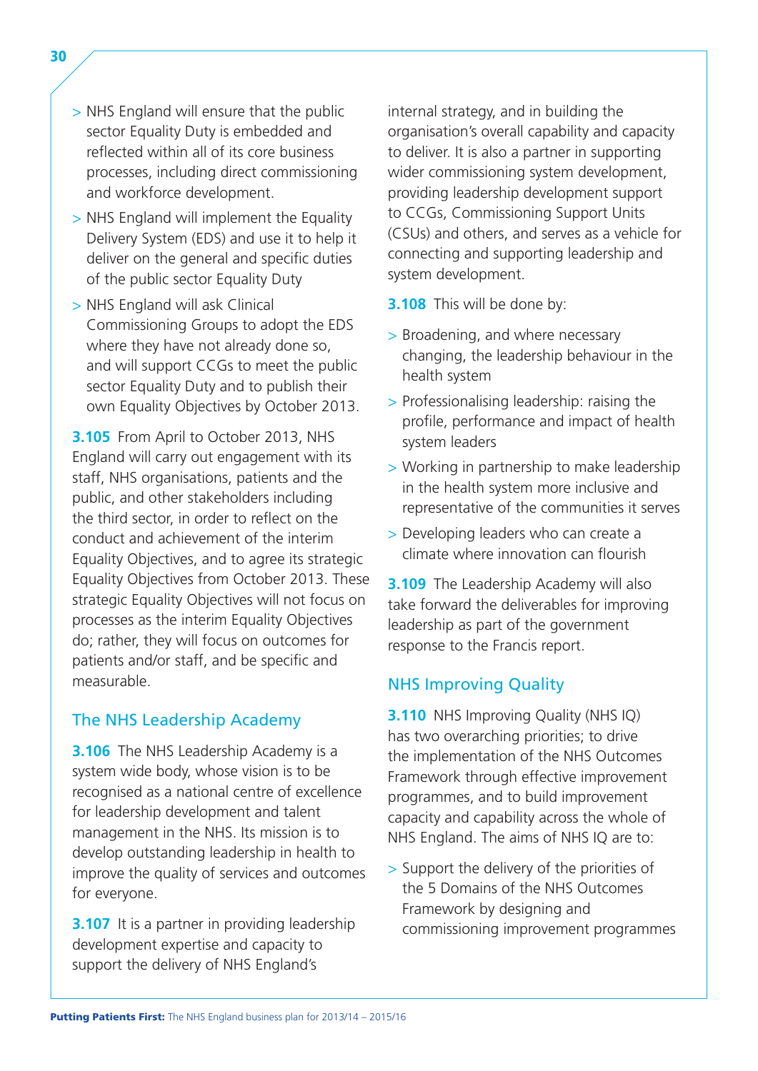- NHS England will ensure that the public sector Equality Duty is embedded and reflected within all of its core business processes, including direct commissioning and workforce development.
- NHS England will implement the Equality Delivery System (EDS) and use it to help it deliver on the general and specific duties of the public sector Equality Duty
- NHS England will ask Clinical Commissioning Groups to adopt the EDS where they have not already done so, and will support CCGs to meet the public sector Equality Duty and to publish their own Equality Objectives by October 2013.

**3.105** From April to October 2013, NHS England will carry out engagement with its staff, NHS organisations, patients and the public, and other stakeholders including the third sector, in order to reflect on the conduct and achievement of the interim Equality Objectives, and to agree its strategic Equality Objectives from October 2013. These strategic Equality Objectives will not focus on processes as the interim Equality Objectives do; rather, they will focus on outcomes for patients and/or staff, and be specific and measurable.

## The NHS Leadership Academy

**3.106** The NHS Leadership Academy is a system wide body, whose vision is to be recognised as a national centre of excellence for leadership development and talent management in the NHS. Its mission is to develop outstanding leadership in health to improve the quality of services and outcomes for everyone.

**3.107** It is a partner in providing leadership development expertise and capacity to support the delivery of NHS England's internal strategy, and in building the organisation's overall capability and capacity to deliver. It is also a partner in supporting wider commissioning system development, providing leadership development support to CCGs, Commissioning Support Units (CSUs) and others, and serves as a vehicle for connecting and supporting leadership and system development.

**3.108** This will be done by:

- Broadening, and where necessary changing, the leadership behaviour in the health system
- Professionalising leadership: raising the profile, performance and impact of health system leaders
- Working in partnership to make leadership in the health system more inclusive and representative of the communities it serves
- Developing leaders who can create a climate where innovation can flourish

**3.109** The Leadership Academy will also take forward the deliverables for improving leadership as part of the government response to the Francis report.

## NHS Improving Quality

**3.110** NHS Improving Quality (NHS IQ) has two overarching priorities; to drive the implementation of the NHS Outcomes Framework through effective improvement programmes, and to build improvement capacity and capability across the whole of NHS England. The aims of NHS IQ are to:

- Support the delivery of the priorities of the 5 Domains of the NHS Outcomes Framework by designing and commissioning improvement programmes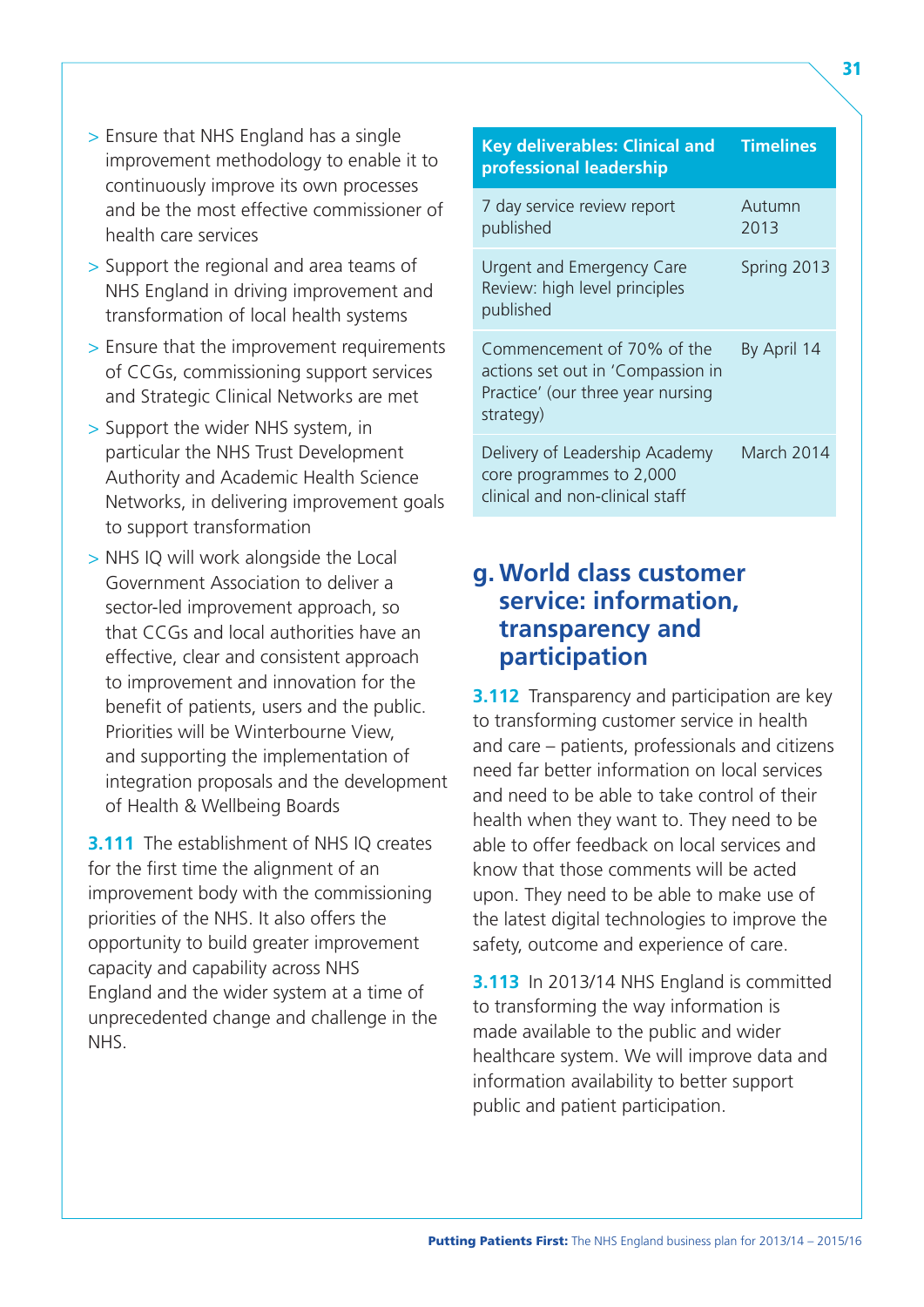- Ensure that NHS England has a single improvement methodology to enable it to continuously improve its own processes and be the most effective commissioner of health care services
- Support the regional and area teams of NHS England in driving improvement and transformation of local health systems
- Ensure that the improvement requirements of CCGs, commissioning support services and Strategic Clinical Networks are met
- Support the wider NHS system, in particular the NHS Trust Development Authority and Academic Health Science Networks, in delivering improvement goals to support transformation
- NHS IQ will work alongside the Local Government Association to deliver a sector-led improvement approach, so that CCGs and local authorities have an effective, clear and consistent approach to improvement and innovation for the benefit of patients, users and the public. Priorities will be Winterbourne View, and supporting the implementation of integration proposals and the development of Health & Wellbeing Boards

**3.111** The establishment of NHS IQ creates for the first time the alignment of an improvement body with the commissioning priorities of the NHS. It also offers the opportunity to build greater improvement capacity and capability across NHS England and the wider system at a time of unprecedented change and challenge in the NHS.

| Key deliverables: Clinical and professional leadership | Timelines |
|---|---|
| 7 day service review report published | Autumn 2013 |
| Urgent and Emergency Care Review: high level principles published | Spring 2013 |
| Commencement of 70% of the actions set out in 'Compassion in Practice' (our three year nursing strategy) | By April 14 |
| Delivery of Leadership Academy core programmes to 2,000 clinical and non-clinical staff | March 2014 |

## g. World class customer service: information, transparency and participation

**3.112** Transparency and participation are key to transforming customer service in health and care – patients, professionals and citizens need far better information on local services and need to be able to take control of their health when they want to. They need to be able to offer feedback on local services and know that those comments will be acted upon. They need to be able to make use of the latest digital technologies to improve the safety, outcome and experience of care.

**3.113** In 2013/14 NHS England is committed to transforming the way information is made available to the public and wider healthcare system. We will improve data and information availability to better support public and patient participation.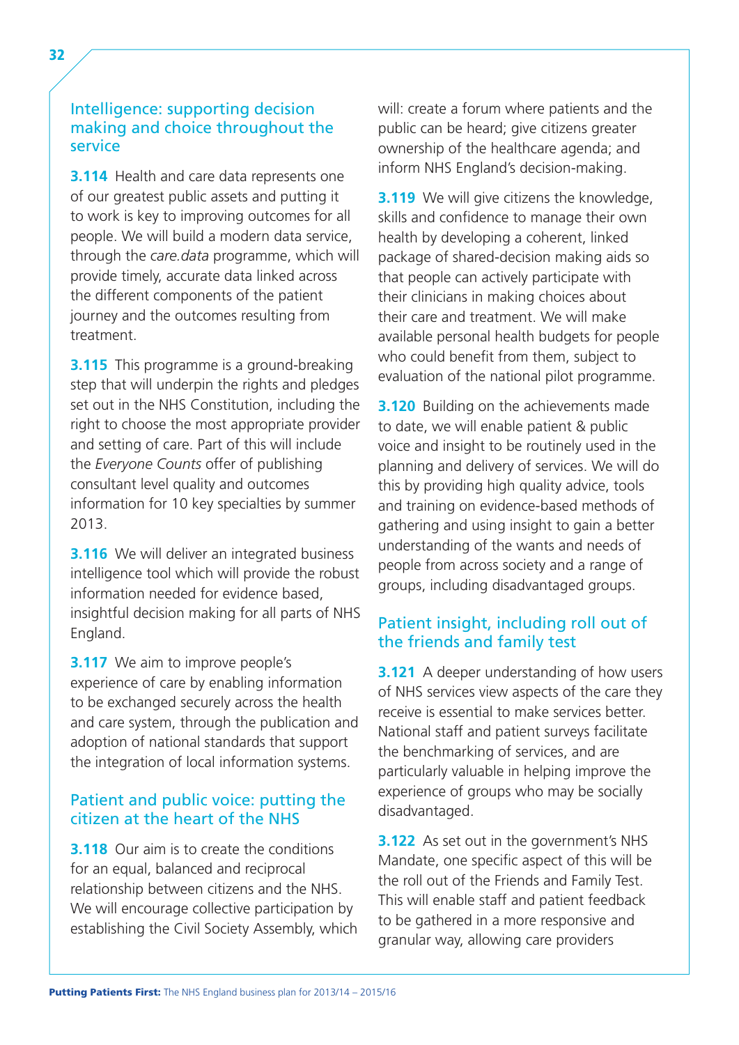### Intelligence: supporting decision making and choice throughout the service

**3.114** Health and care data represents one of our greatest public assets and putting it to work is key to improving outcomes for all people. We will build a modern data service, through the *care.data* programme, which will provide timely, accurate data linked across the different components of the patient journey and the outcomes resulting from treatment.

**3.115** This programme is a ground-breaking step that will underpin the rights and pledges set out in the NHS Constitution, including the right to choose the most appropriate provider and setting of care. Part of this will include the *Everyone Counts* offer of publishing consultant level quality and outcomes information for 10 key specialties by summer 2013.

**3.116** We will deliver an integrated business intelligence tool which will provide the robust information needed for evidence based, insightful decision making for all parts of NHS England.

**3.117** We aim to improve people's experience of care by enabling information to be exchanged securely across the health and care system, through the publication and adoption of national standards that support the integration of local information systems.

### Patient and public voice: putting the citizen at the heart of the NHS

**3.118** Our aim is to create the conditions for an equal, balanced and reciprocal relationship between citizens and the NHS. We will encourage collective participation by establishing the Civil Society Assembly, which will: create a forum where patients and the public can be heard; give citizens greater ownership of the healthcare agenda; and inform NHS England's decision-making.

**3.119** We will give citizens the knowledge, skills and confidence to manage their own health by developing a coherent, linked package of shared-decision making aids so that people can actively participate with their clinicians in making choices about their care and treatment. We will make available personal health budgets for people who could benefit from them, subject to evaluation of the national pilot programme.

**3.120** Building on the achievements made to date, we will enable patient & public voice and insight to be routinely used in the planning and delivery of services. We will do this by providing high quality advice, tools and training on evidence-based methods of gathering and using insight to gain a better understanding of the wants and needs of people from across society and a range of groups, including disadvantaged groups.

### Patient insight, including roll out of the friends and family test

**3.121** A deeper understanding of how users of NHS services view aspects of the care they receive is essential to make services better. National staff and patient surveys facilitate the benchmarking of services, and are particularly valuable in helping improve the experience of groups who may be socially disadvantaged.

**3.122** As set out in the government's NHS Mandate, one specific aspect of this will be the roll out of the Friends and Family Test. This will enable staff and patient feedback to be gathered in a more responsive and granular way, allowing care providers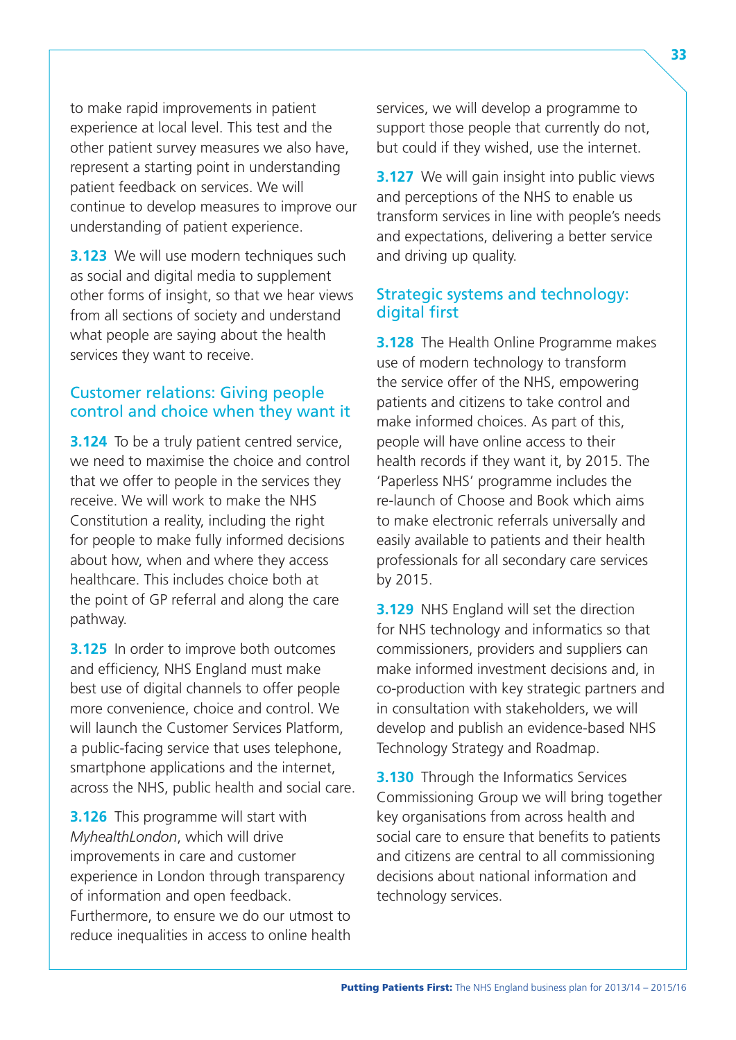to make rapid improvements in patient experience at local level. This test and the other patient survey measures we also have, represent a starting point in understanding patient feedback on services. We will continue to develop measures to improve our understanding of patient experience.

**3.123** We will use modern techniques such as social and digital media to supplement other forms of insight, so that we hear views from all sections of society and understand what people are saying about the health services they want to receive.

### Customer relations: Giving people control and choice when they want it

**3.124** To be a truly patient centred service, we need to maximise the choice and control that we offer to people in the services they receive. We will work to make the NHS Constitution a reality, including the right for people to make fully informed decisions about how, when and where they access healthcare. This includes choice both at the point of GP referral and along the care pathway.

**3.125** In order to improve both outcomes and efficiency, NHS England must make best use of digital channels to offer people more convenience, choice and control. We will launch the Customer Services Platform, a public-facing service that uses telephone, smartphone applications and the internet, across the NHS, public health and social care.

**3.126** This programme will start with *MyhealthLondon*, which will drive improvements in care and customer experience in London through transparency of information and open feedback. Furthermore, to ensure we do our utmost to reduce inequalities in access to online health services, we will develop a programme to support those people that currently do not, but could if they wished, use the internet.

**3.127** We will gain insight into public views and perceptions of the NHS to enable us transform services in line with people's needs and expectations, delivering a better service and driving up quality.

### Strategic systems and technology: digital first

**3.128** The Health Online Programme makes use of modern technology to transform the service offer of the NHS, empowering patients and citizens to take control and make informed choices. As part of this, people will have online access to their health records if they want it, by 2015. The 'Paperless NHS' programme includes the re-launch of Choose and Book which aims to make electronic referrals universally and easily available to patients and their health professionals for all secondary care services by 2015.

**3.129** NHS England will set the direction for NHS technology and informatics so that commissioners, providers and suppliers can make informed investment decisions and, in co-production with key strategic partners and in consultation with stakeholders, we will develop and publish an evidence-based NHS Technology Strategy and Roadmap.

**3.130** Through the Informatics Services Commissioning Group we will bring together key organisations from across health and social care to ensure that benefits to patients and citizens are central to all commissioning decisions about national information and technology services.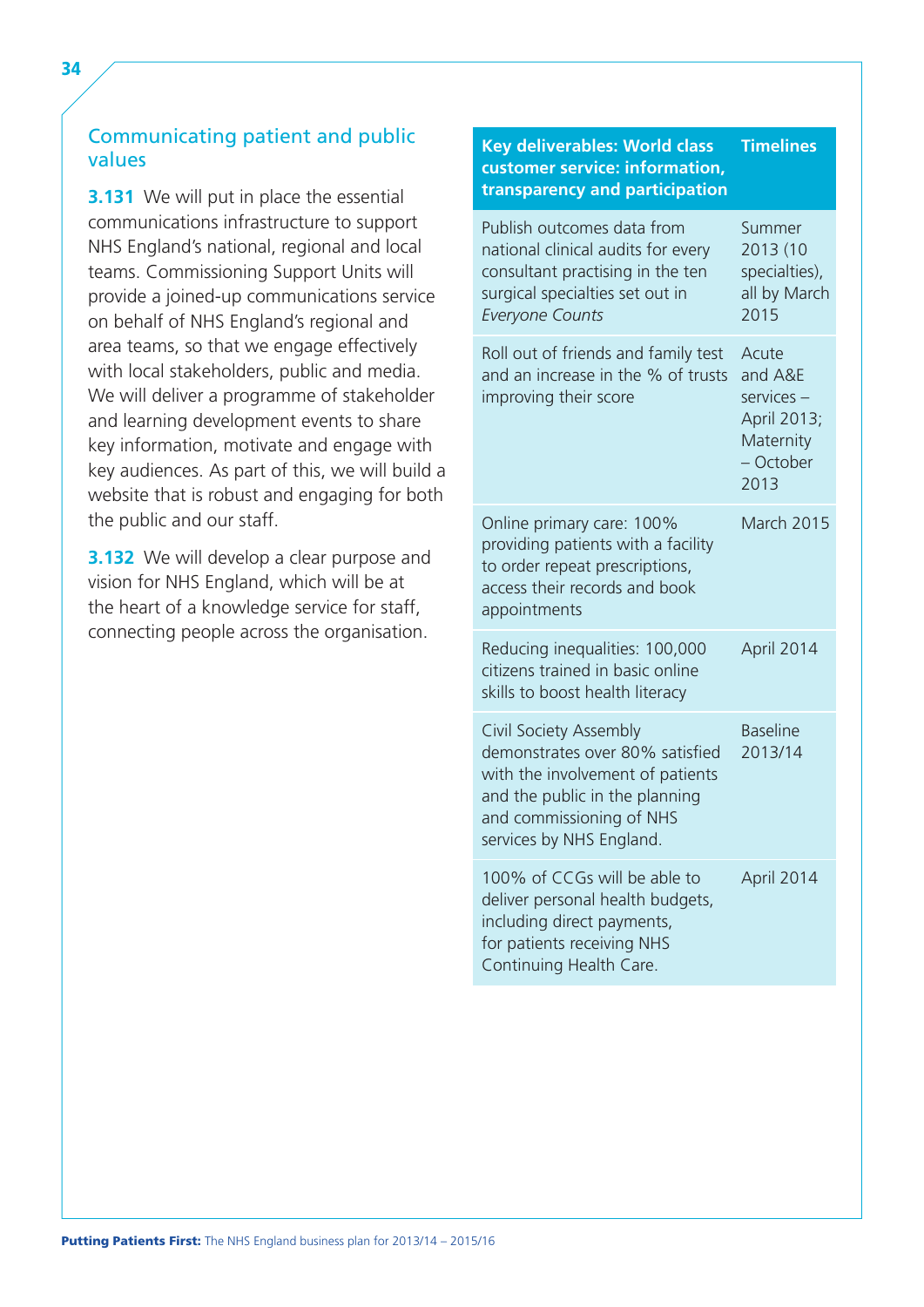## Communicating patient and public values

**3.131** We will put in place the essential communications infrastructure to support NHS England's national, regional and local teams. Commissioning Support Units will provide a joined-up communications service on behalf of NHS England's regional and area teams, so that we engage effectively with local stakeholders, public and media. We will deliver a programme of stakeholder and learning development events to share key information, motivate and engage with key audiences. As part of this, we will build a website that is robust and engaging for both the public and our staff.

**3.132** We will develop a clear purpose and vision for NHS England, which will be at the heart of a knowledge service for staff, connecting people across the organisation.

| Key deliverables: World class customer service: information, transparency and participation | Timelines |
|---|---|
| Publish outcomes data from national clinical audits for every consultant practising in the ten surgical specialties set out in *Everyone Counts* | Summer 2013 (10 specialties), all by March 2015 |
| Roll out of friends and family test and an increase in the % of trusts improving their score | Acute and A&E services – April 2013; Maternity – October 2013 |
| Online primary care: 100% providing patients with a facility to order repeat prescriptions, access their records and book appointments | March 2015 |
| Reducing inequalities: 100,000 citizens trained in basic online skills to boost health literacy | April 2014 |
| Civil Society Assembly demonstrates over 80% satisfied with the involvement of patients and the public in the planning and commissioning of NHS services by NHS England. | Baseline 2013/14 |
| 100% of CCGs will be able to deliver personal health budgets, including direct payments, for patients receiving NHS Continuing Health Care. | April 2014 |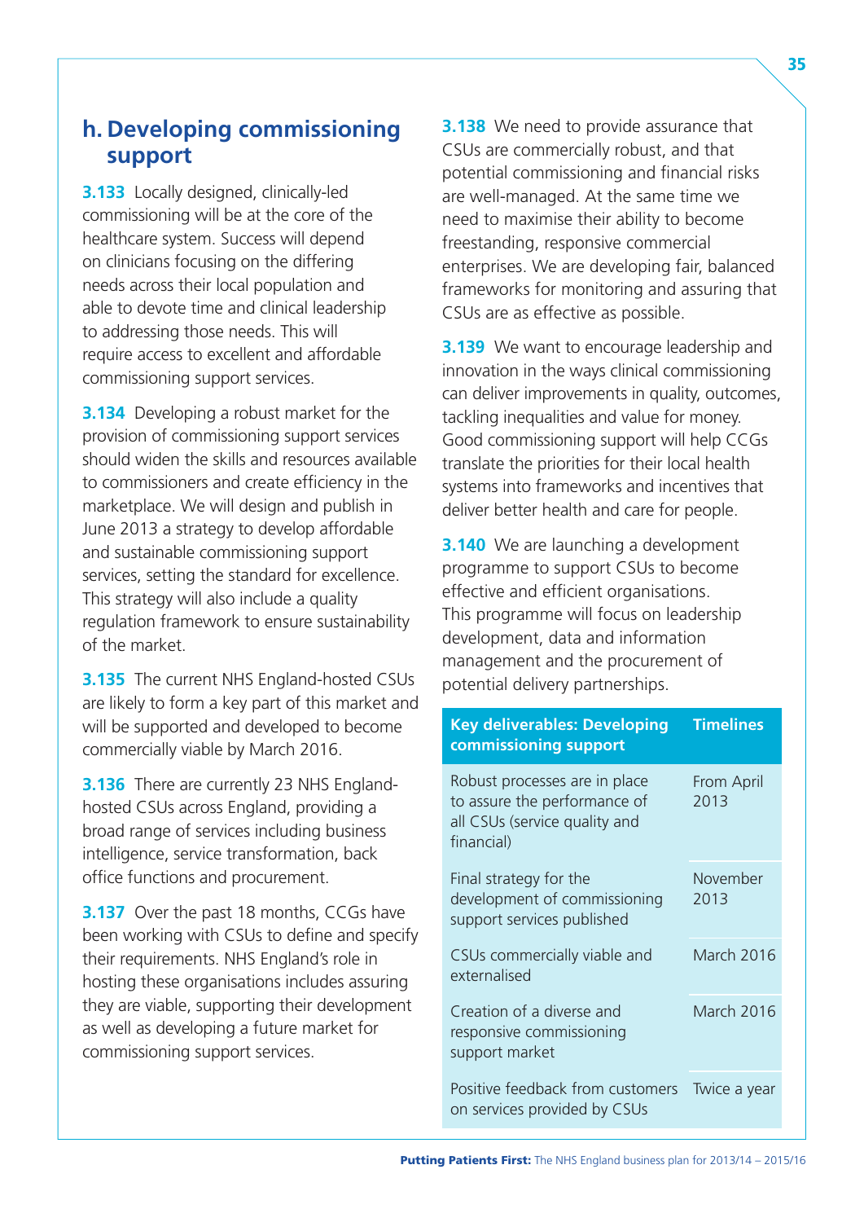## h. Developing commissioning support

**3.133** Locally designed, clinically-led commissioning will be at the core of the healthcare system. Success will depend on clinicians focusing on the differing needs across their local population and able to devote time and clinical leadership to addressing those needs. This will require access to excellent and affordable commissioning support services.

**3.134** Developing a robust market for the provision of commissioning support services should widen the skills and resources available to commissioners and create efficiency in the marketplace. We will design and publish in June 2013 a strategy to develop affordable and sustainable commissioning support services, setting the standard for excellence. This strategy will also include a quality regulation framework to ensure sustainability of the market.

**3.135** The current NHS England-hosted CSUs are likely to form a key part of this market and will be supported and developed to become commercially viable by March 2016.

**3.136** There are currently 23 NHS England-hosted CSUs across England, providing a broad range of services including business intelligence, service transformation, back office functions and procurement.

**3.137** Over the past 18 months, CCGs have been working with CSUs to define and specify their requirements. NHS England's role in hosting these organisations includes assuring they are viable, supporting their development as well as developing a future market for commissioning support services.

**3.138** We need to provide assurance that CSUs are commercially robust, and that potential commissioning and financial risks are well-managed. At the same time we need to maximise their ability to become freestanding, responsive commercial enterprises. We are developing fair, balanced frameworks for monitoring and assuring that CSUs are as effective as possible.

**3.139** We want to encourage leadership and innovation in the ways clinical commissioning can deliver improvements in quality, outcomes, tackling inequalities and value for money. Good commissioning support will help CCGs translate the priorities for their local health systems into frameworks and incentives that deliver better health and care for people.

**3.140** We are launching a development programme to support CSUs to become effective and efficient organisations. This programme will focus on leadership development, data and information management and the procurement of potential delivery partnerships.

| Key deliverables: Developing commissioning support | Timelines |
|---|---|
| Robust processes are in place to assure the performance of all CSUs (service quality and financial) | From April 2013 |
| Final strategy for the development of commissioning support services published | November 2013 |
| CSUs commercially viable and externalised | March 2016 |
| Creation of a diverse and responsive commissioning support market | March 2016 |
| Positive feedback from customers on services provided by CSUs | Twice a year |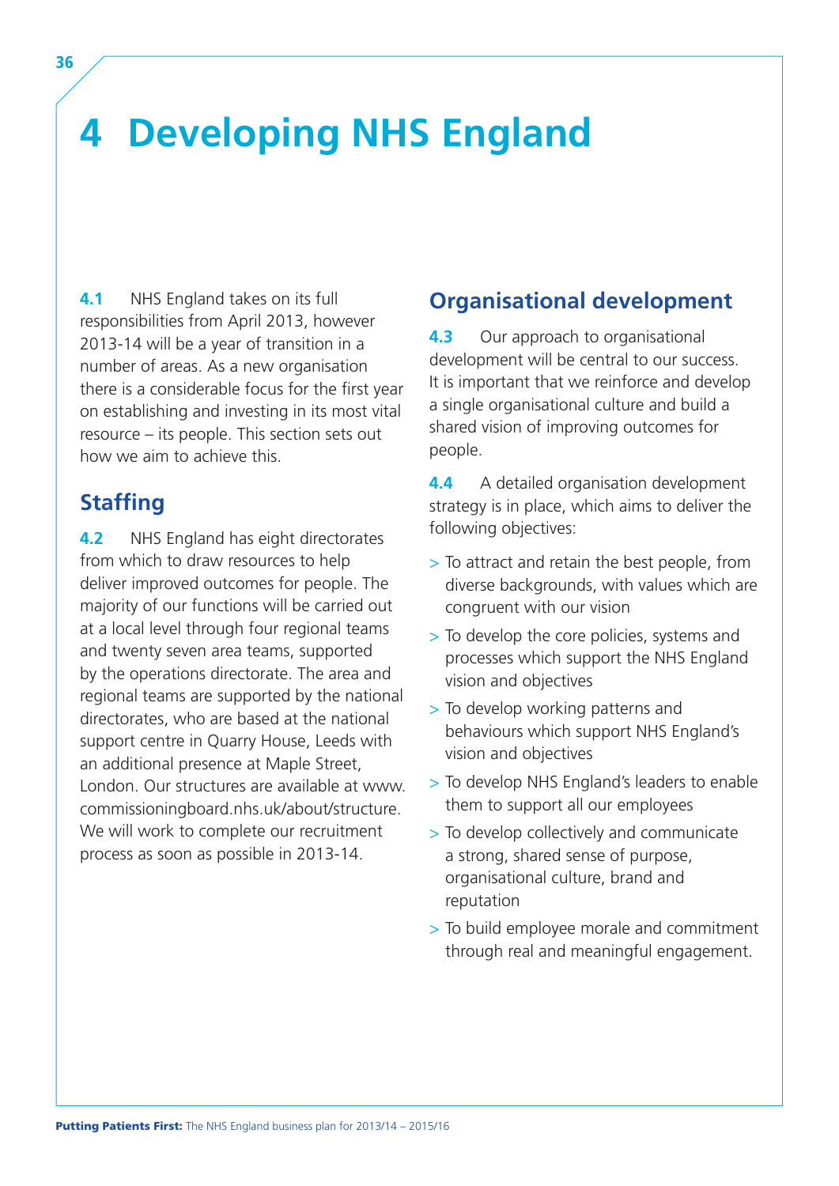# 4 Developing NHS England

**4.1** NHS England takes on its full responsibilities from April 2013, however 2013-14 will be a year of transition in a number of areas. As a new organisation there is a considerable focus for the first year on establishing and investing in its most vital resource – its people. This section sets out how we aim to achieve this.

## Staffing

**4.2** NHS England has eight directorates from which to draw resources to help deliver improved outcomes for people. The majority of our functions will be carried out at a local level through four regional teams and twenty seven area teams, supported by the operations directorate. The area and regional teams are supported by the national directorates, who are based at the national support centre in Quarry House, Leeds with an additional presence at Maple Street, London. Our structures are available at www.commissioningboard.nhs.uk/about/structure. We will work to complete our recruitment process as soon as possible in 2013-14.

## Organisational development

**4.3** Our approach to organisational development will be central to our success. It is important that we reinforce and develop a single organisational culture and build a shared vision of improving outcomes for people.

**4.4** A detailed organisation development strategy is in place, which aims to deliver the following objectives:

- To attract and retain the best people, from diverse backgrounds, with values which are congruent with our vision
- To develop the core policies, systems and processes which support the NHS England vision and objectives
- To develop working patterns and behaviours which support NHS England's vision and objectives
- To develop NHS England's leaders to enable them to support all our employees
- To develop collectively and communicate a strong, shared sense of purpose, organisational culture, brand and reputation
- To build employee morale and commitment through real and meaningful engagement.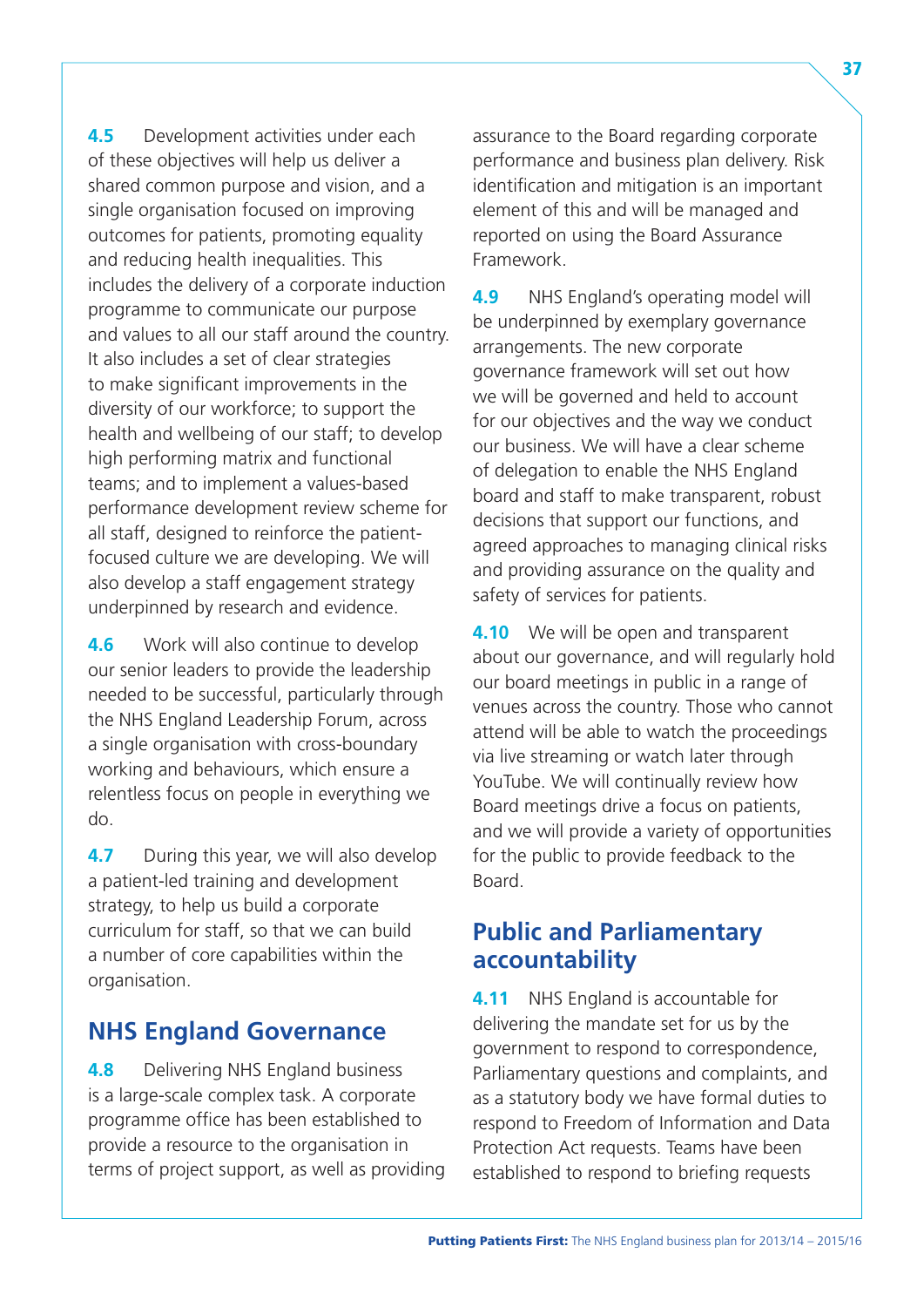**4.5** Development activities under each of these objectives will help us deliver a shared common purpose and vision, and a single organisation focused on improving outcomes for patients, promoting equality and reducing health inequalities. This includes the delivery of a corporate induction programme to communicate our purpose and values to all our staff around the country. It also includes a set of clear strategies to make significant improvements in the diversity of our workforce; to support the health and wellbeing of our staff; to develop high performing matrix and functional teams; and to implement a values-based performance development review scheme for all staff, designed to reinforce the patient-focused culture we are developing. We will also develop a staff engagement strategy underpinned by research and evidence.

**4.6** Work will also continue to develop our senior leaders to provide the leadership needed to be successful, particularly through the NHS England Leadership Forum, across a single organisation with cross-boundary working and behaviours, which ensure a relentless focus on people in everything we do.

**4.7** During this year, we will also develop a patient-led training and development strategy, to help us build a corporate curriculum for staff, so that we can build a number of core capabilities within the organisation.

## NHS England Governance

**4.8** Delivering NHS England business is a large-scale complex task. A corporate programme office has been established to provide a resource to the organisation in terms of project support, as well as providing assurance to the Board regarding corporate performance and business plan delivery. Risk identification and mitigation is an important element of this and will be managed and reported on using the Board Assurance Framework.

**4.9** NHS England's operating model will be underpinned by exemplary governance arrangements. The new corporate governance framework will set out how we will be governed and held to account for our objectives and the way we conduct our business. We will have a clear scheme of delegation to enable the NHS England board and staff to make transparent, robust decisions that support our functions, and agreed approaches to managing clinical risks and providing assurance on the quality and safety of services for patients.

**4.10** We will be open and transparent about our governance, and will regularly hold our board meetings in public in a range of venues across the country. Those who cannot attend will be able to watch the proceedings via live streaming or watch later through YouTube. We will continually review how Board meetings drive a focus on patients, and we will provide a variety of opportunities for the public to provide feedback to the Board.

## Public and Parliamentary accountability

**4.11** NHS England is accountable for delivering the mandate set for us by the government to respond to correspondence, Parliamentary questions and complaints, and as a statutory body we have formal duties to respond to Freedom of Information and Data Protection Act requests. Teams have been established to respond to briefing requests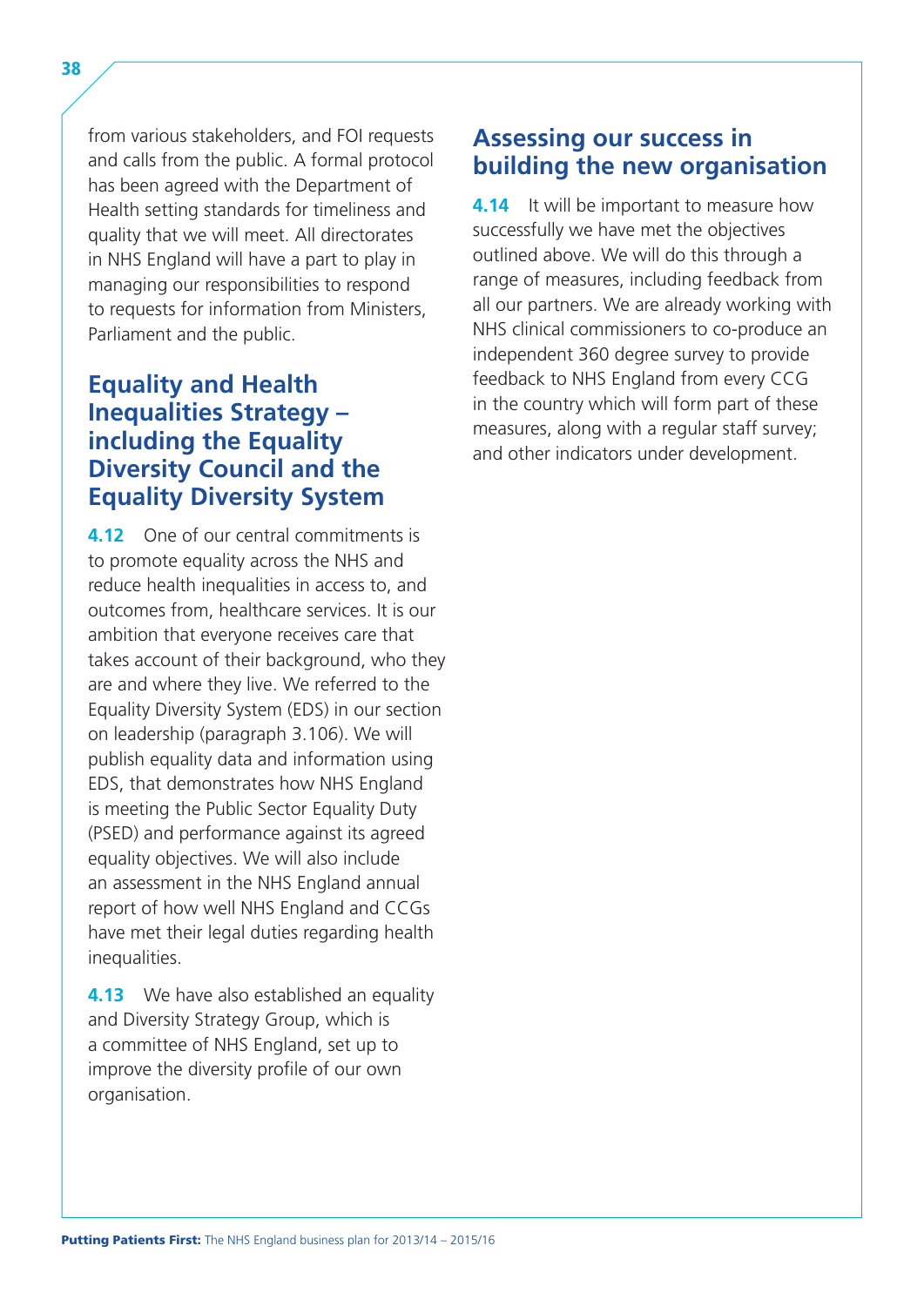from various stakeholders, and FOI requests and calls from the public. A formal protocol has been agreed with the Department of Health setting standards for timeliness and quality that we will meet. All directorates in NHS England will have a part to play in managing our responsibilities to respond to requests for information from Ministers, Parliament and the public.

## Equality and Health Inequalities Strategy – including the Equality Diversity Council and the Equality Diversity System

**4.12** One of our central commitments is to promote equality across the NHS and reduce health inequalities in access to, and outcomes from, healthcare services. It is our ambition that everyone receives care that takes account of their background, who they are and where they live. We referred to the Equality Diversity System (EDS) in our section on leadership (paragraph 3.106). We will publish equality data and information using EDS, that demonstrates how NHS England is meeting the Public Sector Equality Duty (PSED) and performance against its agreed equality objectives. We will also include an assessment in the NHS England annual report of how well NHS England and CCGs have met their legal duties regarding health inequalities.

**4.13** We have also established an equality and Diversity Strategy Group, which is a committee of NHS England, set up to improve the diversity profile of our own organisation.

## Assessing our success in building the new organisation

**4.14** It will be important to measure how successfully we have met the objectives outlined above. We will do this through a range of measures, including feedback from all our partners. We are already working with NHS clinical commissioners to co-produce an independent 360 degree survey to provide feedback to NHS England from every CCG in the country which will form part of these measures, along with a regular staff survey; and other indicators under development.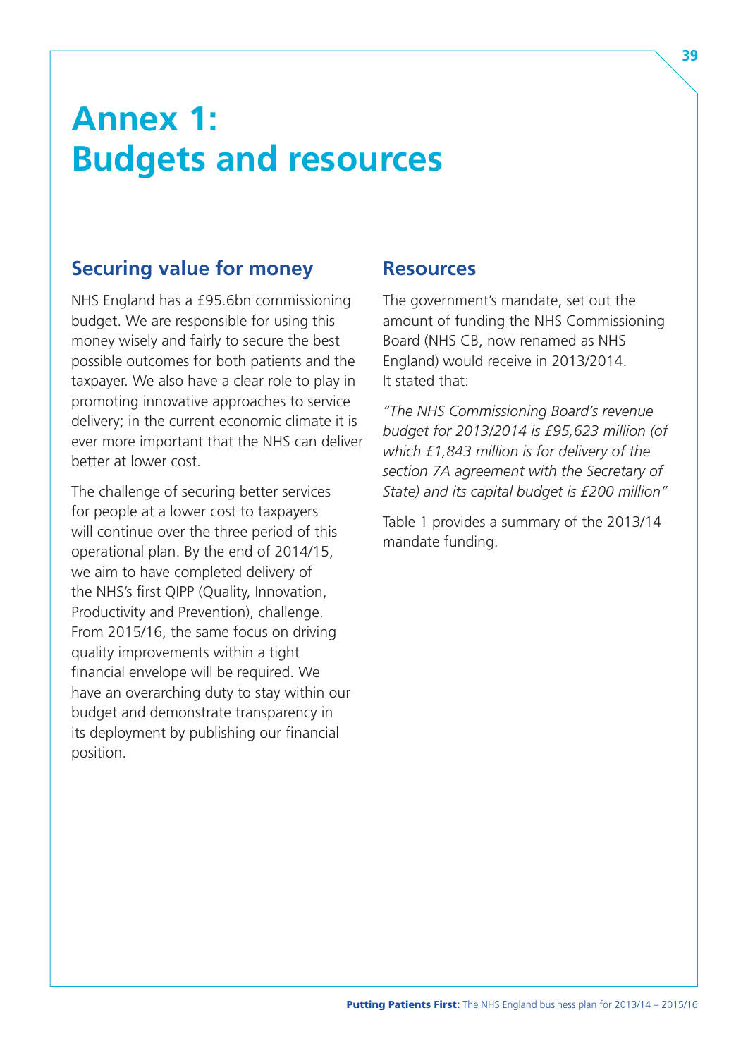# Annex 1: Budgets and resources

## Securing value for money

NHS England has a £95.6bn commissioning budget. We are responsible for using this money wisely and fairly to secure the best possible outcomes for both patients and the taxpayer. We also have a clear role to play in promoting innovative approaches to service delivery; in the current economic climate it is ever more important that the NHS can deliver better at lower cost.

The challenge of securing better services for people at a lower cost to taxpayers will continue over the three period of this operational plan. By the end of 2014/15, we aim to have completed delivery of the NHS's first QIPP (Quality, Innovation, Productivity and Prevention), challenge. From 2015/16, the same focus on driving quality improvements within a tight financial envelope will be required. We have an overarching duty to stay within our budget and demonstrate transparency in its deployment by publishing our financial position.

## Resources

The government's mandate, set out the amount of funding the NHS Commissioning Board (NHS CB, now renamed as NHS England) would receive in 2013/2014. It stated that:

*"The NHS Commissioning Board's revenue budget for 2013/2014 is £95,623 million (of which £1,843 million is for delivery of the section 7A agreement with the Secretary of State) and its capital budget is £200 million"*

Table 1 provides a summary of the 2013/14 mandate funding.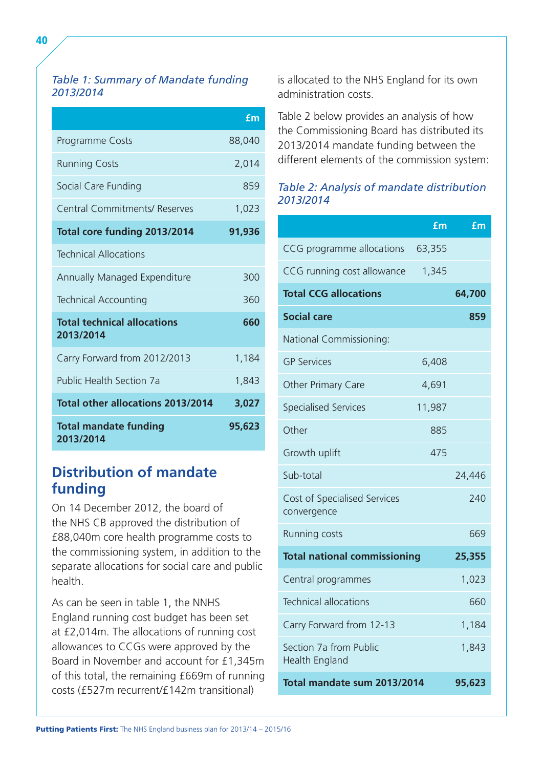*Table 1: Summary of Mandate funding 2013/2014*

| | £m |
|---|---|
| Programme Costs | 88,040 |
| Running Costs | 2,014 |
| Social Care Funding | 859 |
| Central Commitments/ Reserves | 1,023 |
| **Total core funding 2013/2014** | **91,936** |
| Technical Allocations | |
| Annually Managed Expenditure | 300 |
| Technical Accounting | 360 |
| **Total technical allocations 2013/2014** | **660** |
| Carry Forward from 2012/2013 | 1,184 |
| Public Health Section 7a | 1,843 |
| **Total other allocations 2013/2014** | **3,027** |
| **Total mandate funding 2013/2014** | **95,623** |

## Distribution of mandate funding

On 14 December 2012, the board of the NHS CB approved the distribution of £88,040m core health programme costs to the commissioning system, in addition to the separate allocations for social care and public health.

As can be seen in table 1, the NNHS England running cost budget has been set at £2,014m. The allocations of running cost allowances to CCGs were approved by the Board in November and account for £1,345m of this total, the remaining £669m of running costs (£527m recurrent/£142m transitional) is allocated to the NHS England for its own administration costs.

Table 2 below provides an analysis of how the Commissioning Board has distributed its 2013/2014 mandate funding between the different elements of the commission system:

*Table 2: Analysis of mandate distribution 2013/2014*

| | £m | £m |
|---|---|---|
| CCG programme allocations | 63,355 | |
| CCG running cost allowance | 1,345 | |
| **Total CCG allocations** | | **64,700** |
| **Social care** | | **859** |
| National Commissioning: | | |
| GP Services | 6,408 | |
| Other Primary Care | 4,691 | |
| Specialised Services | 11,987 | |
| Other | 885 | |
| Growth uplift | 475 | |
| Sub-total | | 24,446 |
| Cost of Specialised Services convergence | | 240 |
| Running costs | | 669 |
| **Total national commissioning** | | **25,355** |
| Central programmes | | 1,023 |
| Technical allocations | | 660 |
| Carry Forward from 12-13 | | 1,184 |
| Section 7a from Public Health England | | 1,843 |
| **Total mandate sum 2013/2014** | | **95,623** |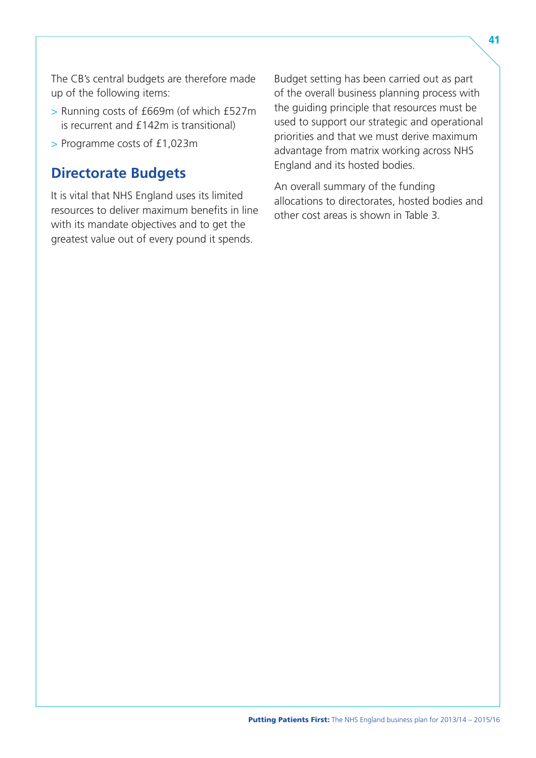The CB's central budgets are therefore made up of the following items:

- Running costs of £669m (of which £527m is recurrent and £142m is transitional)
- Programme costs of £1,023m

## Directorate Budgets

It is vital that NHS England uses its limited resources to deliver maximum benefits in line with its mandate objectives and to get the greatest value out of every pound it spends.

Budget setting has been carried out as part of the overall business planning process with the guiding principle that resources must be used to support our strategic and operational priorities and that we must derive maximum advantage from matrix working across NHS England and its hosted bodies.

An overall summary of the funding allocations to directorates, hosted bodies and other cost areas is shown in Table 3.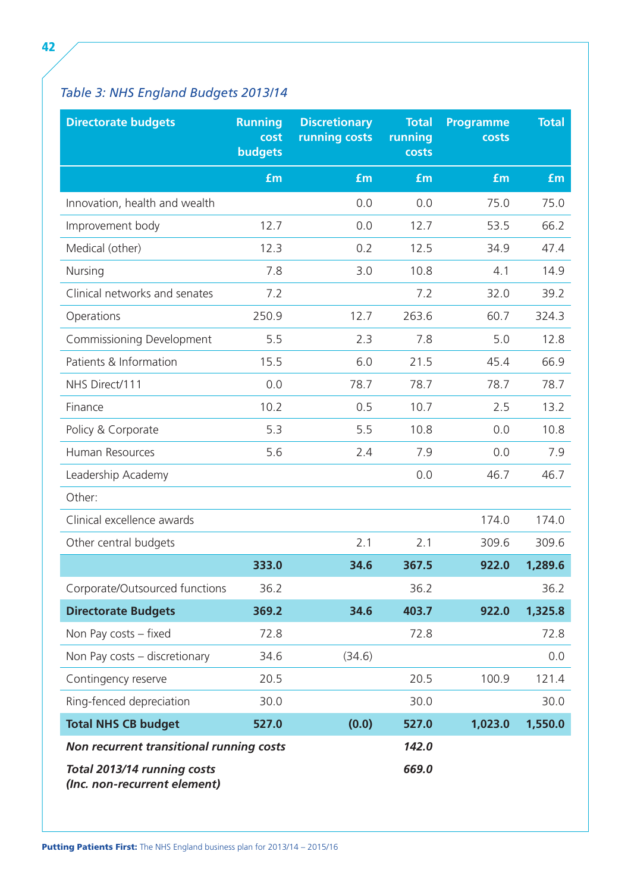*Table 3: NHS England Budgets 2013/14*

| Directorate budgets | Running cost budgets | Discretionary running costs | Total running costs | Programme costs | Total |
|---|---|---|---|---|---|
| | £m | £m | £m | £m | £m |
| Innovation, health and wealth | | 0.0 | 0.0 | 75.0 | 75.0 |
| Improvement body | 12.7 | 0.0 | 12.7 | 53.5 | 66.2 |
| Medical (other) | 12.3 | 0.2 | 12.5 | 34.9 | 47.4 |
| Nursing | 7.8 | 3.0 | 10.8 | 4.1 | 14.9 |
| Clinical networks and senates | 7.2 | | 7.2 | 32.0 | 39.2 |
| Operations | 250.9 | 12.7 | 263.6 | 60.7 | 324.3 |
| Commissioning Development | 5.5 | 2.3 | 7.8 | 5.0 | 12.8 |
| Patients & Information | 15.5 | 6.0 | 21.5 | 45.4 | 66.9 |
| NHS Direct/111 | 0.0 | 78.7 | 78.7 | 78.7 | 78.7 |
| Finance | 10.2 | 0.5 | 10.7 | 2.5 | 13.2 |
| Policy & Corporate | 5.3 | 5.5 | 10.8 | 0.0 | 10.8 |
| Human Resources | 5.6 | 2.4 | 7.9 | 0.0 | 7.9 |
| Leadership Academy | | | 0.0 | 46.7 | 46.7 |
| Other: | | | | | |
| Clinical excellence awards | | | | 174.0 | 174.0 |
| Other central budgets | | 2.1 | 2.1 | 309.6 | 309.6 |
| | **333.0** | **34.6** | **367.5** | **922.0** | **1,289.6** |
| Corporate/Outsourced functions | 36.2 | | 36.2 | | 36.2 |
| **Directorate Budgets** | **369.2** | **34.6** | **403.7** | **922.0** | **1,325.8** |
| Non Pay costs – fixed | 72.8 | | 72.8 | | 72.8 |
| Non Pay costs – discretionary | 34.6 | (34.6) | | | 0.0 |
| Contingency reserve | 20.5 | | 20.5 | 100.9 | 121.4 |
| Ring-fenced depreciation | 30.0 | | 30.0 | | 30.0 |
| **Total NHS CB budget** | **527.0** | **(0.0)** | **527.0** | **1,023.0** | **1,550.0** |
| ***Non recurrent transitional running costs*** | | | ***142.0*** | | |
| ***Total 2013/14 running costs (Inc. non-recurrent element)*** | | | ***669.0*** | | |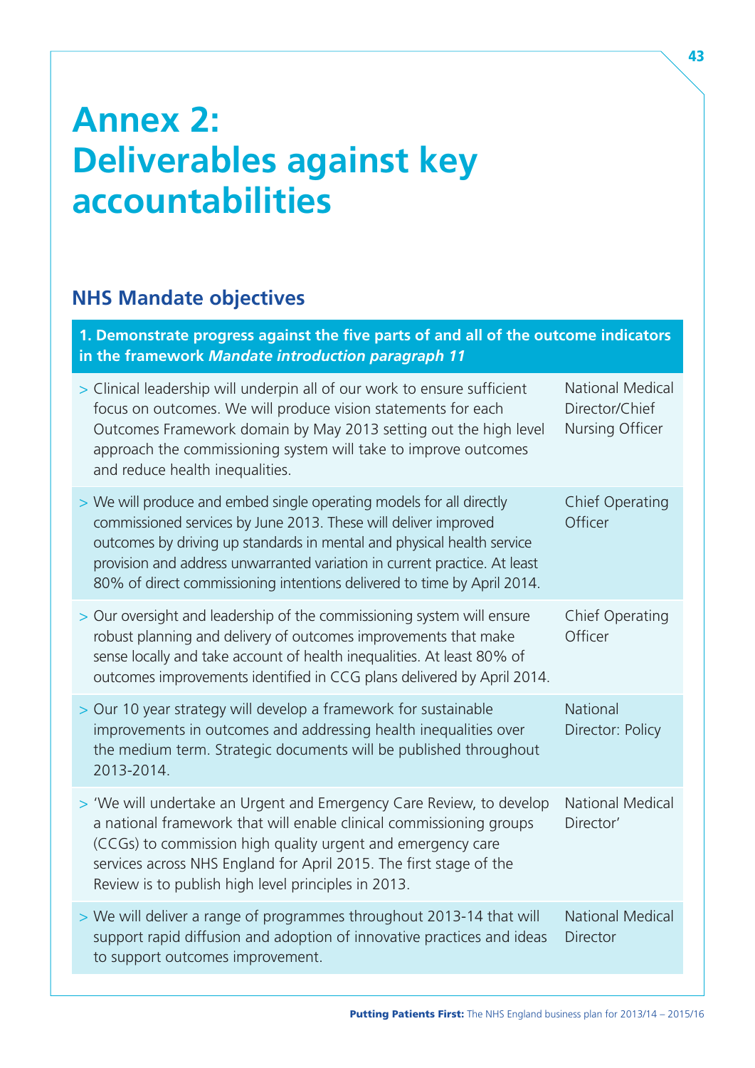# Annex 2: Deliverables against key accountabilities

## NHS Mandate objectives

| **1. Demonstrate progress against the five parts of and all of the outcome indicators in the framework *Mandate introduction paragraph 11*** | |
|---|---|
| > Clinical leadership will underpin all of our work to ensure sufficient focus on outcomes. We will produce vision statements for each Outcomes Framework domain by May 2013 setting out the high level approach the commissioning system will take to improve outcomes and reduce health inequalities. | National Medical Director/Chief Nursing Officer |
| > We will produce and embed single operating models for all directly commissioned services by June 2013. These will deliver improved outcomes by driving up standards in mental and physical health service provision and address unwarranted variation in current practice. At least 80% of direct commissioning intentions delivered to time by April 2014. | Chief Operating Officer |
| > Our oversight and leadership of the commissioning system will ensure robust planning and delivery of outcomes improvements that make sense locally and take account of health inequalities. At least 80% of outcomes improvements identified in CCG plans delivered by April 2014. | Chief Operating Officer |
| > Our 10 year strategy will develop a framework for sustainable improvements in outcomes and addressing health inequalities over the medium term. Strategic documents will be published throughout 2013-2014. | National Director: Policy |
| > 'We will undertake an Urgent and Emergency Care Review, to develop a national framework that will enable clinical commissioning groups (CCGs) to commission high quality urgent and emergency care services across NHS England for April 2015. The first stage of the Review is to publish high level principles in 2013. | National Medical Director' |
| > We will deliver a range of programmes throughout 2013-14 that will support rapid diffusion and adoption of innovative practices and ideas to support outcomes improvement. | National Medical Director |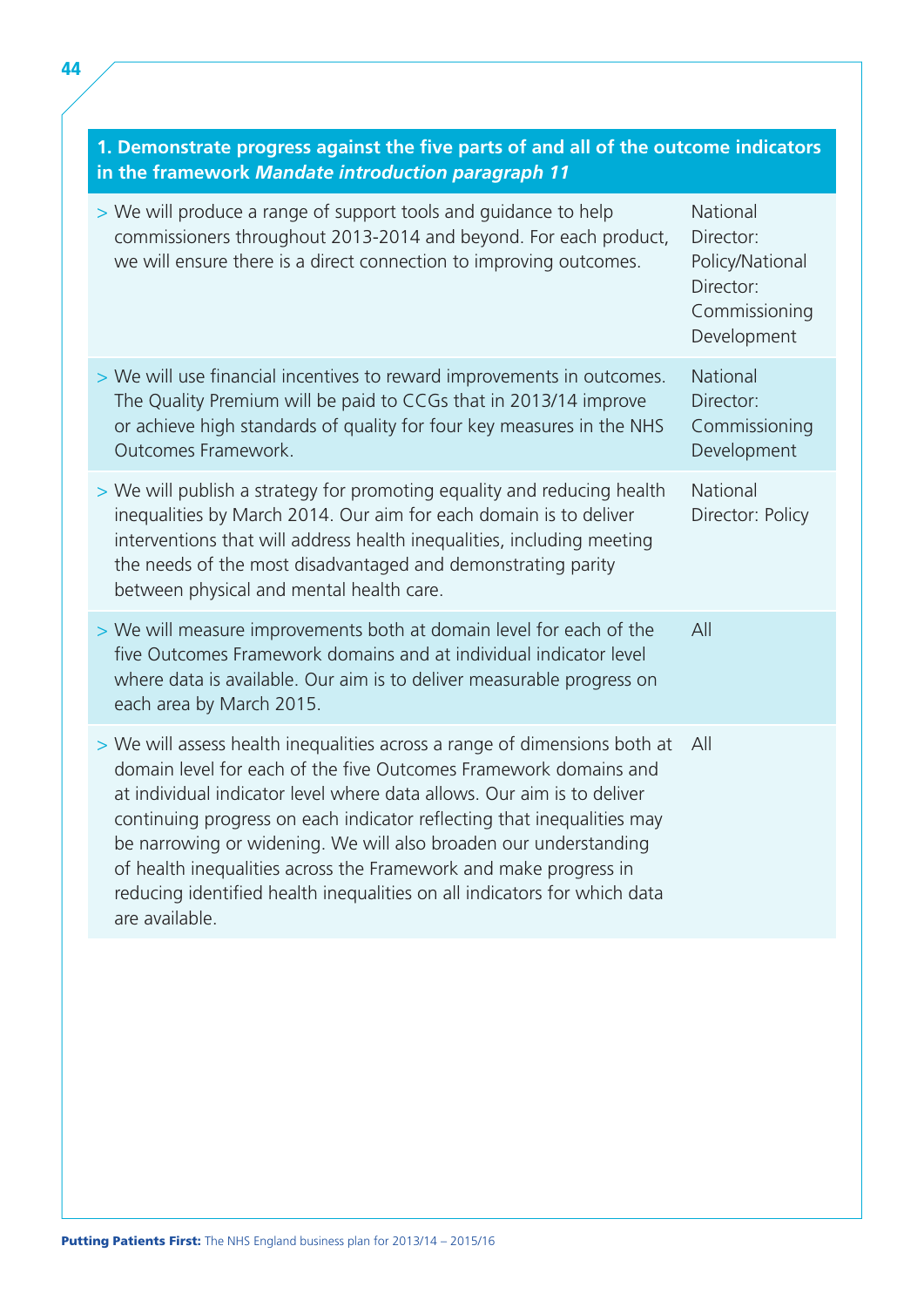| **1. Demonstrate progress against the five parts of and all of the outcome indicators in the framework *Mandate introduction paragraph 11*** | |
|---|---|
| > We will produce a range of support tools and guidance to help commissioners throughout 2013-2014 and beyond. For each product, we will ensure there is a direct connection to improving outcomes. | National Director: Policy/National Director: Commissioning Development |
| > We will use financial incentives to reward improvements in outcomes. The Quality Premium will be paid to CCGs that in 2013/14 improve or achieve high standards of quality for four key measures in the NHS Outcomes Framework. | National Director: Commissioning Development |
| > We will publish a strategy for promoting equality and reducing health inequalities by March 2014. Our aim for each domain is to deliver interventions that will address health inequalities, including meeting the needs of the most disadvantaged and demonstrating parity between physical and mental health care. | National Director: Policy |
| > We will measure improvements both at domain level for each of the five Outcomes Framework domains and at individual indicator level where data is available. Our aim is to deliver measurable progress on each area by March 2015. | All |
| > We will assess health inequalities across a range of dimensions both at domain level for each of the five Outcomes Framework domains and at individual indicator level where data allows. Our aim is to deliver continuing progress on each indicator reflecting that inequalities may be narrowing or widening. We will also broaden our understanding of health inequalities across the Framework and make progress in reducing identified health inequalities on all indicators for which data are available. | All |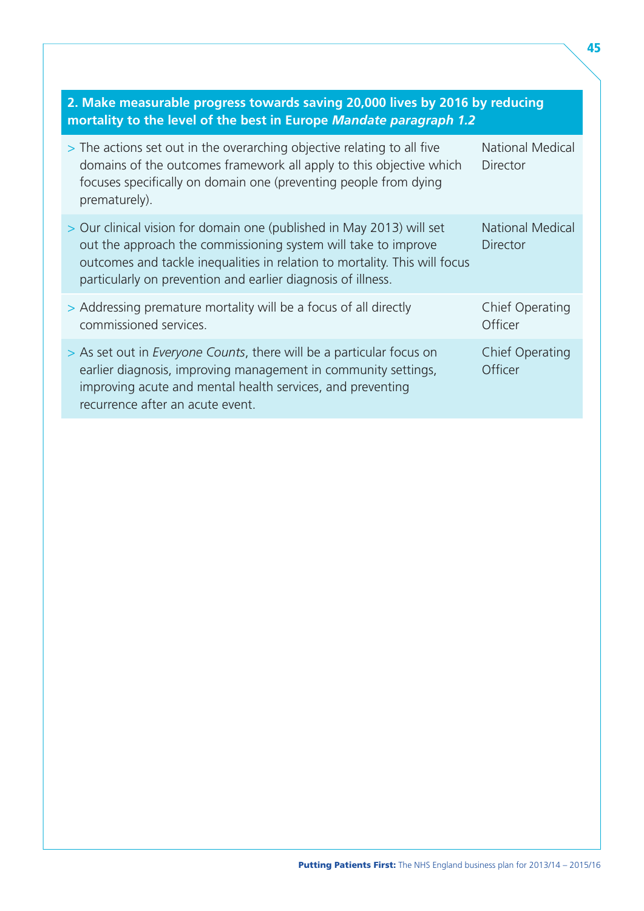| 2. Make measurable progress towards saving 20,000 lives by 2016 by reducing mortality to the level of the best in Europe *Mandate paragraph 1.2* | |
|---|---|
| > The actions set out in the overarching objective relating to all five domains of the outcomes framework all apply to this objective which focuses specifically on domain one (preventing people from dying prematurely). | National Medical Director |
| > Our clinical vision for domain one (published in May 2013) will set out the approach the commissioning system will take to improve outcomes and tackle inequalities in relation to mortality. This will focus particularly on prevention and earlier diagnosis of illness. | National Medical Director |
| > Addressing premature mortality will be a focus of all directly commissioned services. | Chief Operating Officer |
| > As set out in *Everyone Counts*, there will be a particular focus on earlier diagnosis, improving management in community settings, improving acute and mental health services, and preventing recurrence after an acute event. | Chief Operating Officer |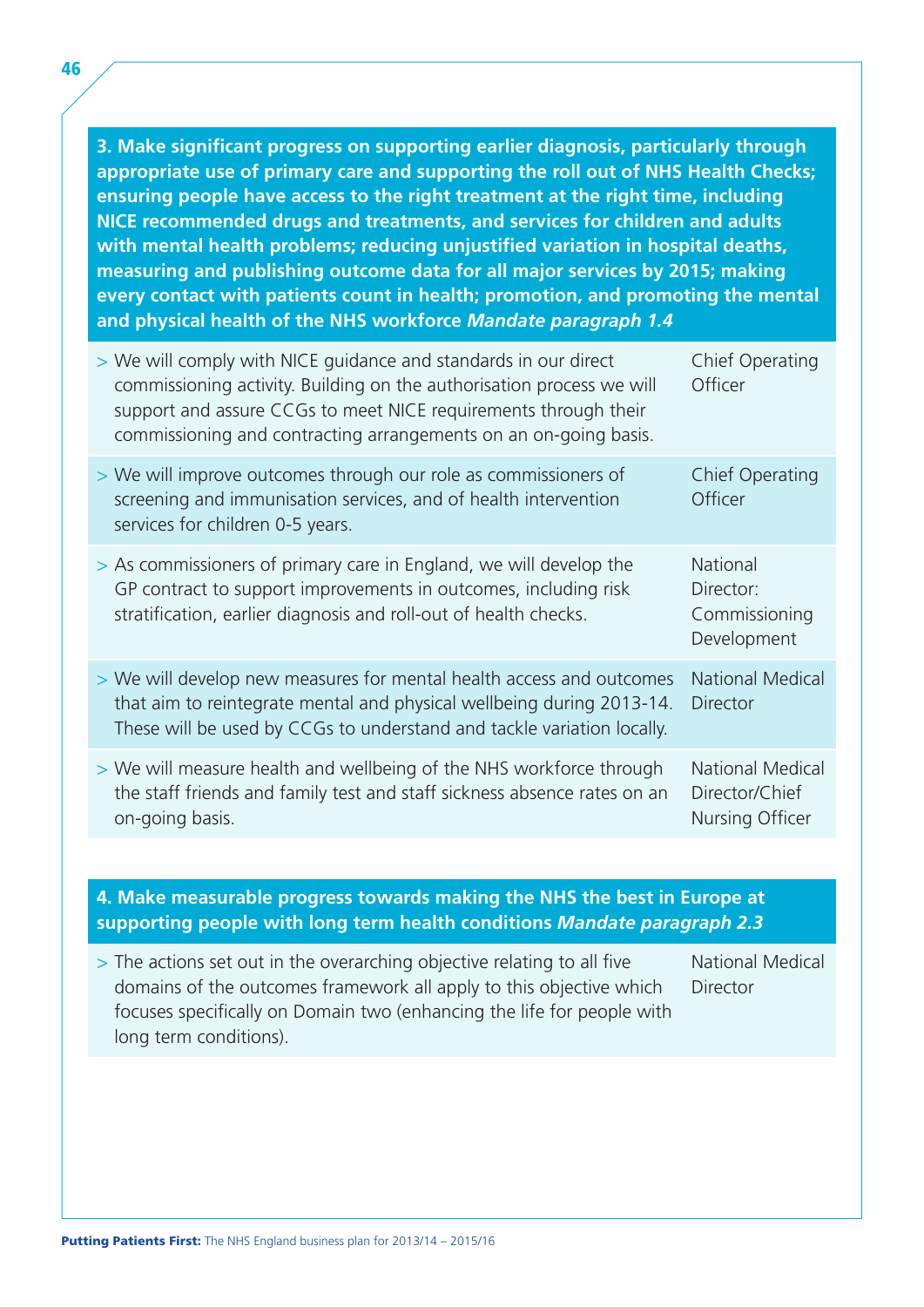**3. Make significant progress on supporting earlier diagnosis, particularly through appropriate use of primary care and supporting the roll out of NHS Health Checks; ensuring people have access to the right treatment at the right time, including NICE recommended drugs and treatments, and services for children and adults with mental health problems; reducing unjustified variation in hospital deaths, measuring and publishing outcome data for all major services by 2015; making every contact with patients count in health; promotion, and promoting the mental and physical health of the NHS workforce *Mandate paragraph 1.4***

| Action | Lead |
| --- | --- |
| > We will comply with NICE guidance and standards in our direct commissioning activity. Building on the authorisation process we will support and assure CCGs to meet NICE requirements through their commissioning and contracting arrangements on an on-going basis. | Chief Operating Officer |
| > We will improve outcomes through our role as commissioners of screening and immunisation services, and of health intervention services for children 0-5 years. | Chief Operating Officer |
| > As commissioners of primary care in England, we will develop the GP contract to support improvements in outcomes, including risk stratification, earlier diagnosis and roll-out of health checks. | National Director: Commissioning Development |
| > We will develop new measures for mental health access and outcomes that aim to reintegrate mental and physical wellbeing during 2013-14. These will be used by CCGs to understand and tackle variation locally. | National Medical Director |
| > We will measure health and wellbeing of the NHS workforce through the staff friends and family test and staff sickness absence rates on an on-going basis. | National Medical Director/Chief Nursing Officer |

**4. Make measurable progress towards making the NHS the best in Europe at supporting people with long term health conditions *Mandate paragraph 2.3***

| Action | Lead |
| --- | --- |
| > The actions set out in the overarching objective relating to all five domains of the outcomes framework all apply to this objective which focuses specifically on Domain two (enhancing the life for people with long term conditions). | National Medical Director |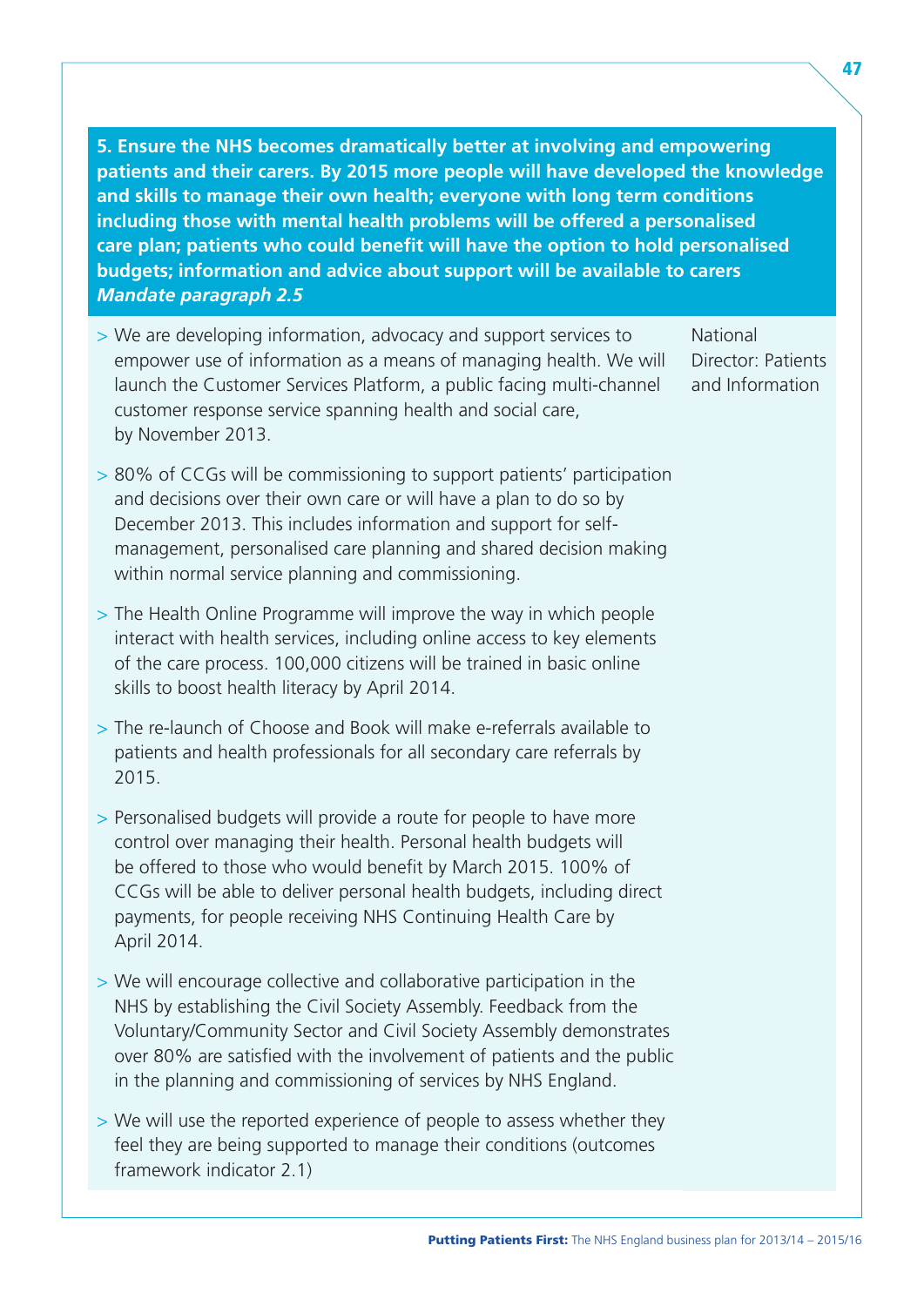**5. Ensure the NHS becomes dramatically better at involving and empowering patients and their carers. By 2015 more people will have developed the knowledge and skills to manage their own health; everyone with long term conditions including those with mental health problems will be offered a personalised care plan; patients who could benefit will have the option to hold personalised budgets; information and advice about support will be available to carers** ***Mandate paragraph 2.5***

| | |
|---|---|
| > We are developing information, advocacy and support services to empower use of information as a means of managing health. We will launch the Customer Services Platform, a public facing multi-channel customer response service spanning health and social care, by November 2013. | National Director: Patients and Information |
| > 80% of CCGs will be commissioning to support patients' participation and decisions over their own care or will have a plan to do so by December 2013. This includes information and support for self-management, personalised care planning and shared decision making within normal service planning and commissioning. | |
| > The Health Online Programme will improve the way in which people interact with health services, including online access to key elements of the care process. 100,000 citizens will be trained in basic online skills to boost health literacy by April 2014. | |
| > The re-launch of Choose and Book will make e-referrals available to patients and health professionals for all secondary care referrals by 2015. | |
| > Personalised budgets will provide a route for people to have more control over managing their health. Personal health budgets will be offered to those who would benefit by March 2015. 100% of CCGs will be able to deliver personal health budgets, including direct payments, for people receiving NHS Continuing Health Care by April 2014. | |
| > We will encourage collective and collaborative participation in the NHS by establishing the Civil Society Assembly. Feedback from the Voluntary/Community Sector and Civil Society Assembly demonstrates over 80% are satisfied with the involvement of patients and the public in the planning and commissioning of services by NHS England. | |
| > We will use the reported experience of people to assess whether they feel they are being supported to manage their conditions (outcomes framework indicator 2.1) | |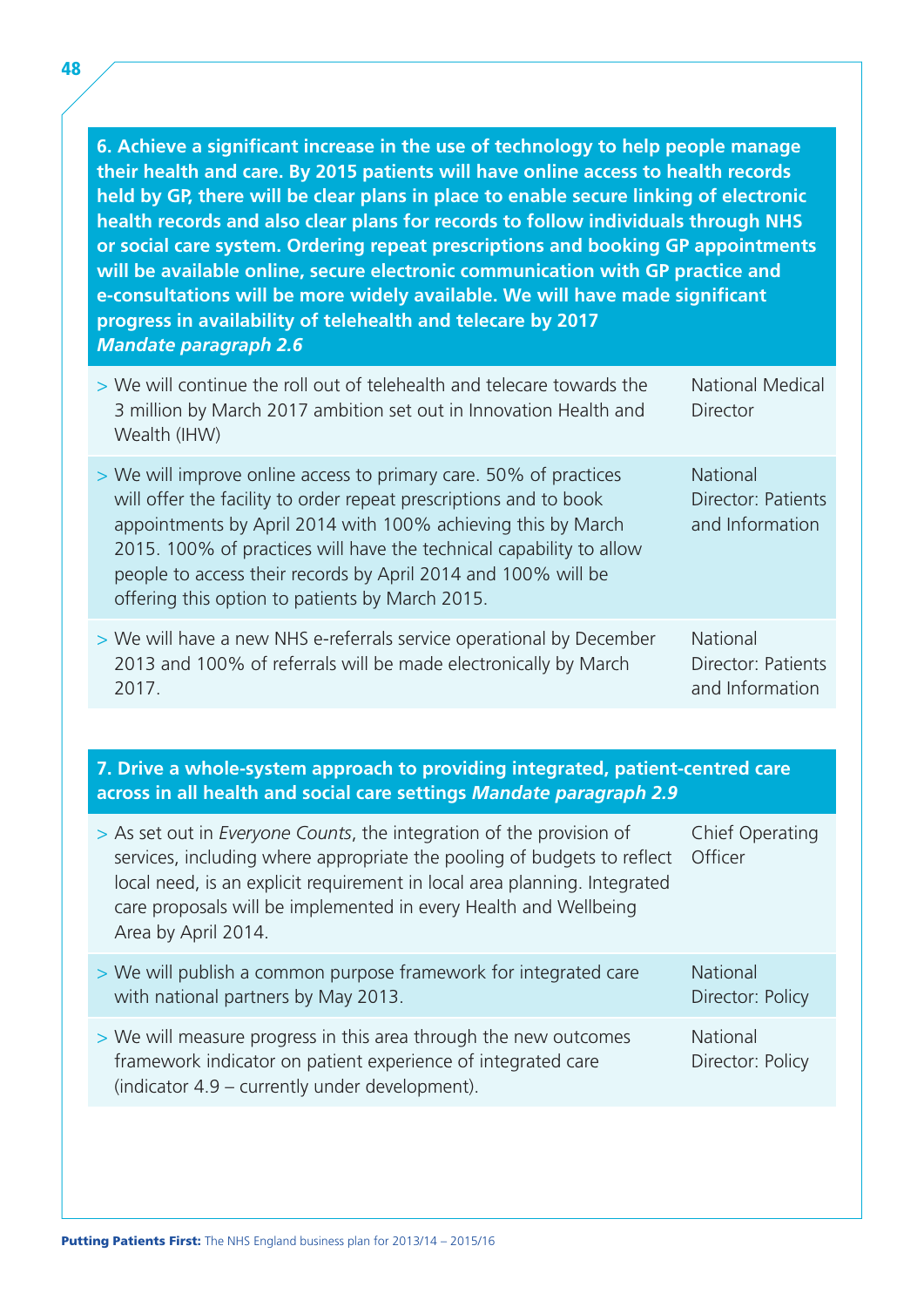**6. Achieve a significant increase in the use of technology to help people manage their health and care. By 2015 patients will have online access to health records held by GP, there will be clear plans in place to enable secure linking of electronic health records and also clear plans for records to follow individuals through NHS or social care system. Ordering repeat prescriptions and booking GP appointments will be available online, secure electronic communication with GP practice and e-consultations will be more widely available. We will have made significant progress in availability of telehealth and telecare by 2017**
***Mandate paragraph 2.6***

| Action | Lead |
|---|---|
| > We will continue the roll out of telehealth and telecare towards the 3 million by March 2017 ambition set out in Innovation Health and Wealth (IHW) | National Medical Director |
| > We will improve online access to primary care. 50% of practices will offer the facility to order repeat prescriptions and to book appointments by April 2014 with 100% achieving this by March 2015. 100% of practices will have the technical capability to allow people to access their records by April 2014 and 100% will be offering this option to patients by March 2015. | National Director: Patients and Information |
| > We will have a new NHS e-referrals service operational by December 2013 and 100% of referrals will be made electronically by March 2017. | National Director: Patients and Information |

**7. Drive a whole-system approach to providing integrated, patient-centred care across in all health and social care settings *Mandate paragraph 2.9***

| Action | Lead |
|---|---|
| > As set out in *Everyone Counts*, the integration of the provision of services, including where appropriate the pooling of budgets to reflect local need, is an explicit requirement in local area planning. Integrated care proposals will be implemented in every Health and Wellbeing Area by April 2014. | Chief Operating Officer |
| > We will publish a common purpose framework for integrated care with national partners by May 2013. | National Director: Policy |
| > We will measure progress in this area through the new outcomes framework indicator on patient experience of integrated care (indicator 4.9 – currently under development). | National Director: Policy |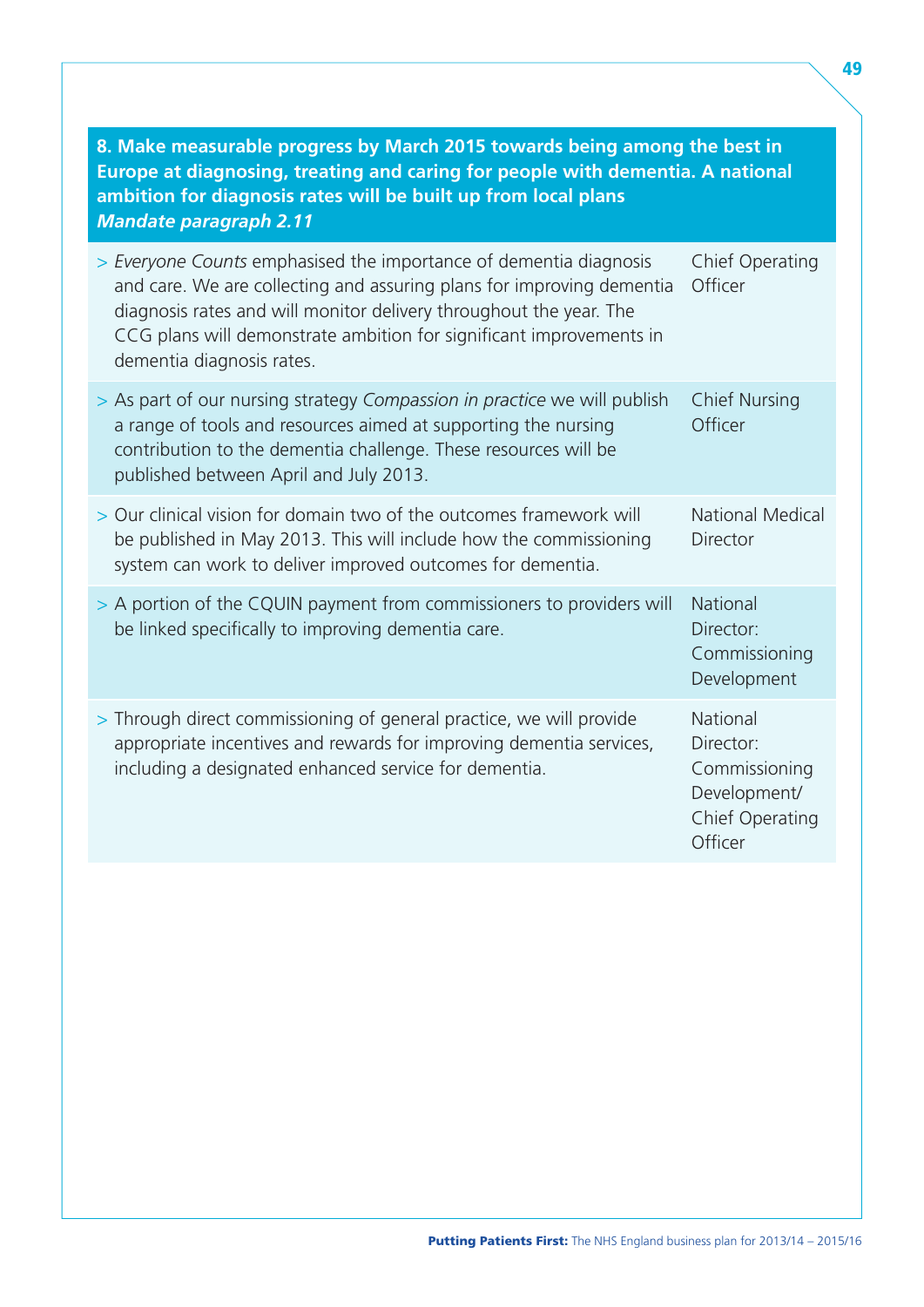**8. Make measurable progress by March 2015 towards being among the best in Europe at diagnosing, treating and caring for people with dementia. A national ambition for diagnosis rates will be built up from local plans**
***Mandate paragraph 2.11***

| | |
|---|---|
| > *Everyone Counts* emphasised the importance of dementia diagnosis and care. We are collecting and assuring plans for improving dementia diagnosis rates and will monitor delivery throughout the year. The CCG plans will demonstrate ambition for significant improvements in dementia diagnosis rates. | Chief Operating Officer |
| > As part of our nursing strategy *Compassion in practice* we will publish a range of tools and resources aimed at supporting the nursing contribution to the dementia challenge. These resources will be published between April and July 2013. | Chief Nursing Officer |
| > Our clinical vision for domain two of the outcomes framework will be published in May 2013. This will include how the commissioning system can work to deliver improved outcomes for dementia. | National Medical Director |
| > A portion of the CQUIN payment from commissioners to providers will be linked specifically to improving dementia care. | National Director: Commissioning Development |
| > Through direct commissioning of general practice, we will provide appropriate incentives and rewards for improving dementia services, including a designated enhanced service for dementia. | National Director: Commissioning Development/ Chief Operating Officer |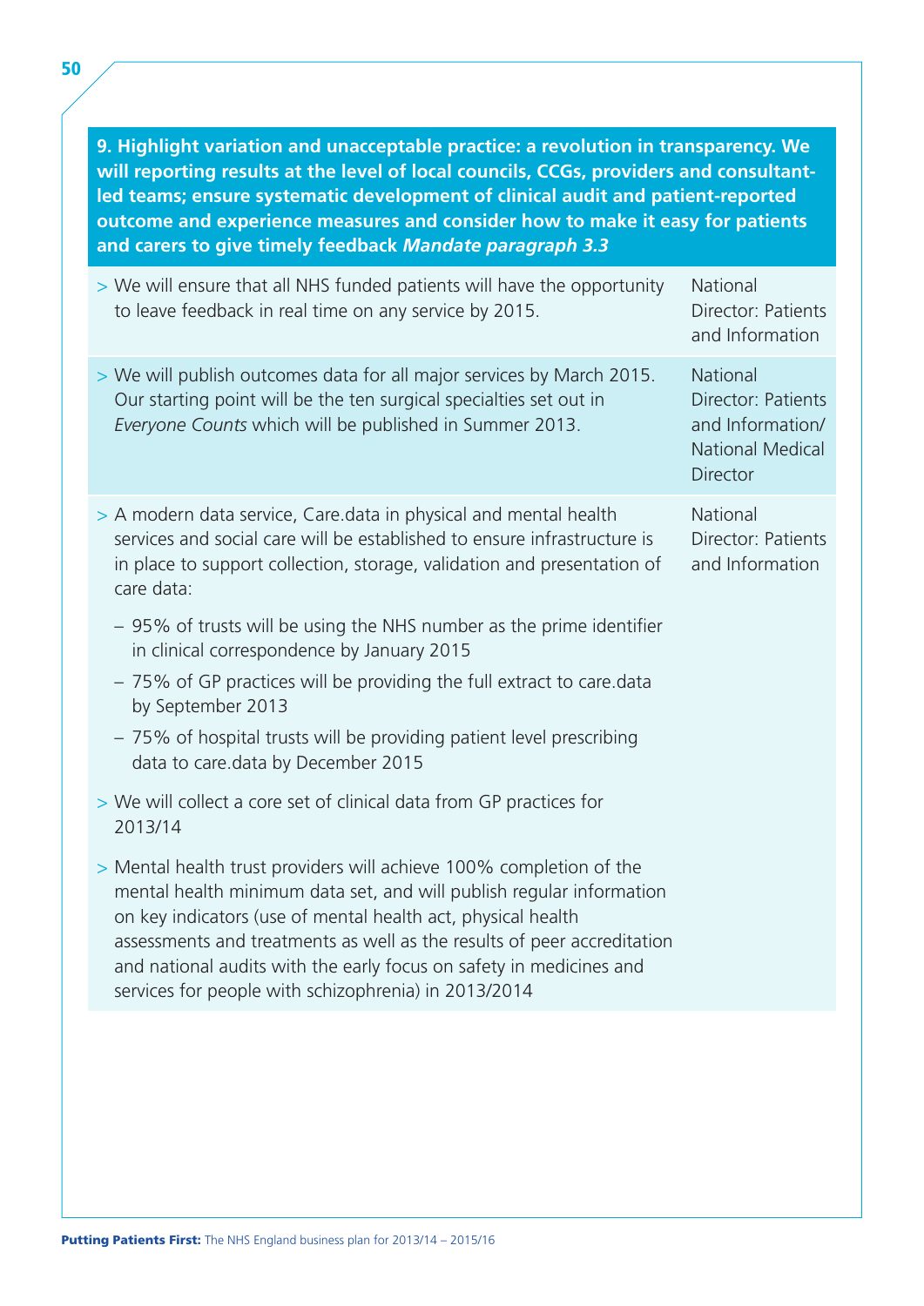| 9. Highlight variation and unacceptable practice: a revolution in transparency. We will reporting results at the level of local councils, CCGs, providers and consultant-led teams; ensure systematic development of clinical audit and patient-reported outcome and experience measures and consider how to make it easy for patients and carers to give timely feedback *Mandate paragraph 3.3* | |
|---|---|
| > We will ensure that all NHS funded patients will have the opportunity to leave feedback in real time on any service by 2015. | National Director: Patients and Information |
| > We will publish outcomes data for all major services by March 2015. Our starting point will be the ten surgical specialties set out in *Everyone Counts* which will be published in Summer 2013. | National Director: Patients and Information/ National Medical Director |
| > A modern data service, Care.data in physical and mental health services and social care will be established to ensure infrastructure is in place to support collection, storage, validation and presentation of care data:<br>– 95% of trusts will be using the NHS number as the prime identifier in clinical correspondence by January 2015<br>– 75% of GP practices will be providing the full extract to care.data by September 2013<br>– 75% of hospital trusts will be providing patient level prescribing data to care.data by December 2015<br>> We will collect a core set of clinical data from GP practices for 2013/14<br>> Mental health trust providers will achieve 100% completion of the mental health minimum data set, and will publish regular information on key indicators (use of mental health act, physical health assessments and treatments as well as the results of peer accreditation and national audits with the early focus on safety in medicines and services for people with schizophrenia) in 2013/2014 | National Director: Patients and Information |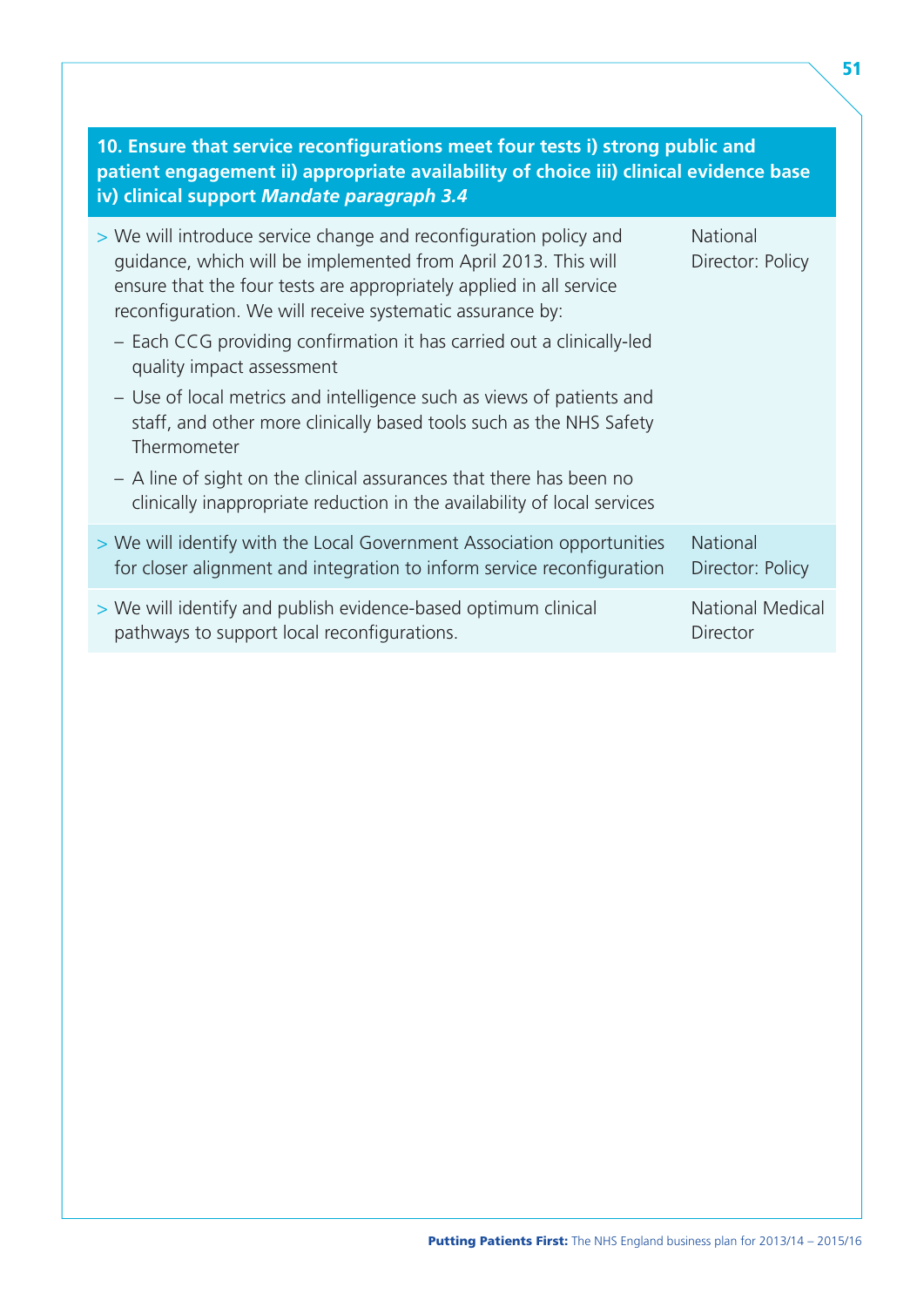**10. Ensure that service reconfigurations meet four tests i) strong public and patient engagement ii) appropriate availability of choice iii) clinical evidence base iv) clinical support** ***Mandate paragraph 3.4***

| Action | Lead |
|---|---|
| > We will introduce service change and reconfiguration policy and guidance, which will be implemented from April 2013. This will ensure that the four tests are appropriately applied in all service reconfiguration. We will receive systematic assurance by:<br>– Each CCG providing confirmation it has carried out a clinically-led quality impact assessment<br>– Use of local metrics and intelligence such as views of patients and staff, and other more clinically based tools such as the NHS Safety Thermometer<br>– A line of sight on the clinical assurances that there has been no clinically inappropriate reduction in the availability of local services | National Director: Policy |
| > We will identify with the Local Government Association opportunities for closer alignment and integration to inform service reconfiguration | National Director: Policy |
| > We will identify and publish evidence-based optimum clinical pathways to support local reconfigurations. | National Medical Director |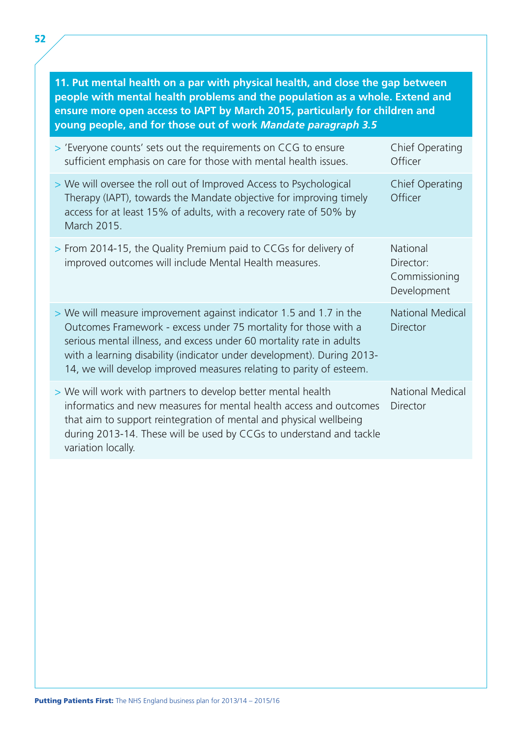| 11. Put mental health on a par with physical health, and close the gap between people with mental health problems and the population as a whole. Extend and ensure more open access to IAPT by March 2015, particularly for children and young people, and for those out of work *Mandate paragraph 3.5* | |
|---|---|
| > 'Everyone counts' sets out the requirements on CCG to ensure sufficient emphasis on care for those with mental health issues. | Chief Operating Officer |
| > We will oversee the roll out of Improved Access to Psychological Therapy (IAPT), towards the Mandate objective for improving timely access for at least 15% of adults, with a recovery rate of 50% by March 2015. | Chief Operating Officer |
| > From 2014-15, the Quality Premium paid to CCGs for delivery of improved outcomes will include Mental Health measures. | National Director: Commissioning Development |
| > We will measure improvement against indicator 1.5 and 1.7 in the Outcomes Framework - excess under 75 mortality for those with a serious mental illness, and excess under 60 mortality rate in adults with a learning disability (indicator under development). During 2013-14, we will develop improved measures relating to parity of esteem. | National Medical Director |
| > We will work with partners to develop better mental health informatics and new measures for mental health access and outcomes that aim to support reintegration of mental and physical wellbeing during 2013-14. These will be used by CCGs to understand and tackle variation locally. | National Medical Director |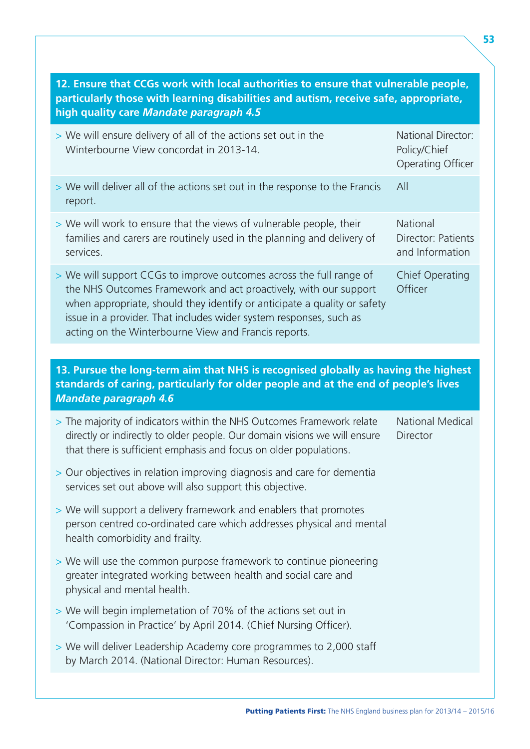**12. Ensure that CCGs work with local authorities to ensure that vulnerable people, particularly those with learning disabilities and autism, receive safe, appropriate, high quality care *Mandate paragraph 4.5***

| Action | Lead |
| --- | --- |
| > We will ensure delivery of all of the actions set out in the Winterbourne View concordat in 2013-14. | National Director: Policy/Chief Operating Officer |
| > We will deliver all of the actions set out in the response to the Francis report. | All |
| > We will work to ensure that the views of vulnerable people, their families and carers are routinely used in the planning and delivery of services. | National Director: Patients and Information |
| > We will support CCGs to improve outcomes across the full range of the NHS Outcomes Framework and act proactively, with our support when appropriate, should they identify or anticipate a quality or safety issue in a provider. That includes wider system responses, such as acting on the Winterbourne View and Francis reports. | Chief Operating Officer |

**13. Pursue the long-term aim that NHS is recognised globally as having the highest standards of caring, particularly for older people and at the end of people's lives *Mandate paragraph 4.6***

| Action | Lead |
| --- | --- |
| > The majority of indicators within the NHS Outcomes Framework relate directly or indirectly to older people. Our domain visions we will ensure that there is sufficient emphasis and focus on older populations.<br><br>> Our objectives in relation improving diagnosis and care for dementia services set out above will also support this objective.<br><br>> We will support a delivery framework and enablers that promotes person centred co-ordinated care which addresses physical and mental health comorbidity and frailty.<br><br>> We will use the common purpose framework to continue pioneering greater integrated working between health and social care and physical and mental health.<br><br>> We will begin implemetation of 70% of the actions set out in 'Compassion in Practice' by April 2014. (Chief Nursing Officer).<br><br>> We will deliver Leadership Academy core programmes to 2,000 staff by March 2014. (National Director: Human Resources). | National Medical Director |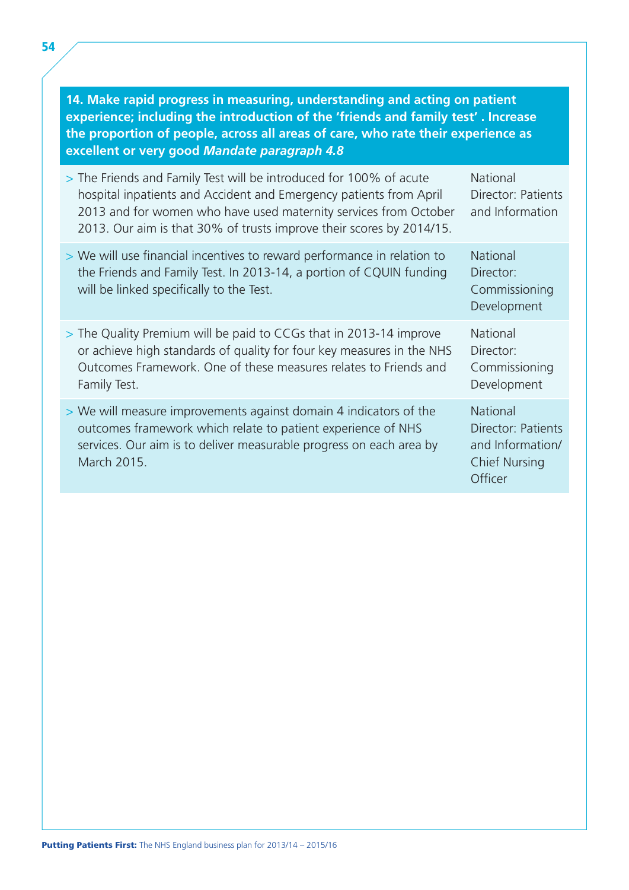**14. Make rapid progress in measuring, understanding and acting on patient experience; including the introduction of the 'friends and family test' . Increase the proportion of people, across all areas of care, who rate their experience as excellent or very good *Mandate paragraph 4.8***

| Action | Lead |
|---|---|
| > The Friends and Family Test will be introduced for 100% of acute hospital inpatients and Accident and Emergency patients from April 2013 and for women who have used maternity services from October 2013. Our aim is that 30% of trusts improve their scores by 2014/15. | National Director: Patients and Information |
| > We will use financial incentives to reward performance in relation to the Friends and Family Test. In 2013-14, a portion of CQUIN funding will be linked specifically to the Test. | National Director: Commissioning Development |
| > The Quality Premium will be paid to CCGs that in 2013-14 improve or achieve high standards of quality for four key measures in the NHS Outcomes Framework. One of these measures relates to Friends and Family Test. | National Director: Commissioning Development |
| > We will measure improvements against domain 4 indicators of the outcomes framework which relate to patient experience of NHS services. Our aim is to deliver measurable progress on each area by March 2015. | National Director: Patients and Information/ Chief Nursing Officer |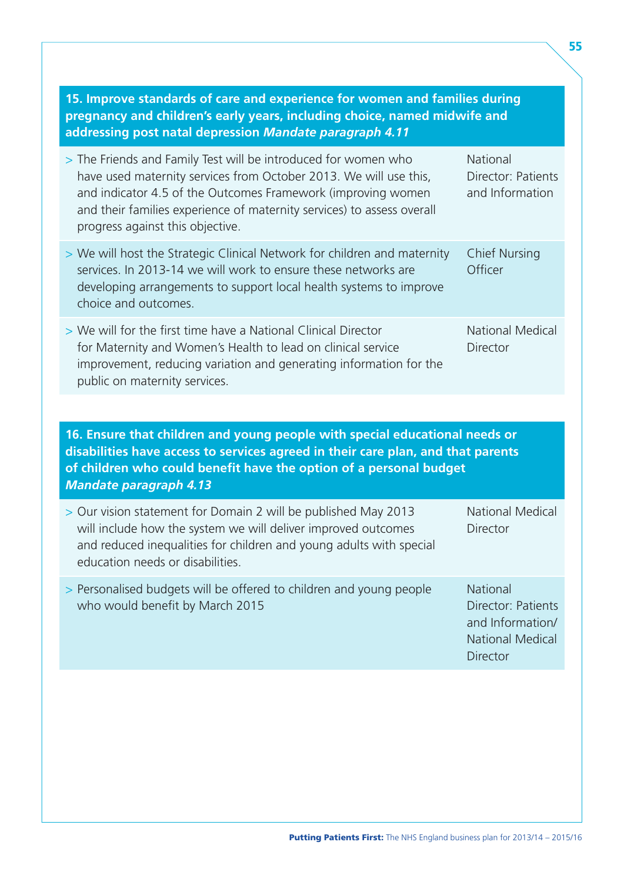**15. Improve standards of care and experience for women and families during pregnancy and children's early years, including choice, named midwife and addressing post natal depression *Mandate paragraph 4.11***

| Action | Lead |
|---|---|
| > The Friends and Family Test will be introduced for women who have used maternity services from October 2013. We will use this, and indicator 4.5 of the Outcomes Framework (improving women and their families experience of maternity services) to assess overall progress against this objective. | National Director: Patients and Information |
| > We will host the Strategic Clinical Network for children and maternity services. In 2013-14 we will work to ensure these networks are developing arrangements to support local health systems to improve choice and outcomes. | Chief Nursing Officer |
| > We will for the first time have a National Clinical Director for Maternity and Women's Health to lead on clinical service improvement, reducing variation and generating information for the public on maternity services. | National Medical Director |

**16. Ensure that children and young people with special educational needs or disabilities have access to services agreed in their care plan, and that parents of children who could benefit have the option of a personal budget *Mandate paragraph 4.13***

| Action | Lead |
|---|---|
| > Our vision statement for Domain 2 will be published May 2013 will include how the system we will deliver improved outcomes and reduced inequalities for children and young adults with special education needs or disabilities. | National Medical Director |
| > Personalised budgets will be offered to children and young people who would benefit by March 2015 | National Director: Patients and Information/ National Medical Director |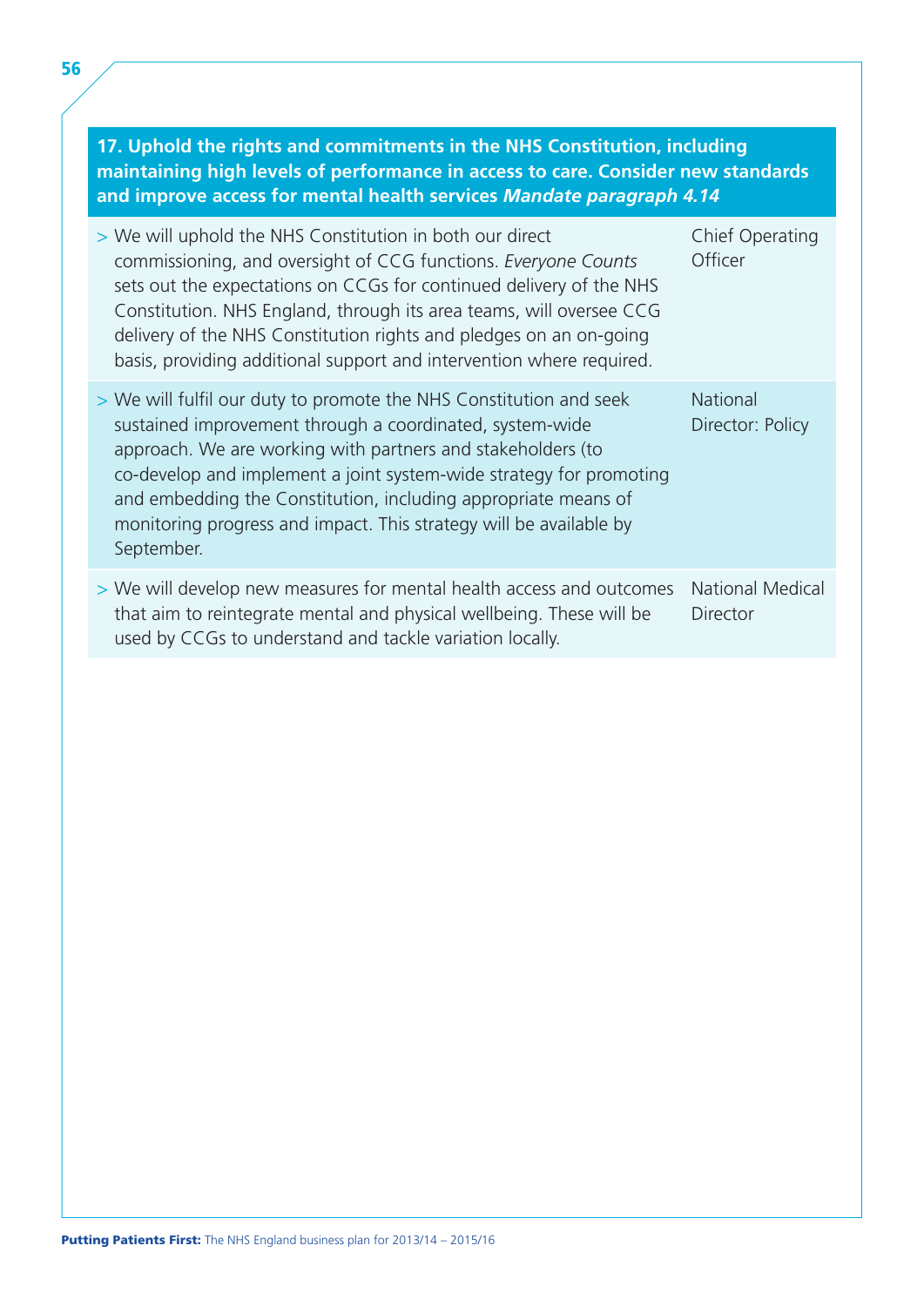| 17. Uphold the rights and commitments in the NHS Constitution, including maintaining high levels of performance in access to care. Consider new standards and improve access for mental health services *Mandate paragraph 4.14* | |
|---|---|
| > We will uphold the NHS Constitution in both our direct commissioning, and oversight of CCG functions. *Everyone Counts* sets out the expectations on CCGs for continued delivery of the NHS Constitution. NHS England, through its area teams, will oversee CCG delivery of the NHS Constitution rights and pledges on an on-going basis, providing additional support and intervention where required. | Chief Operating Officer |
| > We will fulfil our duty to promote the NHS Constitution and seek sustained improvement through a coordinated, system-wide approach. We are working with partners and stakeholders (to co-develop and implement a joint system-wide strategy for promoting and embedding the Constitution, including appropriate means of monitoring progress and impact. This strategy will be available by September. | National Director: Policy |
| > We will develop new measures for mental health access and outcomes that aim to reintegrate mental and physical wellbeing. These will be used by CCGs to understand and tackle variation locally. | National Medical Director |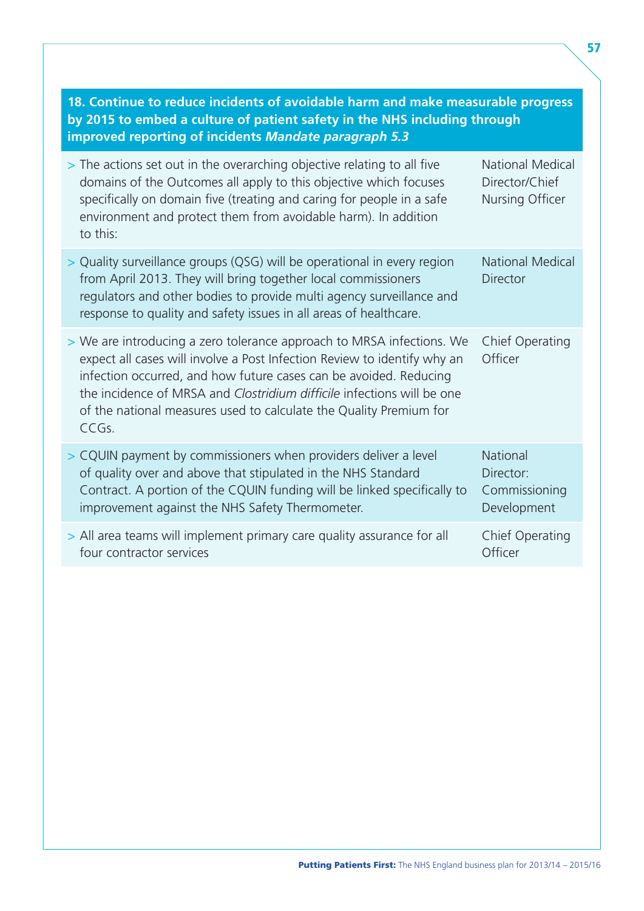| 18. Continue to reduce incidents of avoidable harm and make measurable progress by 2015 to embed a culture of patient safety in the NHS including through improved reporting of incidents *Mandate paragraph 5.3* | |
|---|---|
| > The actions set out in the overarching objective relating to all five domains of the Outcomes all apply to this objective which focuses specifically on domain five (treating and caring for people in a safe environment and protect them from avoidable harm). In addition to this: | National Medical Director/Chief Nursing Officer |
| > Quality surveillance groups (QSG) will be operational in every region from April 2013. They will bring together local commissioners regulators and other bodies to provide multi agency surveillance and response to quality and safety issues in all areas of healthcare. | National Medical Director |
| > We are introducing a zero tolerance approach to MRSA infections. We expect all cases will involve a Post Infection Review to identify why an infection occurred, and how future cases can be avoided. Reducing the incidence of MRSA and *Clostridium difficile* infections will be one of the national measures used to calculate the Quality Premium for CCGs. | Chief Operating Officer |
| > CQUIN payment by commissioners when providers deliver a level of quality over and above that stipulated in the NHS Standard Contract. A portion of the CQUIN funding will be linked specifically to improvement against the NHS Safety Thermometer. | National Director: Commissioning Development |
| > All area teams will implement primary care quality assurance for all four contractor services | Chief Operating Officer |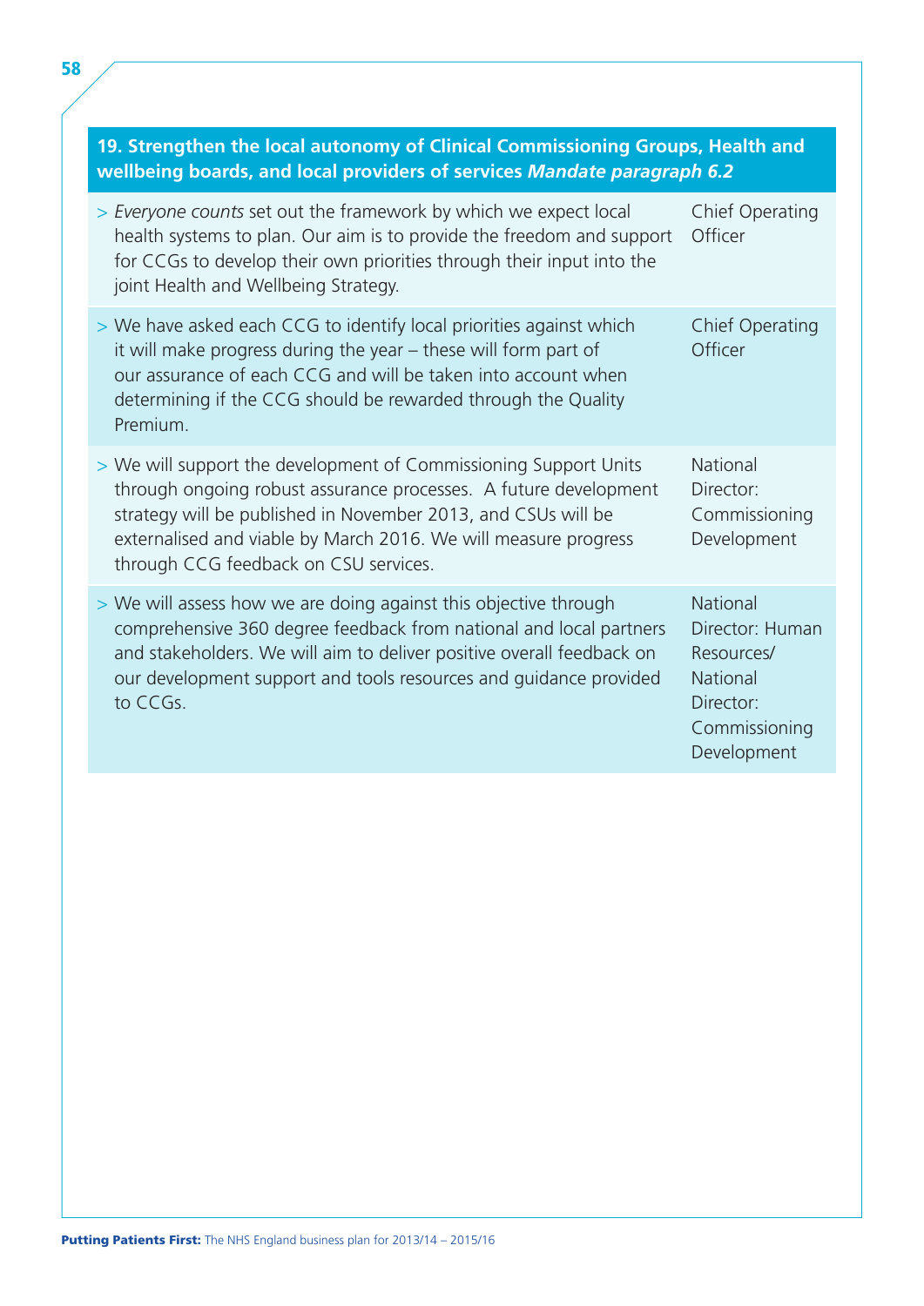| 19. Strengthen the local autonomy of Clinical Commissioning Groups, Health and wellbeing boards, and local providers of services *Mandate paragraph 6.2* | |
|---|---|
| > *Everyone counts* set out the framework by which we expect local health systems to plan. Our aim is to provide the freedom and support for CCGs to develop their own priorities through their input into the joint Health and Wellbeing Strategy. | Chief Operating Officer |
| > We have asked each CCG to identify local priorities against which it will make progress during the year – these will form part of our assurance of each CCG and will be taken into account when determining if the CCG should be rewarded through the Quality Premium. | Chief Operating Officer |
| > We will support the development of Commissioning Support Units through ongoing robust assurance processes. A future development strategy will be published in November 2013, and CSUs will be externalised and viable by March 2016. We will measure progress through CCG feedback on CSU services. | National Director: Commissioning Development |
| > We will assess how we are doing against this objective through comprehensive 360 degree feedback from national and local partners and stakeholders. We will aim to deliver positive overall feedback on our development support and tools resources and guidance provided to CCGs. | National Director: Human Resources/ National Director: Commissioning Development |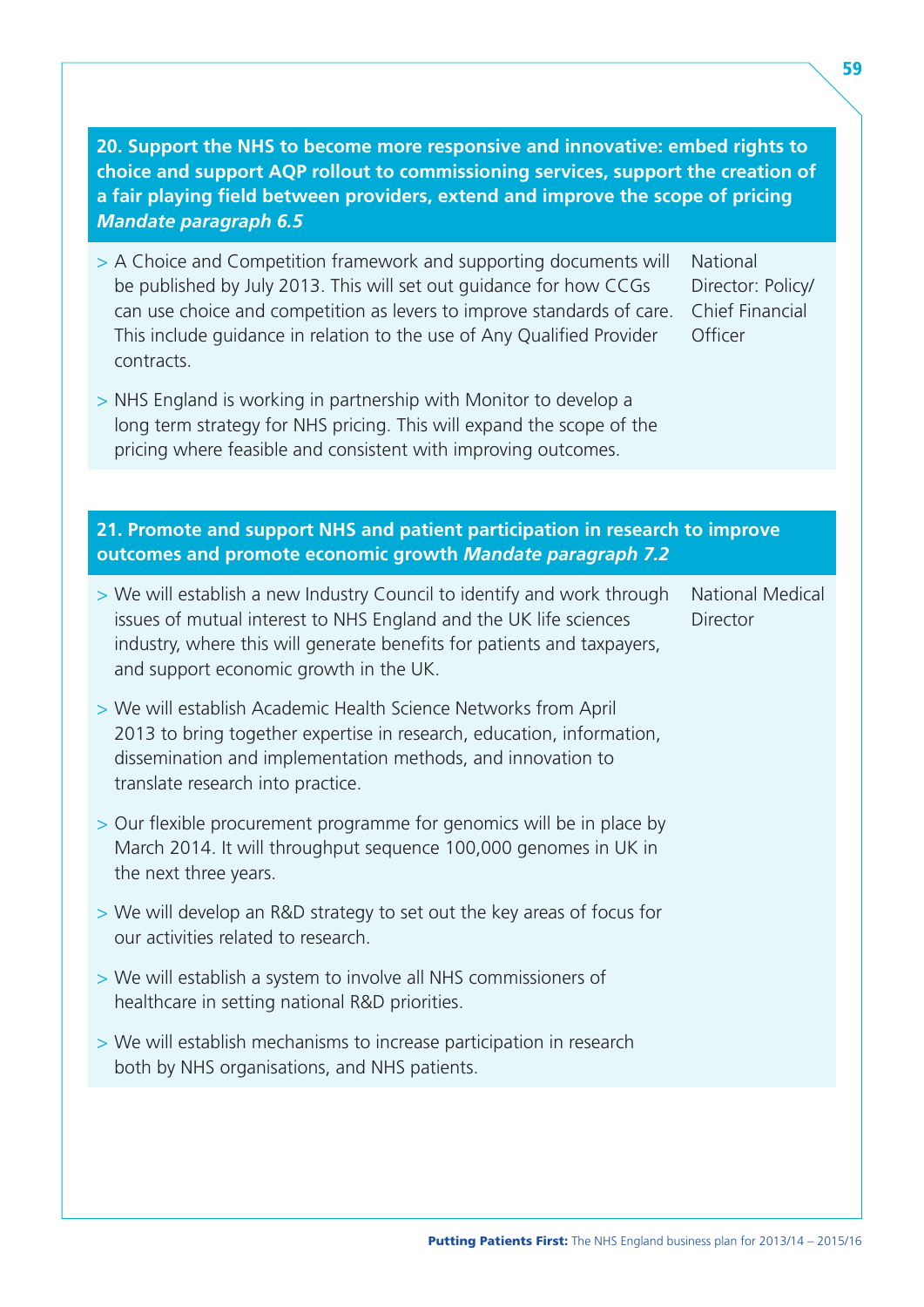### 20. Support the NHS to become more responsive and innovative: embed rights to choice and support AQP rollout to commissioning services, support the creation of a fair playing field between providers, extend and improve the scope of pricing *Mandate paragraph 6.5*

| | |
|---|---|
| > A Choice and Competition framework and supporting documents will be published by July 2013. This will set out guidance for how CCGs can use choice and competition as levers to improve standards of care. This include guidance in relation to the use of Any Qualified Provider contracts. | National Director: Policy/ Chief Financial Officer |
| > NHS England is working in partnership with Monitor to develop a long term strategy for NHS pricing. This will expand the scope of the pricing where feasible and consistent with improving outcomes. | |

### 21. Promote and support NHS and patient participation in research to improve outcomes and promote economic growth *Mandate paragraph 7.2*

| | |
|---|---|
| > We will establish a new Industry Council to identify and work through issues of mutual interest to NHS England and the UK life sciences industry, where this will generate benefits for patients and taxpayers, and support economic growth in the UK. | National Medical Director |
| > We will establish Academic Health Science Networks from April 2013 to bring together expertise in research, education, information, dissemination and implementation methods, and innovation to translate research into practice. | |
| > Our flexible procurement programme for genomics will be in place by March 2014. It will throughput sequence 100,000 genomes in UK in the next three years. | |
| > We will develop an R&D strategy to set out the key areas of focus for our activities related to research. | |
| > We will establish a system to involve all NHS commissioners of healthcare in setting national R&D priorities. | |
| > We will establish mechanisms to increase participation in research both by NHS organisations, and NHS patients. | |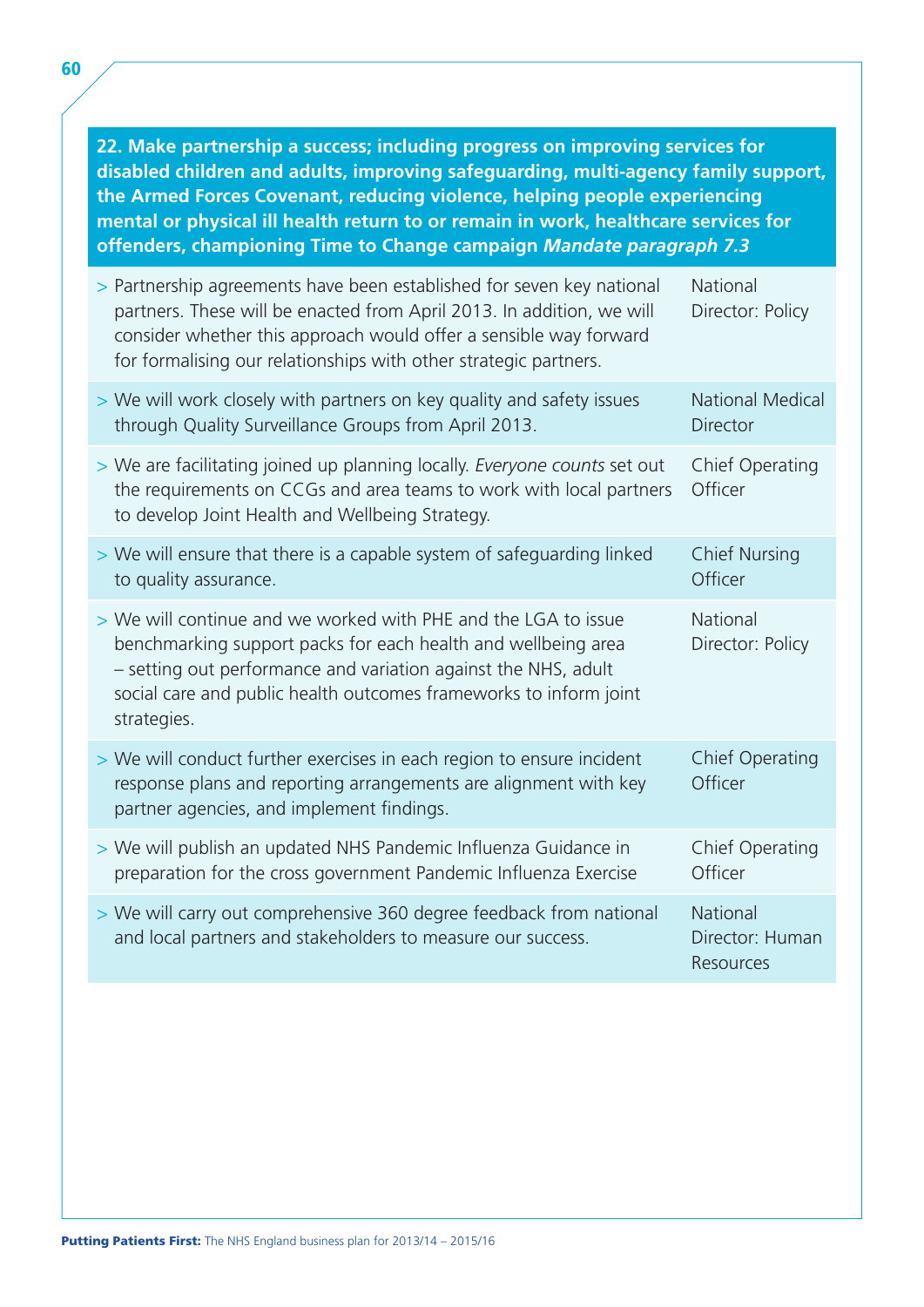| 22. Make partnership a success; including progress on improving services for disabled children and adults, improving safeguarding, multi-agency family support, the Armed Forces Covenant, reducing violence, helping people experiencing mental or physical ill health return to or remain in work, healthcare services for offenders, championing Time to Change campaign *Mandate paragraph 7.3* | |
|---|---|
| > Partnership agreements have been established for seven key national partners. These will be enacted from April 2013. In addition, we will consider whether this approach would offer a sensible way forward for formalising our relationships with other strategic partners. | National Director: Policy |
| > We will work closely with partners on key quality and safety issues through Quality Surveillance Groups from April 2013. | National Medical Director |
| > We are facilitating joined up planning locally. *Everyone counts* set out the requirements on CCGs and area teams to work with local partners to develop Joint Health and Wellbeing Strategy. | Chief Operating Officer |
| > We will ensure that there is a capable system of safeguarding linked to quality assurance. | Chief Nursing Officer |
| > We will continue and we worked with PHE and the LGA to issue benchmarking support packs for each health and wellbeing area – setting out performance and variation against the NHS, adult social care and public health outcomes frameworks to inform joint strategies. | National Director: Policy |
| > We will conduct further exercises in each region to ensure incident response plans and reporting arrangements are alignment with key partner agencies, and implement findings. | Chief Operating Officer |
| > We will publish an updated NHS Pandemic Influenza Guidance in preparation for the cross government Pandemic Influenza Exercise | Chief Operating Officer |
| > We will carry out comprehensive 360 degree feedback from national and local partners and stakeholders to measure our success. | National Director: Human Resources |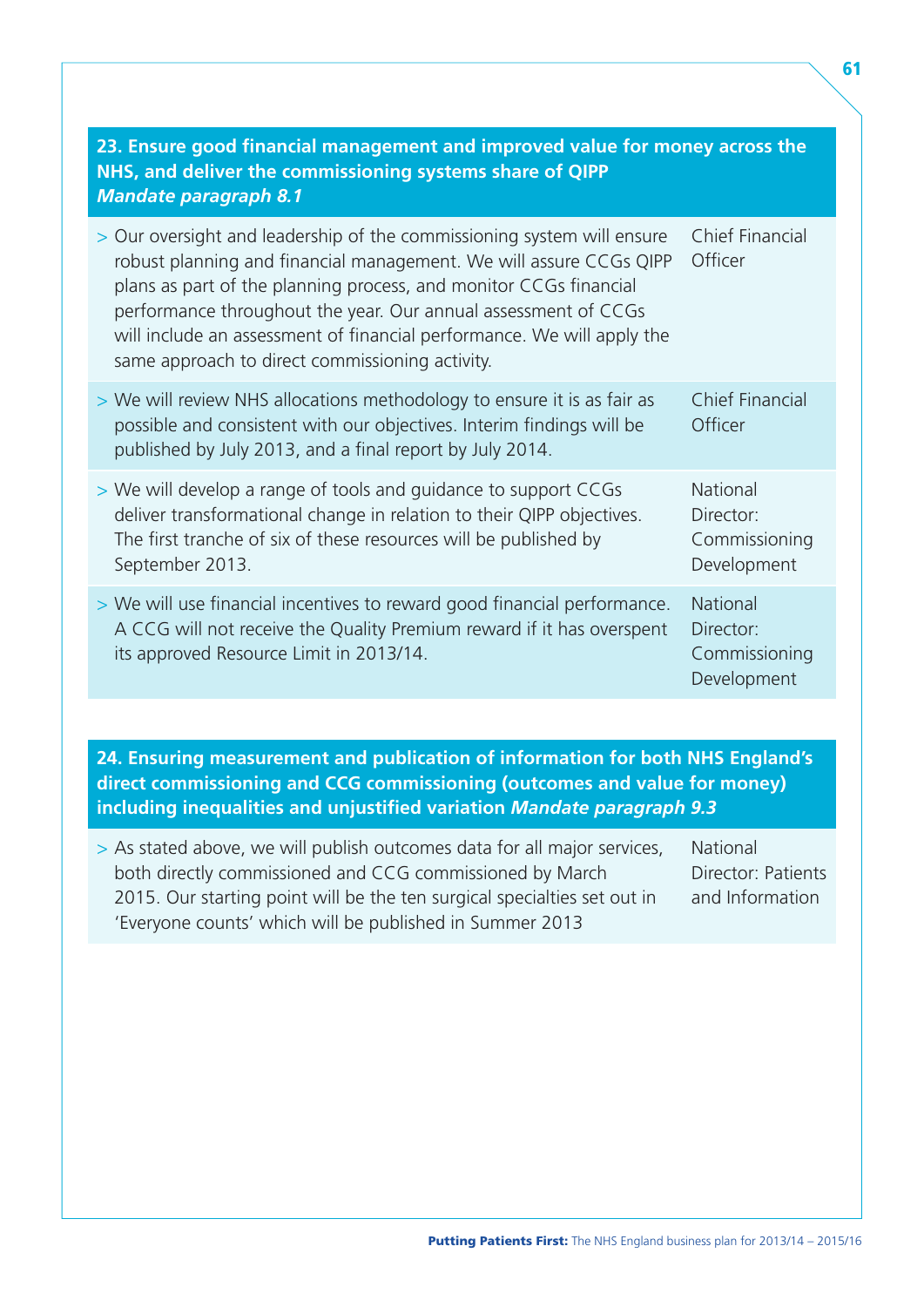### 23. Ensure good financial management and improved value for money across the NHS, and deliver the commissioning systems share of QIPP *Mandate paragraph 8.1*

| Action | Lead |
|---|---|
| > Our oversight and leadership of the commissioning system will ensure robust planning and financial management. We will assure CCGs QIPP plans as part of the planning process, and monitor CCGs financial performance throughout the year. Our annual assessment of CCGs will include an assessment of financial performance. We will apply the same approach to direct commissioning activity. | Chief Financial Officer |
| > We will review NHS allocations methodology to ensure it is as fair as possible and consistent with our objectives. Interim findings will be published by July 2013, and a final report by July 2014. | Chief Financial Officer |
| > We will develop a range of tools and guidance to support CCGs deliver transformational change in relation to their QIPP objectives. The first tranche of six of these resources will be published by September 2013. | National Director: Commissioning Development |
| > We will use financial incentives to reward good financial performance. A CCG will not receive the Quality Premium reward if it has overspent its approved Resource Limit in 2013/14. | National Director: Commissioning Development |

### 24. Ensuring measurement and publication of information for both NHS England's direct commissioning and CCG commissioning (outcomes and value for money) including inequalities and unjustified variation *Mandate paragraph 9.3*

| Action | Lead |
|---|---|
| > As stated above, we will publish outcomes data for all major services, both directly commissioned and CCG commissioned by March 2015. Our starting point will be the ten surgical specialties set out in 'Everyone counts' which will be published in Summer 2013 | National Director: Patients and Information |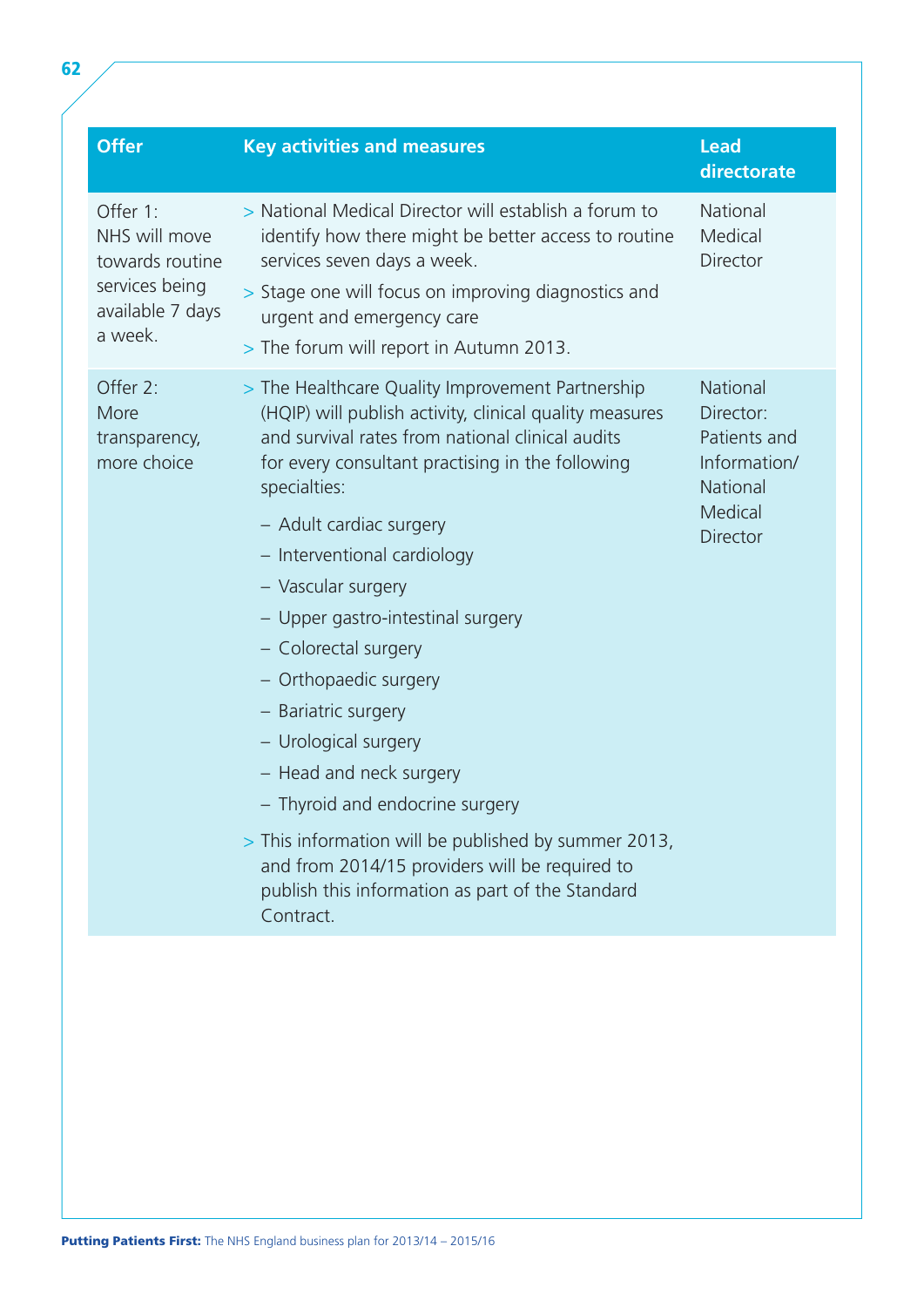| Offer | Key activities and measures | Lead directorate |
|---|---|---|
| Offer 1: NHS will move towards routine services being available 7 days a week. | > National Medical Director will establish a forum to identify how there might be better access to routine services seven days a week.<br>> Stage one will focus on improving diagnostics and urgent and emergency care<br>> The forum will report in Autumn 2013. | National Medical Director |
| Offer 2: More transparency, more choice | > The Healthcare Quality Improvement Partnership (HQIP) will publish activity, clinical quality measures and survival rates from national clinical audits for every consultant practising in the following specialties:<br>– Adult cardiac surgery<br>– Interventional cardiology<br>– Vascular surgery<br>– Upper gastro-intestinal surgery<br>– Colorectal surgery<br>– Orthopaedic surgery<br>– Bariatric surgery<br>– Urological surgery<br>– Head and neck surgery<br>– Thyroid and endocrine surgery<br>> This information will be published by summer 2013, and from 2014/15 providers will be required to publish this information as part of the Standard Contract. | National Director: Patients and Information/ National Medical Director |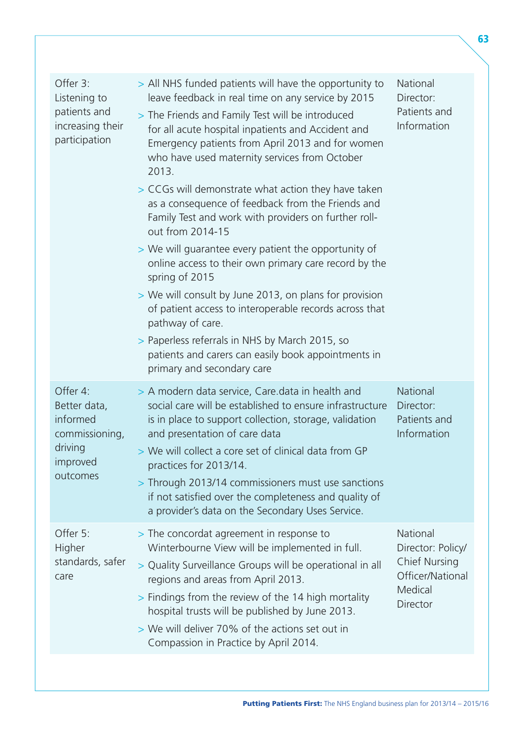| | | |
|---|---|---|
| Offer 3: Listening to patients and increasing their participation | > All NHS funded patients will have the opportunity to leave feedback in real time on any service by 2015<br>> The Friends and Family Test will be introduced for all acute hospital inpatients and Accident and Emergency patients from April 2013 and for women who have used maternity services from October 2013.<br>> CCGs will demonstrate what action they have taken as a consequence of feedback from the Friends and Family Test and work with providers on further roll-out from 2014-15<br>> We will guarantee every patient the opportunity of online access to their own primary care record by the spring of 2015<br>> We will consult by June 2013, on plans for provision of patient access to interoperable records across that pathway of care.<br>> Paperless referrals in NHS by March 2015, so patients and carers can easily book appointments in primary and secondary care | National Director: Patients and Information |
| Offer 4: Better data, informed commissioning, driving improved outcomes | > A modern data service, Care.data in health and social care will be established to ensure infrastructure is in place to support collection, storage, validation and presentation of care data<br>> We will collect a core set of clinical data from GP practices for 2013/14.<br>> Through 2013/14 commissioners must use sanctions if not satisfied over the completeness and quality of a provider's data on the Secondary Uses Service. | National Director: Patients and Information |
| Offer 5: Higher standards, safer care | > The concordat agreement in response to Winterbourne View will be implemented in full.<br>> Quality Surveillance Groups will be operational in all regions and areas from April 2013.<br>> Findings from the review of the 14 high mortality hospital trusts will be published by June 2013.<br>> We will deliver 70% of the actions set out in Compassion in Practice by April 2014. | National Director: Policy/ Chief Nursing Officer/National Medical Director |